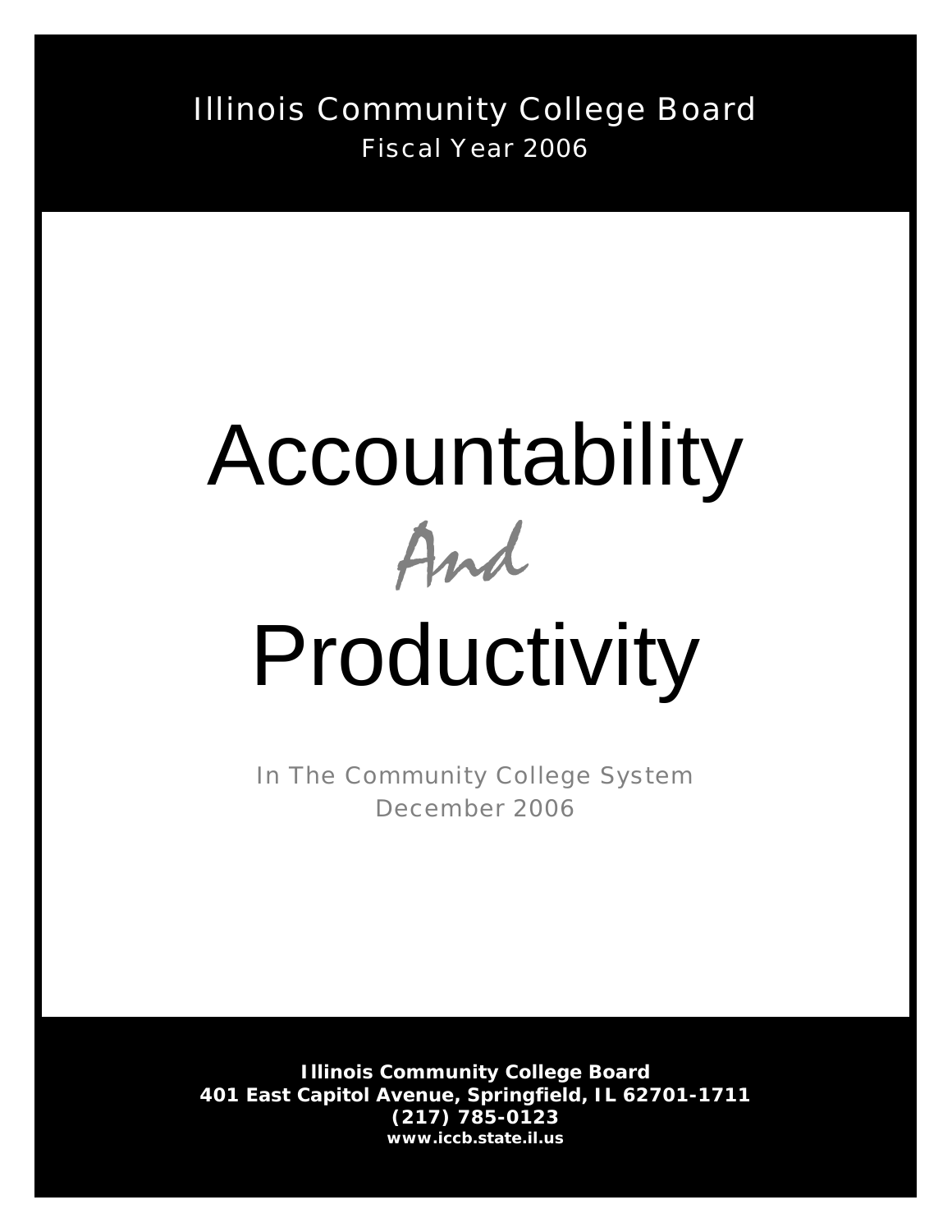Illinois Community College Board

Fiscal Year 2006

# Accountability

*And*

# Productivity

In The Community College System

December 2006

**Illinois Community College Board**
**401 East Capitol Avenue, Springfield, IL 62701-1711**
**(217) 785-0123**
**www.iccb.state.il.us**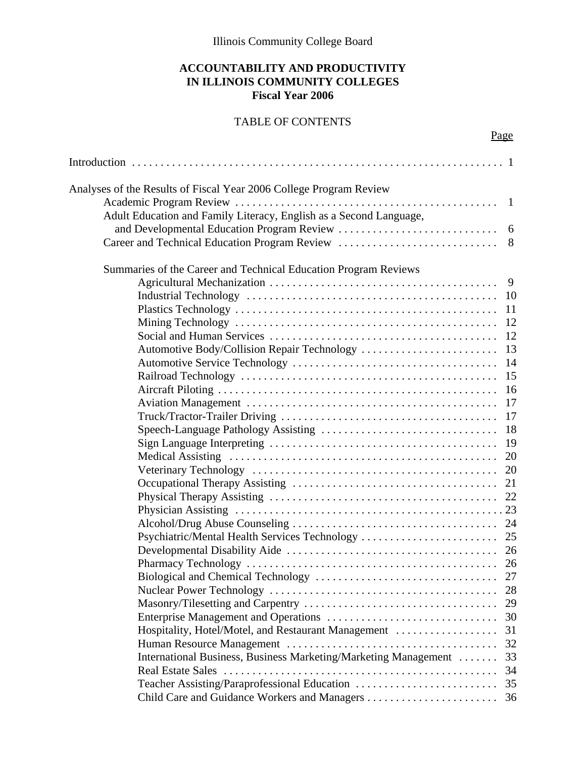Illinois Community College Board

**ACCOUNTABILITY AND PRODUCTIVITY IN ILLINOIS COMMUNITY COLLEGES Fiscal Year 2006**

TABLE OF CONTENTS

| | Page |
|---|---|
| Introduction | 1 |
| Analyses of the Results of Fiscal Year 2006 College Program Review | |
| Academic Program Review | 1 |
| Adult Education and Family Literacy, English as a Second Language, and Developmental Education Program Review | 6 |
| Career and Technical Education Program Review | 8 |
| Summaries of the Career and Technical Education Program Reviews | |
| Agricultural Mechanization | 9 |
| Industrial Technology | 10 |
| Plastics Technology | 11 |
| Mining Technology | 12 |
| Social and Human Services | 12 |
| Automotive Body/Collision Repair Technology | 13 |
| Automotive Service Technology | 14 |
| Railroad Technology | 15 |
| Aircraft Piloting | 16 |
| Aviation Management | 17 |
| Truck/Tractor-Trailer Driving | 17 |
| Speech-Language Pathology Assisting | 18 |
| Sign Language Interpreting | 19 |
| Medical Assisting | 20 |
| Veterinary Technology | 20 |
| Occupational Therapy Assisting | 21 |
| Physical Therapy Assisting | 22 |
| Physician Assisting | 23 |
| Alcohol/Drug Abuse Counseling | 24 |
| Psychiatric/Mental Health Services Technology | 25 |
| Developmental Disability Aide | 26 |
| Pharmacy Technology | 26 |
| Biological and Chemical Technology | 27 |
| Nuclear Power Technology | 28 |
| Masonry/Tilesetting and Carpentry | 29 |
| Enterprise Management and Operations | 30 |
| Hospitality, Hotel/Motel, and Restaurant Management | 31 |
| Human Resource Management | 32 |
| International Business, Business Marketing/Marketing Management | 33 |
| Real Estate Sales | 34 |
| Teacher Assisting/Paraprofessional Education | 35 |
| Child Care and Guidance Workers and Managers | 36 |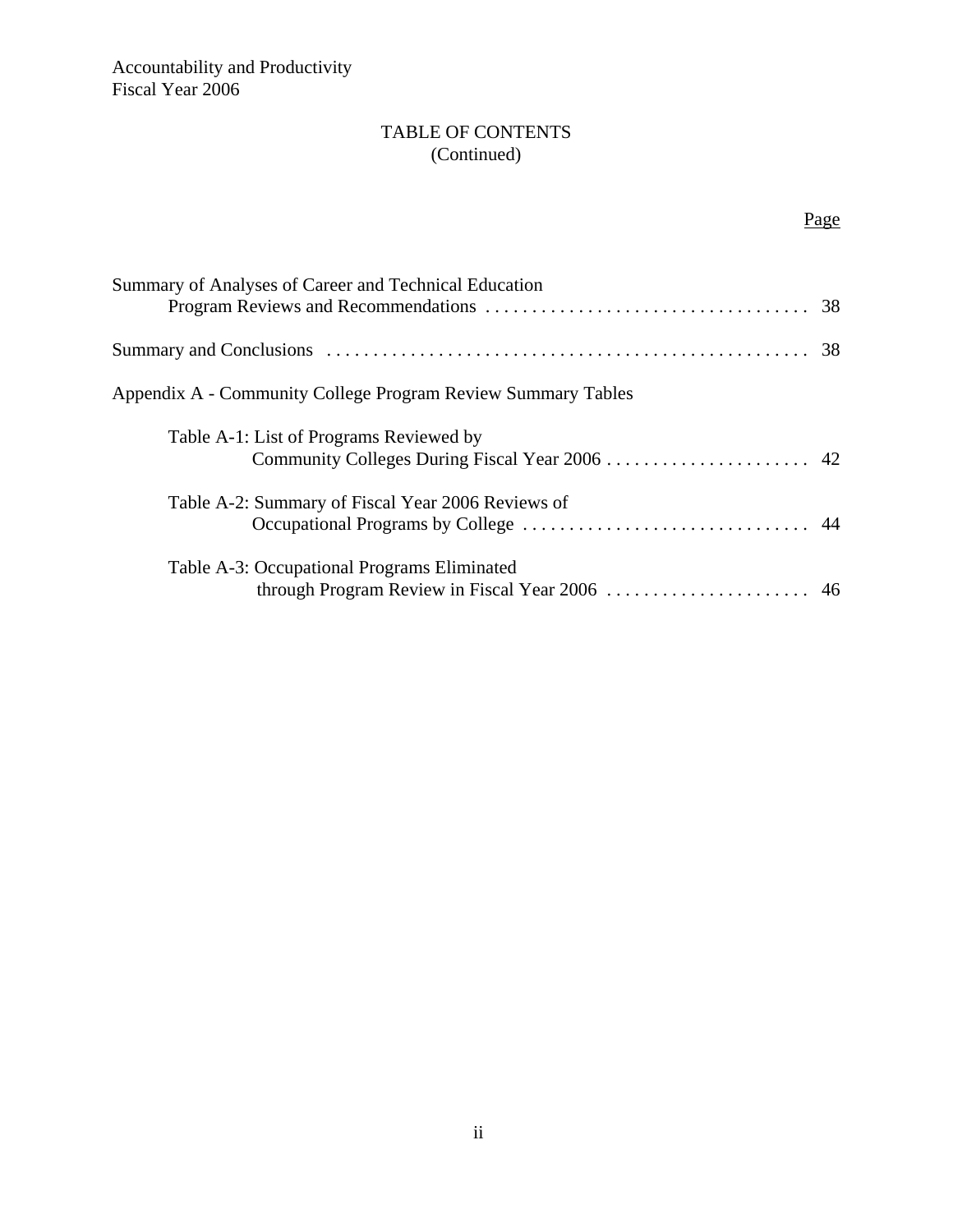# TABLE OF CONTENTS (Continued)

| | Page |
|---|---|
| Summary of Analyses of Career and Technical Education Program Reviews and Recommendations | 38 |
| Summary and Conclusions | 38 |
| Appendix A - Community College Program Review Summary Tables | |
| Table A-1: List of Programs Reviewed by Community Colleges During Fiscal Year 2006 | 42 |
| Table A-2: Summary of Fiscal Year 2006 Reviews of Occupational Programs by College | 44 |
| Table A-3: Occupational Programs Eliminated through Program Review in Fiscal Year 2006 | 46 |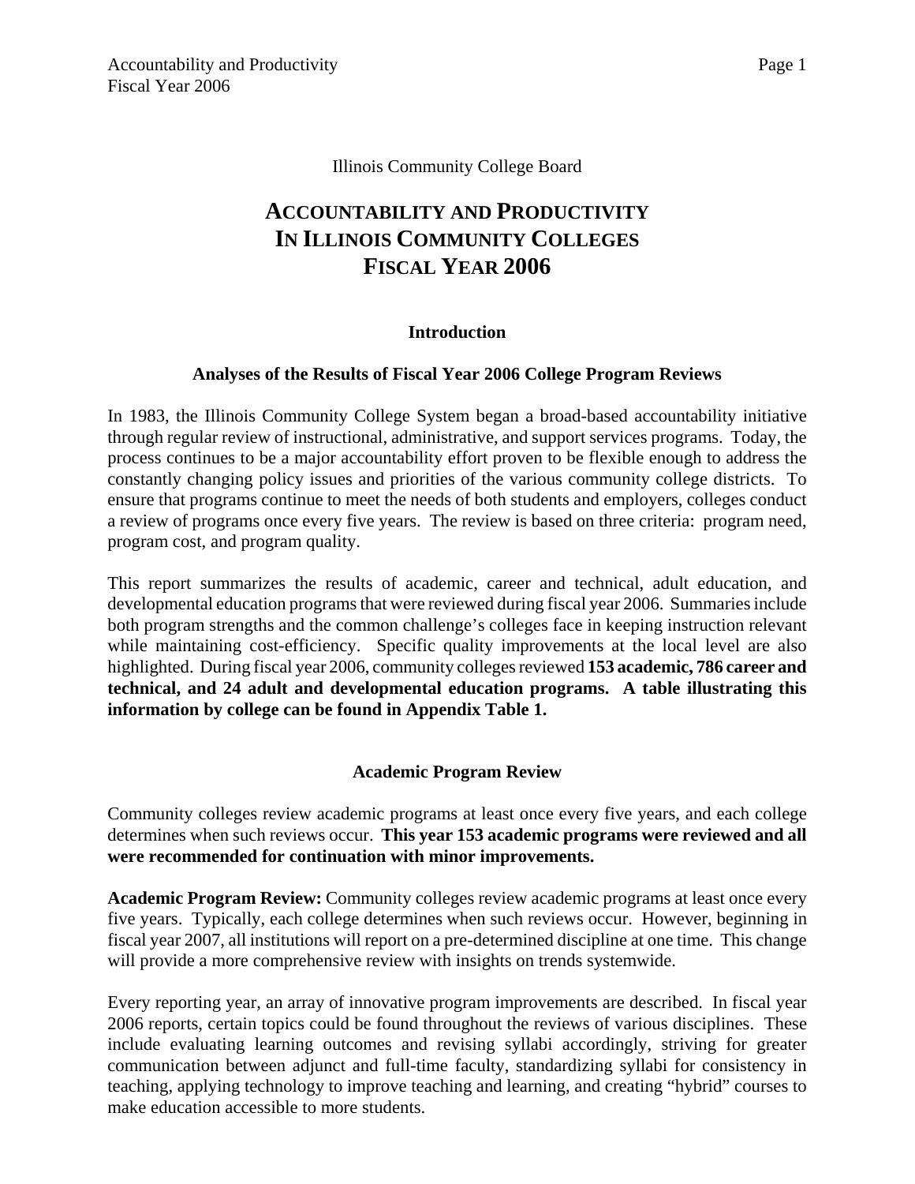Illinois Community College Board

# ACCOUNTABILITY AND PRODUCTIVITY IN ILLINOIS COMMUNITY COLLEGES FISCAL YEAR 2006

## Introduction

### Analyses of the Results of Fiscal Year 2006 College Program Reviews

In 1983, the Illinois Community College System began a broad-based accountability initiative through regular review of instructional, administrative, and support services programs. Today, the process continues to be a major accountability effort proven to be flexible enough to address the constantly changing policy issues and priorities of the various community college districts. To ensure that programs continue to meet the needs of both students and employers, colleges conduct a review of programs once every five years. The review is based on three criteria: program need, program cost, and program quality.

This report summarizes the results of academic, career and technical, adult education, and developmental education programs that were reviewed during fiscal year 2006. Summaries include both program strengths and the common challenge's colleges face in keeping instruction relevant while maintaining cost-efficiency. Specific quality improvements at the local level are also highlighted. During fiscal year 2006, community colleges reviewed **153 academic, 786 career and technical, and 24 adult and developmental education programs. A table illustrating this information by college can be found in Appendix Table 1.**

### Academic Program Review

Community colleges review academic programs at least once every five years, and each college determines when such reviews occur. **This year 153 academic programs were reviewed and all were recommended for continuation with minor improvements.**

**Academic Program Review:** Community colleges review academic programs at least once every five years. Typically, each college determines when such reviews occur. However, beginning in fiscal year 2007, all institutions will report on a pre-determined discipline at one time. This change will provide a more comprehensive review with insights on trends systemwide.

Every reporting year, an array of innovative program improvements are described. In fiscal year 2006 reports, certain topics could be found throughout the reviews of various disciplines. These include evaluating learning outcomes and revising syllabi accordingly, striving for greater communication between adjunct and full-time faculty, standardizing syllabi for consistency in teaching, applying technology to improve teaching and learning, and creating "hybrid" courses to make education accessible to more students.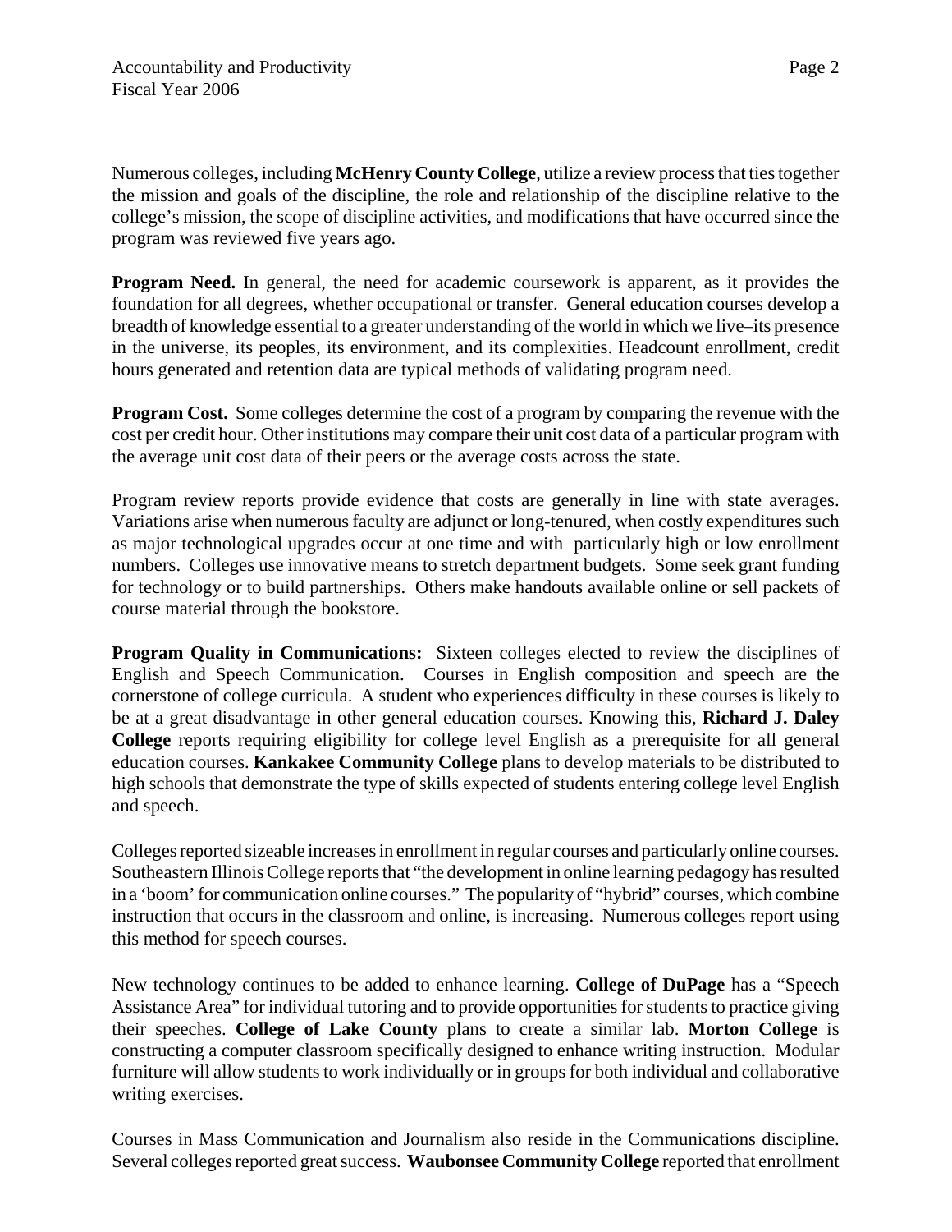Numerous colleges, including **McHenry County College**, utilize a review process that ties together the mission and goals of the discipline, the role and relationship of the discipline relative to the college's mission, the scope of discipline activities, and modifications that have occurred since the program was reviewed five years ago.

**Program Need.** In general, the need for academic coursework is apparent, as it provides the foundation for all degrees, whether occupational or transfer. General education courses develop a breadth of knowledge essential to a greater understanding of the world in which we live–its presence in the universe, its peoples, its environment, and its complexities. Headcount enrollment, credit hours generated and retention data are typical methods of validating program need.

**Program Cost.** Some colleges determine the cost of a program by comparing the revenue with the cost per credit hour. Other institutions may compare their unit cost data of a particular program with the average unit cost data of their peers or the average costs across the state.

Program review reports provide evidence that costs are generally in line with state averages. Variations arise when numerous faculty are adjunct or long-tenured, when costly expenditures such as major technological upgrades occur at one time and with particularly high or low enrollment numbers. Colleges use innovative means to stretch department budgets. Some seek grant funding for technology or to build partnerships. Others make handouts available online or sell packets of course material through the bookstore.

**Program Quality in Communications:** Sixteen colleges elected to review the disciplines of English and Speech Communication. Courses in English composition and speech are the cornerstone of college curricula. A student who experiences difficulty in these courses is likely to be at a great disadvantage in other general education courses. Knowing this, **Richard J. Daley College** reports requiring eligibility for college level English as a prerequisite for all general education courses. **Kankakee Community College** plans to develop materials to be distributed to high schools that demonstrate the type of skills expected of students entering college level English and speech.

Colleges reported sizeable increases in enrollment in regular courses and particularly online courses. Southeastern Illinois College reports that "the development in online learning pedagogy has resulted in a 'boom' for communication online courses." The popularity of "hybrid" courses, which combine instruction that occurs in the classroom and online, is increasing. Numerous colleges report using this method for speech courses.

New technology continues to be added to enhance learning. **College of DuPage** has a "Speech Assistance Area" for individual tutoring and to provide opportunities for students to practice giving their speeches. **College of Lake County** plans to create a similar lab. **Morton College** is constructing a computer classroom specifically designed to enhance writing instruction. Modular furniture will allow students to work individually or in groups for both individual and collaborative writing exercises.

Courses in Mass Communication and Journalism also reside in the Communications discipline. Several colleges reported great success. **Waubonsee Community College** reported that enrollment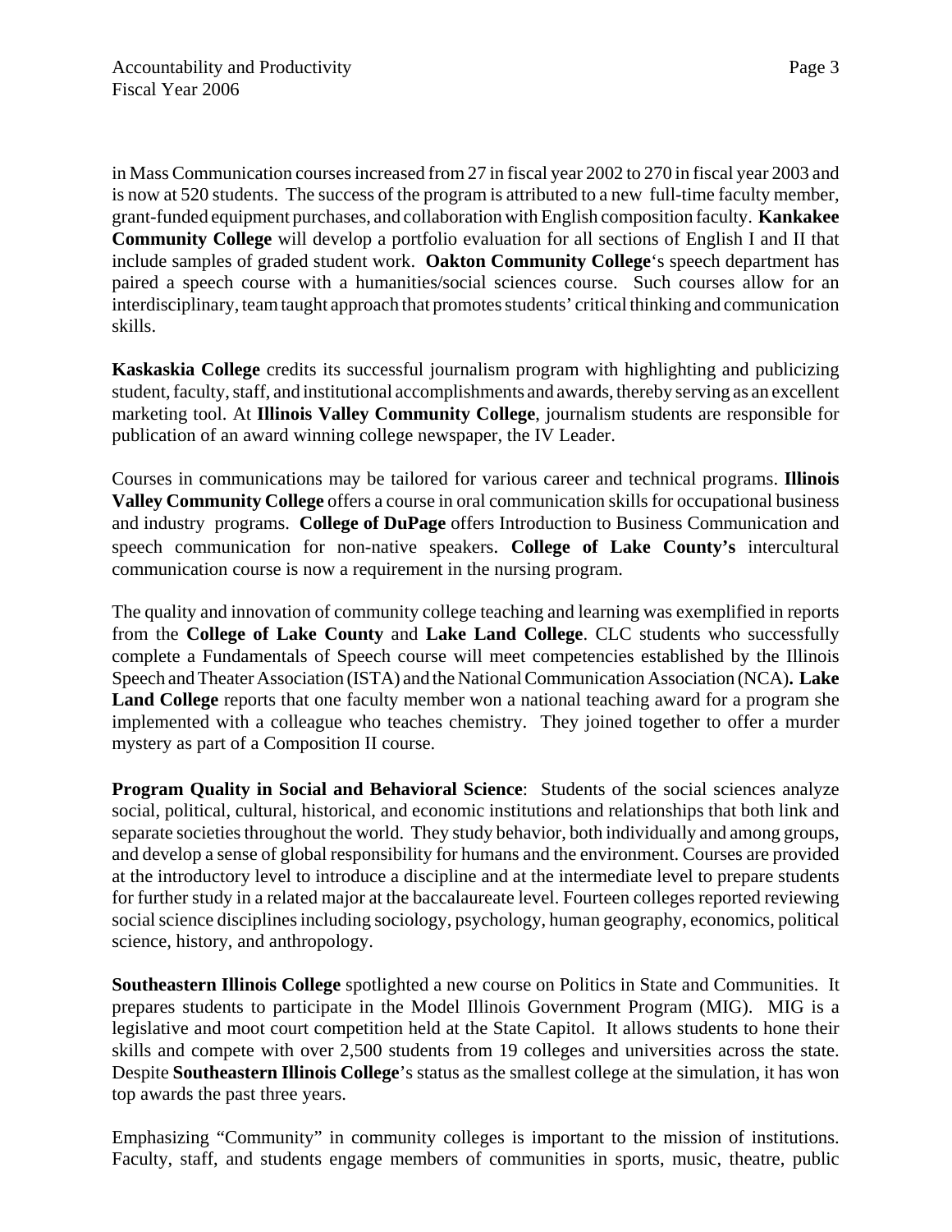in Mass Communication courses increased from 27 in fiscal year 2002 to 270 in fiscal year 2003 and is now at 520 students. The success of the program is attributed to a new full-time faculty member, grant-funded equipment purchases, and collaboration with English composition faculty. **Kankakee Community College** will develop a portfolio evaluation for all sections of English I and II that include samples of graded student work. **Oakton Community College**'s speech department has paired a speech course with a humanities/social sciences course. Such courses allow for an interdisciplinary, team taught approach that promotes students' critical thinking and communication skills.

**Kaskaskia College** credits its successful journalism program with highlighting and publicizing student, faculty, staff, and institutional accomplishments and awards, thereby serving as an excellent marketing tool. At **Illinois Valley Community College**, journalism students are responsible for publication of an award winning college newspaper, the IV Leader.

Courses in communications may be tailored for various career and technical programs. **Illinois Valley Community College** offers a course in oral communication skills for occupational business and industry programs. **College of DuPage** offers Introduction to Business Communication and speech communication for non-native speakers. **College of Lake County's** intercultural communication course is now a requirement in the nursing program.

The quality and innovation of community college teaching and learning was exemplified in reports from the **College of Lake County** and **Lake Land College**. CLC students who successfully complete a Fundamentals of Speech course will meet competencies established by the Illinois Speech and Theater Association (ISTA) and the National Communication Association (NCA)**. Lake Land College** reports that one faculty member won a national teaching award for a program she implemented with a colleague who teaches chemistry. They joined together to offer a murder mystery as part of a Composition II course.

**Program Quality in Social and Behavioral Science**: Students of the social sciences analyze social, political, cultural, historical, and economic institutions and relationships that both link and separate societies throughout the world. They study behavior, both individually and among groups, and develop a sense of global responsibility for humans and the environment. Courses are provided at the introductory level to introduce a discipline and at the intermediate level to prepare students for further study in a related major at the baccalaureate level. Fourteen colleges reported reviewing social science disciplines including sociology, psychology, human geography, economics, political science, history, and anthropology.

**Southeastern Illinois College** spotlighted a new course on Politics in State and Communities. It prepares students to participate in the Model Illinois Government Program (MIG). MIG is a legislative and moot court competition held at the State Capitol. It allows students to hone their skills and compete with over 2,500 students from 19 colleges and universities across the state. Despite **Southeastern Illinois College**'s status as the smallest college at the simulation, it has won top awards the past three years.

Emphasizing "Community" in community colleges is important to the mission of institutions. Faculty, staff, and students engage members of communities in sports, music, theatre, public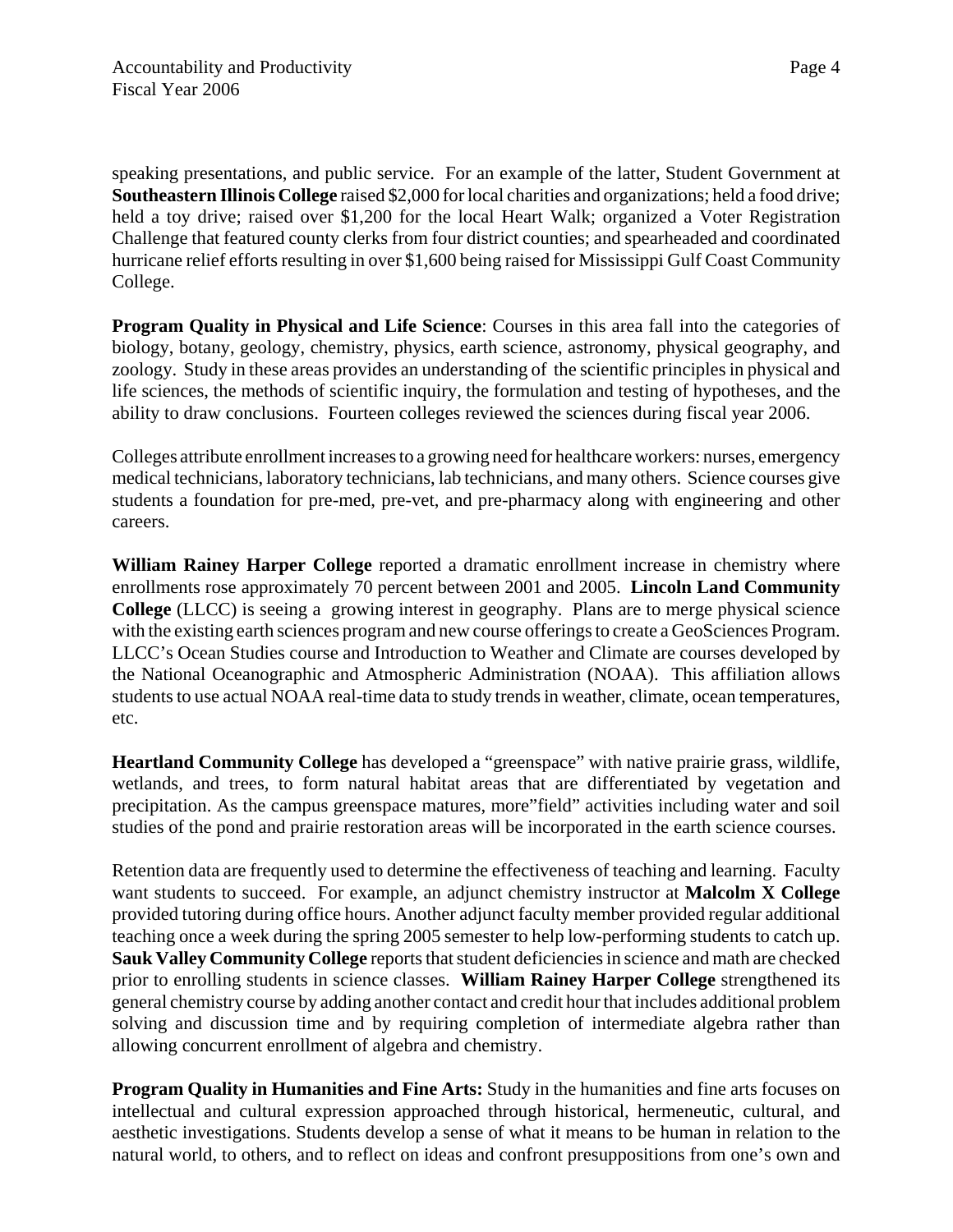speaking presentations, and public service. For an example of the latter, Student Government at **Southeastern Illinois College** raised $2,000 for local charities and organizations; held a food drive; held a toy drive; raised over $1,200 for the local Heart Walk; organized a Voter Registration Challenge that featured county clerks from four district counties; and spearheaded and coordinated hurricane relief efforts resulting in over $1,600 being raised for Mississippi Gulf Coast Community College.

**Program Quality in Physical and Life Science**: Courses in this area fall into the categories of biology, botany, geology, chemistry, physics, earth science, astronomy, physical geography, and zoology. Study in these areas provides an understanding of the scientific principles in physical and life sciences, the methods of scientific inquiry, the formulation and testing of hypotheses, and the ability to draw conclusions. Fourteen colleges reviewed the sciences during fiscal year 2006.

Colleges attribute enrollment increases to a growing need for healthcare workers: nurses, emergency medical technicians, laboratory technicians, lab technicians, and many others. Science courses give students a foundation for pre-med, pre-vet, and pre-pharmacy along with engineering and other careers.

**William Rainey Harper College** reported a dramatic enrollment increase in chemistry where enrollments rose approximately 70 percent between 2001 and 2005. **Lincoln Land Community College** (LLCC) is seeing a growing interest in geography. Plans are to merge physical science with the existing earth sciences program and new course offerings to create a GeoSciences Program. LLCC's Ocean Studies course and Introduction to Weather and Climate are courses developed by the National Oceanographic and Atmospheric Administration (NOAA). This affiliation allows students to use actual NOAA real-time data to study trends in weather, climate, ocean temperatures, etc.

**Heartland Community College** has developed a "greenspace" with native prairie grass, wildlife, wetlands, and trees, to form natural habitat areas that are differentiated by vegetation and precipitation. As the campus greenspace matures, more"field" activities including water and soil studies of the pond and prairie restoration areas will be incorporated in the earth science courses.

Retention data are frequently used to determine the effectiveness of teaching and learning. Faculty want students to succeed. For example, an adjunct chemistry instructor at **Malcolm X College** provided tutoring during office hours. Another adjunct faculty member provided regular additional teaching once a week during the spring 2005 semester to help low-performing students to catch up. **Sauk Valley Community College** reports that student deficiencies in science and math are checked prior to enrolling students in science classes. **William Rainey Harper College** strengthened its general chemistry course by adding another contact and credit hour that includes additional problem solving and discussion time and by requiring completion of intermediate algebra rather than allowing concurrent enrollment of algebra and chemistry.

**Program Quality in Humanities and Fine Arts:** Study in the humanities and fine arts focuses on intellectual and cultural expression approached through historical, hermeneutic, cultural, and aesthetic investigations. Students develop a sense of what it means to be human in relation to the natural world, to others, and to reflect on ideas and confront presuppositions from one's own and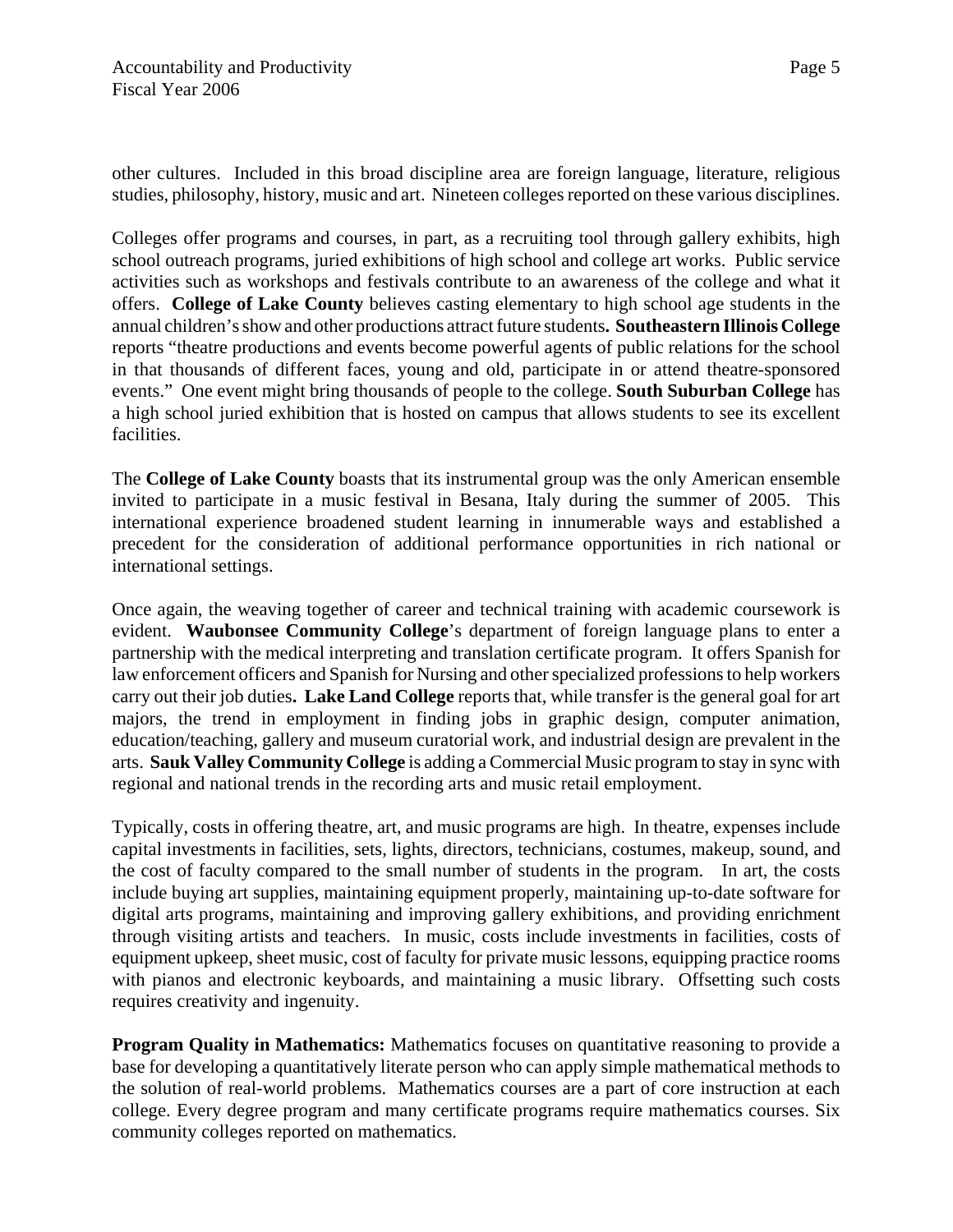other cultures. Included in this broad discipline area are foreign language, literature, religious studies, philosophy, history, music and art. Nineteen colleges reported on these various disciplines.

Colleges offer programs and courses, in part, as a recruiting tool through gallery exhibits, high school outreach programs, juried exhibitions of high school and college art works. Public service activities such as workshops and festivals contribute to an awareness of the college and what it offers. **College of Lake County** believes casting elementary to high school age students in the annual children's show and other productions attract future students**. Southeastern Illinois College** reports "theatre productions and events become powerful agents of public relations for the school in that thousands of different faces, young and old, participate in or attend theatre-sponsored events." One event might bring thousands of people to the college. **South Suburban College** has a high school juried exhibition that is hosted on campus that allows students to see its excellent facilities.

The **College of Lake County** boasts that its instrumental group was the only American ensemble invited to participate in a music festival in Besana, Italy during the summer of 2005. This international experience broadened student learning in innumerable ways and established a precedent for the consideration of additional performance opportunities in rich national or international settings.

Once again, the weaving together of career and technical training with academic coursework is evident. **Waubonsee Community College**'s department of foreign language plans to enter a partnership with the medical interpreting and translation certificate program. It offers Spanish for law enforcement officers and Spanish for Nursing and other specialized professions to help workers carry out their job duties**. Lake Land College** reports that, while transfer is the general goal for art majors, the trend in employment in finding jobs in graphic design, computer animation, education/teaching, gallery and museum curatorial work, and industrial design are prevalent in the arts. **Sauk Valley Community College** is adding a Commercial Music program to stay in sync with regional and national trends in the recording arts and music retail employment.

Typically, costs in offering theatre, art, and music programs are high. In theatre, expenses include capital investments in facilities, sets, lights, directors, technicians, costumes, makeup, sound, and the cost of faculty compared to the small number of students in the program. In art, the costs include buying art supplies, maintaining equipment properly, maintaining up-to-date software for digital arts programs, maintaining and improving gallery exhibitions, and providing enrichment through visiting artists and teachers. In music, costs include investments in facilities, costs of equipment upkeep, sheet music, cost of faculty for private music lessons, equipping practice rooms with pianos and electronic keyboards, and maintaining a music library. Offsetting such costs requires creativity and ingenuity.

**Program Quality in Mathematics:** Mathematics focuses on quantitative reasoning to provide a base for developing a quantitatively literate person who can apply simple mathematical methods to the solution of real-world problems. Mathematics courses are a part of core instruction at each college. Every degree program and many certificate programs require mathematics courses. Six community colleges reported on mathematics.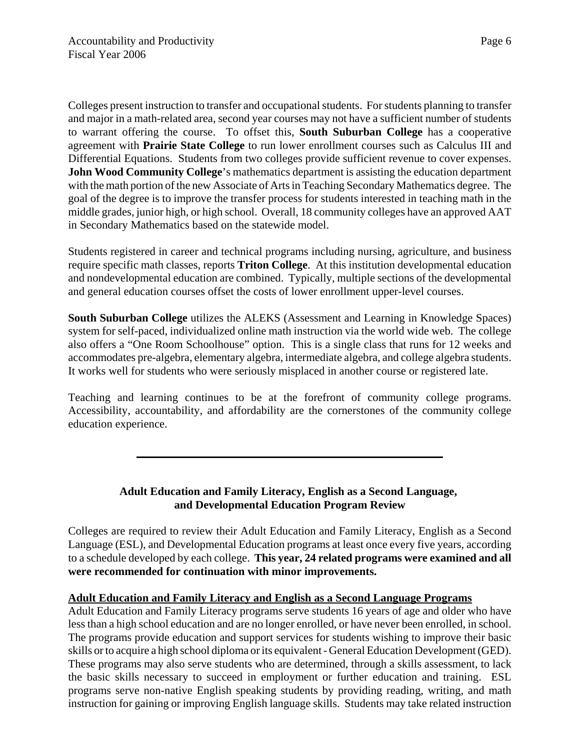Colleges present instruction to transfer and occupational students. For students planning to transfer and major in a math-related area, second year courses may not have a sufficient number of students to warrant offering the course. To offset this, **South Suburban College** has a cooperative agreement with **Prairie State College** to run lower enrollment courses such as Calculus III and Differential Equations. Students from two colleges provide sufficient revenue to cover expenses. **John Wood Community College**'s mathematics department is assisting the education department with the math portion of the new Associate of Arts in Teaching Secondary Mathematics degree. The goal of the degree is to improve the transfer process for students interested in teaching math in the middle grades, junior high, or high school. Overall, 18 community colleges have an approved AAT in Secondary Mathematics based on the statewide model.

Students registered in career and technical programs including nursing, agriculture, and business require specific math classes, reports **Triton College**. At this institution developmental education and nondevelopmental education are combined. Typically, multiple sections of the developmental and general education courses offset the costs of lower enrollment upper-level courses.

**South Suburban College** utilizes the ALEKS (Assessment and Learning in Knowledge Spaces) system for self-paced, individualized online math instruction via the world wide web. The college also offers a "One Room Schoolhouse" option. This is a single class that runs for 12 weeks and accommodates pre-algebra, elementary algebra, intermediate algebra, and college algebra students. It works well for students who were seriously misplaced in another course or registered late.

Teaching and learning continues to be at the forefront of community college programs. Accessibility, accountability, and affordability are the cornerstones of the community college education experience.

---

## Adult Education and Family Literacy, English as a Second Language, and Developmental Education Program Review

Colleges are required to review their Adult Education and Family Literacy, English as a Second Language (ESL), and Developmental Education programs at least once every five years, according to a schedule developed by each college. **This year, 24 related programs were examined and all were recommended for continuation with minor improvements.**

### Adult Education and Family Literacy and English as a Second Language Programs

Adult Education and Family Literacy programs serve students 16 years of age and older who have less than a high school education and are no longer enrolled, or have never been enrolled, in school. The programs provide education and support services for students wishing to improve their basic skills or to acquire a high school diploma or its equivalent - General Education Development (GED). These programs may also serve students who are determined, through a skills assessment, to lack the basic skills necessary to succeed in employment or further education and training. ESL programs serve non-native English speaking students by providing reading, writing, and math instruction for gaining or improving English language skills. Students may take related instruction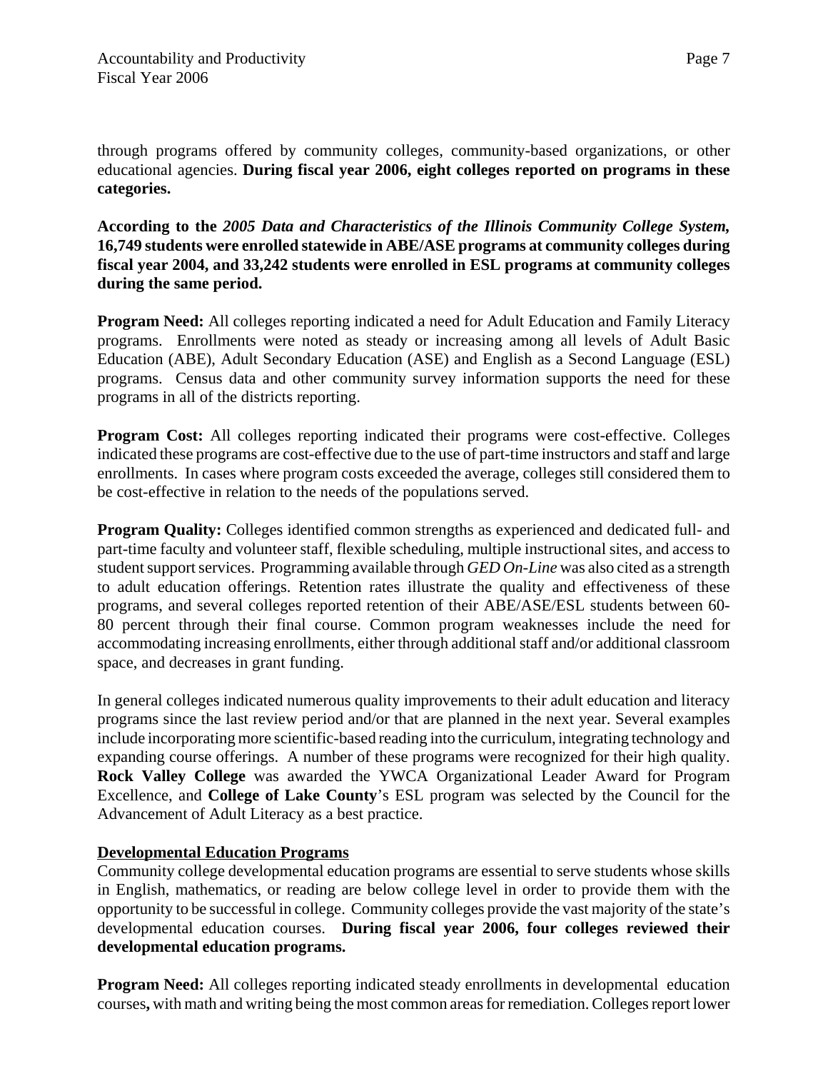through programs offered by community colleges, community-based organizations, or other educational agencies. **During fiscal year 2006, eight colleges reported on programs in these categories.**

**According to the *2005 Data and Characteristics of the Illinois Community College System,* 16,749 students were enrolled statewide in ABE/ASE programs at community colleges during fiscal year 2004, and 33,242 students were enrolled in ESL programs at community colleges during the same period.**

**Program Need:** All colleges reporting indicated a need for Adult Education and Family Literacy programs. Enrollments were noted as steady or increasing among all levels of Adult Basic Education (ABE), Adult Secondary Education (ASE) and English as a Second Language (ESL) programs. Census data and other community survey information supports the need for these programs in all of the districts reporting.

**Program Cost:** All colleges reporting indicated their programs were cost-effective. Colleges indicated these programs are cost-effective due to the use of part-time instructors and staff and large enrollments. In cases where program costs exceeded the average, colleges still considered them to be cost-effective in relation to the needs of the populations served.

**Program Quality:** Colleges identified common strengths as experienced and dedicated full- and part-time faculty and volunteer staff, flexible scheduling, multiple instructional sites, and access to student support services. Programming available through *GED On-Line* was also cited as a strength to adult education offerings. Retention rates illustrate the quality and effectiveness of these programs, and several colleges reported retention of their ABE/ASE/ESL students between 60-80 percent through their final course. Common program weaknesses include the need for accommodating increasing enrollments, either through additional staff and/or additional classroom space, and decreases in grant funding.

In general colleges indicated numerous quality improvements to their adult education and literacy programs since the last review period and/or that are planned in the next year. Several examples include incorporating more scientific-based reading into the curriculum, integrating technology and expanding course offerings. A number of these programs were recognized for their high quality. **Rock Valley College** was awarded the YWCA Organizational Leader Award for Program Excellence, and **College of Lake County**'s ESL program was selected by the Council for the Advancement of Adult Literacy as a best practice.

**Developmental Education Programs**

Community college developmental education programs are essential to serve students whose skills in English, mathematics, or reading are below college level in order to provide them with the opportunity to be successful in college. Community colleges provide the vast majority of the state's developmental education courses. **During fiscal year 2006, four colleges reviewed their developmental education programs.**

**Program Need:** All colleges reporting indicated steady enrollments in developmental education courses, with math and writing being the most common areas for remediation. Colleges report lower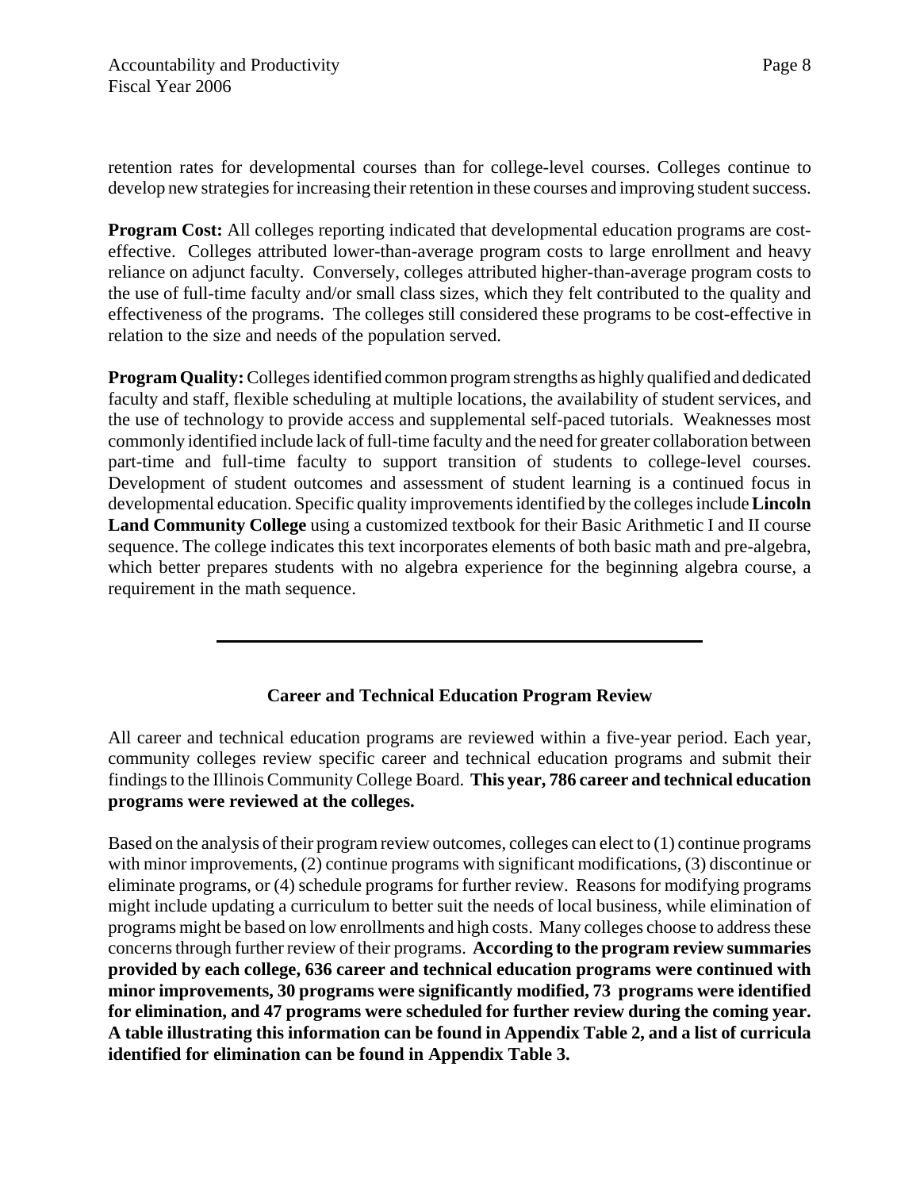retention rates for developmental courses than for college-level courses. Colleges continue to develop new strategies for increasing their retention in these courses and improving student success.

**Program Cost:** All colleges reporting indicated that developmental education programs are cost-effective. Colleges attributed lower-than-average program costs to large enrollment and heavy reliance on adjunct faculty. Conversely, colleges attributed higher-than-average program costs to the use of full-time faculty and/or small class sizes, which they felt contributed to the quality and effectiveness of the programs. The colleges still considered these programs to be cost-effective in relation to the size and needs of the population served.

**Program Quality:** Colleges identified common program strengths as highly qualified and dedicated faculty and staff, flexible scheduling at multiple locations, the availability of student services, and the use of technology to provide access and supplemental self-paced tutorials. Weaknesses most commonly identified include lack of full-time faculty and the need for greater collaboration between part-time and full-time faculty to support transition of students to college-level courses. Development of student outcomes and assessment of student learning is a continued focus in developmental education. Specific quality improvements identified by the colleges include **Lincoln Land Community College** using a customized textbook for their Basic Arithmetic I and II course sequence. The college indicates this text incorporates elements of both basic math and pre-algebra, which better prepares students with no algebra experience for the beginning algebra course, a requirement in the math sequence.

---

## Career and Technical Education Program Review

All career and technical education programs are reviewed within a five-year period. Each year, community colleges review specific career and technical education programs and submit their findings to the Illinois Community College Board. **This year, 786 career and technical education programs were reviewed at the colleges.**

Based on the analysis of their program review outcomes, colleges can elect to (1) continue programs with minor improvements, (2) continue programs with significant modifications, (3) discontinue or eliminate programs, or (4) schedule programs for further review. Reasons for modifying programs might include updating a curriculum to better suit the needs of local business, while elimination of programs might be based on low enrollments and high costs. Many colleges choose to address these concerns through further review of their programs. **According to the program review summaries provided by each college, 636 career and technical education programs were continued with minor improvements, 30 programs were significantly modified, 73 programs were identified for elimination, and 47 programs were scheduled for further review during the coming year. A table illustrating this information can be found in Appendix Table 2, and a list of curricula identified for elimination can be found in Appendix Table 3.**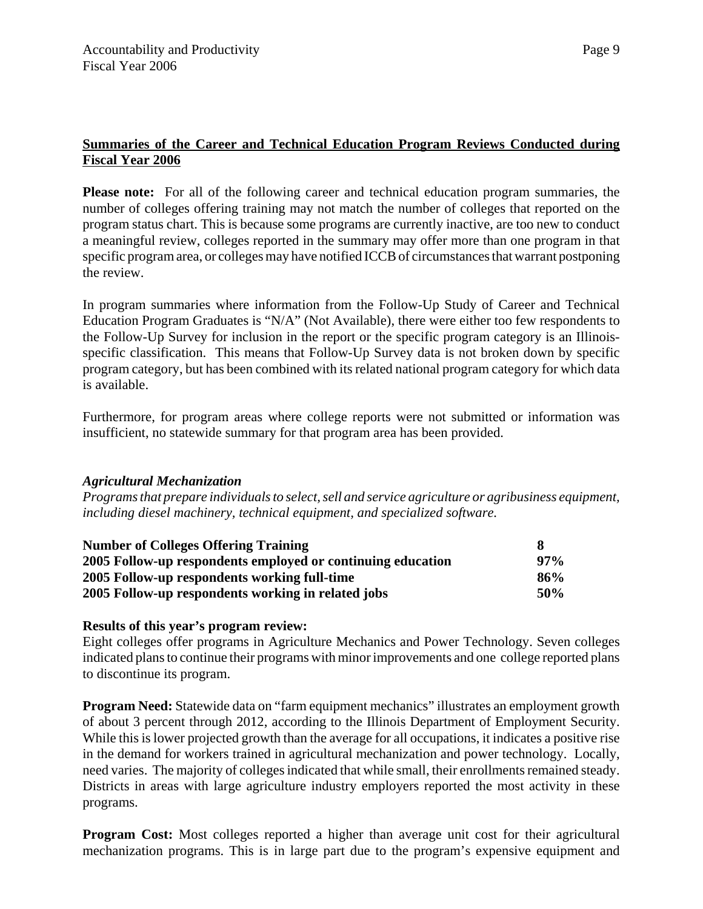## Summaries of the Career and Technical Education Program Reviews Conducted during Fiscal Year 2006

**Please note:** For all of the following career and technical education program summaries, the number of colleges offering training may not match the number of colleges that reported on the program status chart. This is because some programs are currently inactive, are too new to conduct a meaningful review, colleges reported in the summary may offer more than one program in that specific program area, or colleges may have notified ICCB of circumstances that warrant postponing the review.

In program summaries where information from the Follow-Up Study of Career and Technical Education Program Graduates is "N/A" (Not Available), there were either too few respondents to the Follow-Up Survey for inclusion in the report or the specific program category is an Illinois-specific classification. This means that Follow-Up Survey data is not broken down by specific program category, but has been combined with its related national program category for which data is available.

Furthermore, for program areas where college reports were not submitted or information was insufficient, no statewide summary for that program area has been provided.

### *Agricultural Mechanization*

*Programs that prepare individuals to select, sell and service agriculture or agribusiness equipment, including diesel machinery, technical equipment, and specialized software.*

| | |
|---|---|
| **Number of Colleges Offering Training** | **8** |
| **2005 Follow-up respondents employed or continuing education** | **97%** |
| **2005 Follow-up respondents working full-time** | **86%** |
| **2005 Follow-up respondents working in related jobs** | **50%** |

**Results of this year's program review:**
Eight colleges offer programs in Agriculture Mechanics and Power Technology. Seven colleges indicated plans to continue their programs with minor improvements and one college reported plans to discontinue its program.

**Program Need:** Statewide data on "farm equipment mechanics" illustrates an employment growth of about 3 percent through 2012, according to the Illinois Department of Employment Security. While this is lower projected growth than the average for all occupations, it indicates a positive rise in the demand for workers trained in agricultural mechanization and power technology. Locally, need varies. The majority of colleges indicated that while small, their enrollments remained steady. Districts in areas with large agriculture industry employers reported the most activity in these programs.

**Program Cost:** Most colleges reported a higher than average unit cost for their agricultural mechanization programs. This is in large part due to the program's expensive equipment and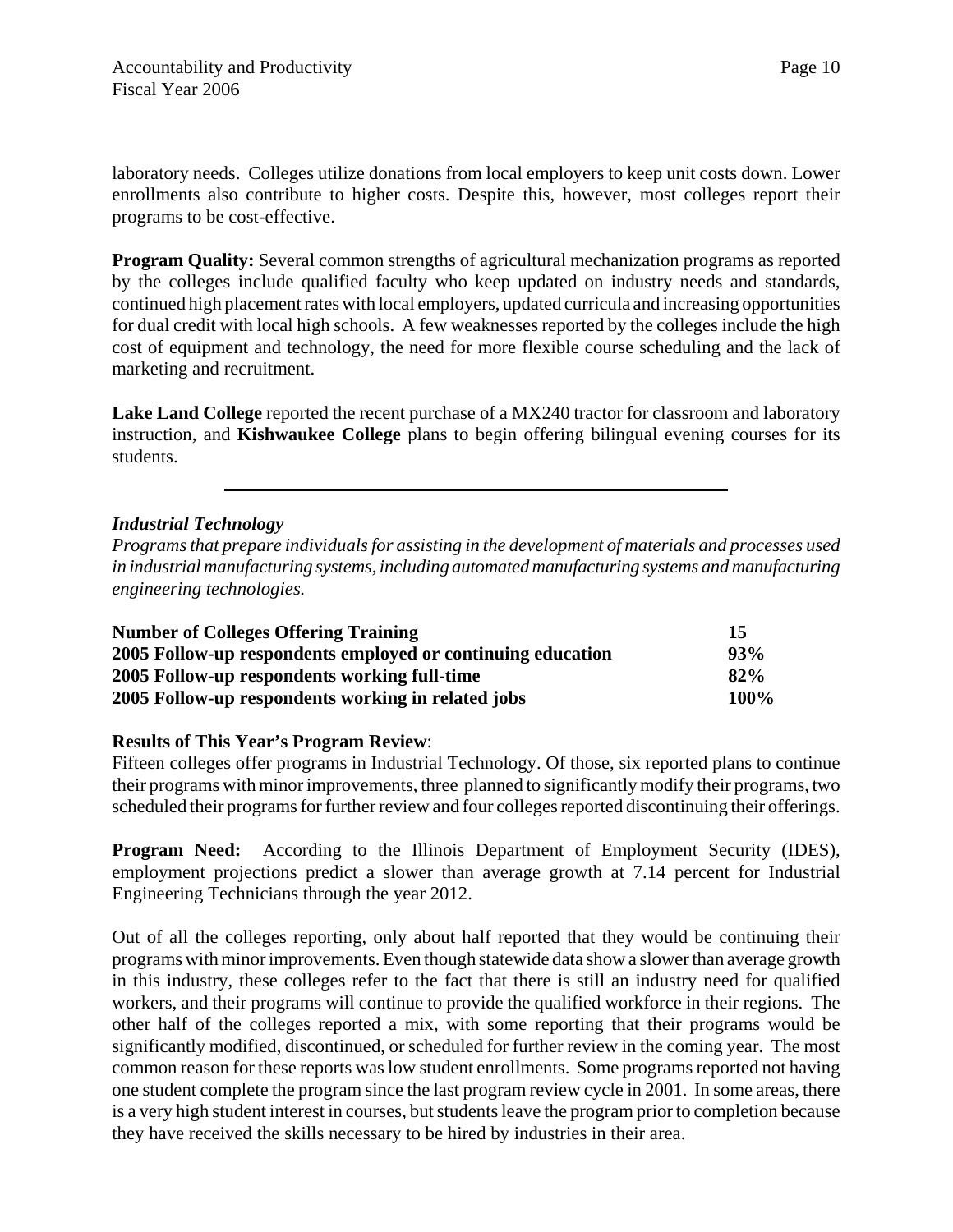laboratory needs. Colleges utilize donations from local employers to keep unit costs down. Lower enrollments also contribute to higher costs. Despite this, however, most colleges report their programs to be cost-effective.

**Program Quality:** Several common strengths of agricultural mechanization programs as reported by the colleges include qualified faculty who keep updated on industry needs and standards, continued high placement rates with local employers, updated curricula and increasing opportunities for dual credit with local high schools. A few weaknesses reported by the colleges include the high cost of equipment and technology, the need for more flexible course scheduling and the lack of marketing and recruitment.

**Lake Land College** reported the recent purchase of a MX240 tractor for classroom and laboratory instruction, and **Kishwaukee College** plans to begin offering bilingual evening courses for its students.

---

### *Industrial Technology*

*Programs that prepare individuals for assisting in the development of materials and processes used in industrial manufacturing systems, including automated manufacturing systems and manufacturing engineering technologies.*

| | |
|---|---|
| **Number of Colleges Offering Training** | **15** |
| **2005 Follow-up respondents employed or continuing education** | **93%** |
| **2005 Follow-up respondents working full-time** | **82%** |
| **2005 Follow-up respondents working in related jobs** | **100%** |

**Results of This Year's Program Review**:
Fifteen colleges offer programs in Industrial Technology. Of those, six reported plans to continue their programs with minor improvements, three planned to significantly modify their programs, two scheduled their programs for further review and four colleges reported discontinuing their offerings.

**Program Need:** According to the Illinois Department of Employment Security (IDES), employment projections predict a slower than average growth at 7.14 percent for Industrial Engineering Technicians through the year 2012.

Out of all the colleges reporting, only about half reported that they would be continuing their programs with minor improvements. Even though statewide data show a slower than average growth in this industry, these colleges refer to the fact that there is still an industry need for qualified workers, and their programs will continue to provide the qualified workforce in their regions. The other half of the colleges reported a mix, with some reporting that their programs would be significantly modified, discontinued, or scheduled for further review in the coming year. The most common reason for these reports was low student enrollments. Some programs reported not having one student complete the program since the last program review cycle in 2001. In some areas, there is a very high student interest in courses, but students leave the program prior to completion because they have received the skills necessary to be hired by industries in their area.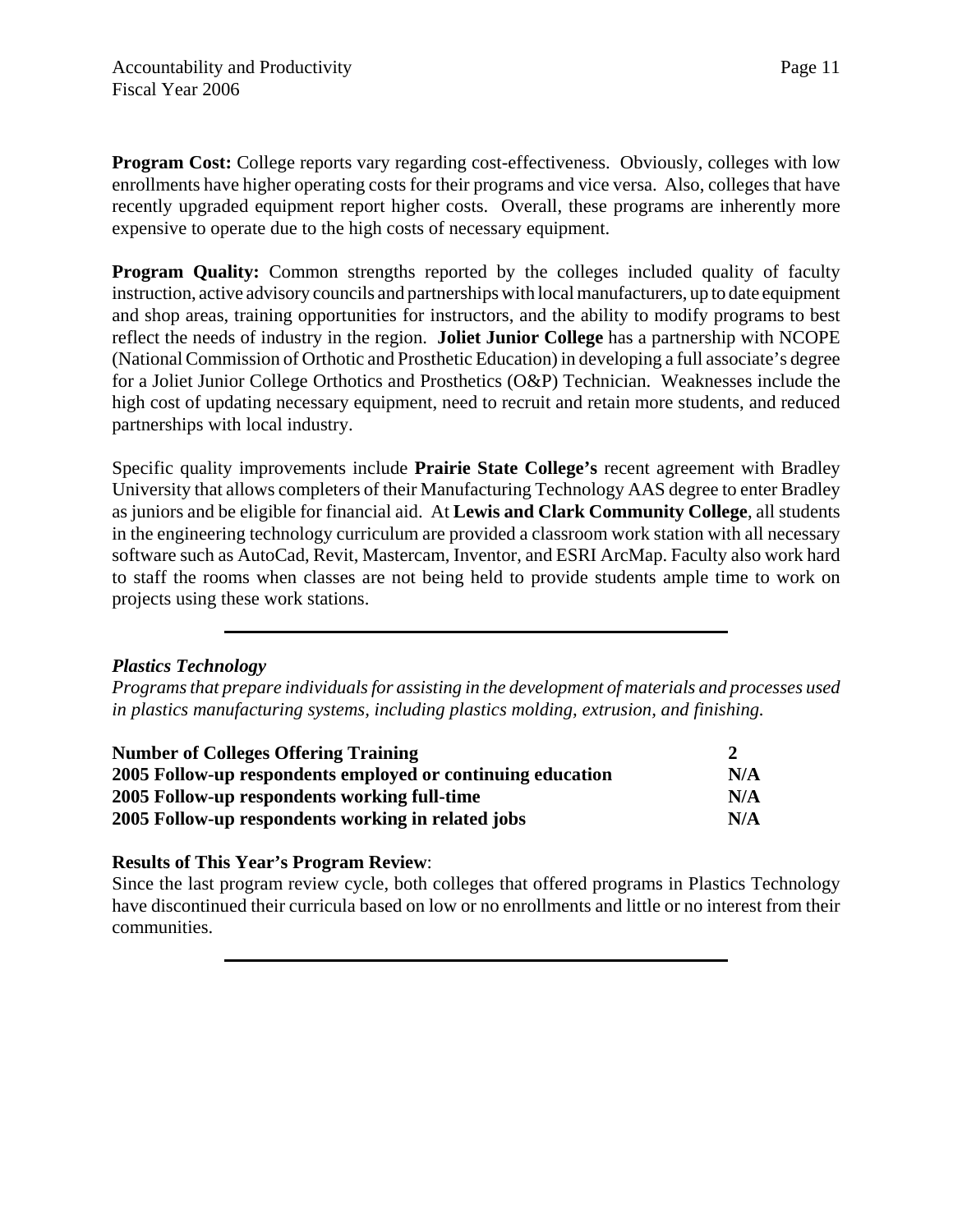**Program Cost:** College reports vary regarding cost-effectiveness. Obviously, colleges with low enrollments have higher operating costs for their programs and vice versa. Also, colleges that have recently upgraded equipment report higher costs. Overall, these programs are inherently more expensive to operate due to the high costs of necessary equipment.

**Program Quality:** Common strengths reported by the colleges included quality of faculty instruction, active advisory councils and partnerships with local manufacturers, up to date equipment and shop areas, training opportunities for instructors, and the ability to modify programs to best reflect the needs of industry in the region. **Joliet Junior College** has a partnership with NCOPE (National Commission of Orthotic and Prosthetic Education) in developing a full associate's degree for a Joliet Junior College Orthotics and Prosthetics (O&P) Technician. Weaknesses include the high cost of updating necessary equipment, need to recruit and retain more students, and reduced partnerships with local industry.

Specific quality improvements include **Prairie State College's** recent agreement with Bradley University that allows completers of their Manufacturing Technology AAS degree to enter Bradley as juniors and be eligible for financial aid. At **Lewis and Clark Community College**, all students in the engineering technology curriculum are provided a classroom work station with all necessary software such as AutoCad, Revit, Mastercam, Inventor, and ESRI ArcMap. Faculty also work hard to staff the rooms when classes are not being held to provide students ample time to work on projects using these work stations.

---

***Plastics Technology***

*Programs that prepare individuals for assisting in the development of materials and processes used in plastics manufacturing systems, including plastics molding, extrusion, and finishing.*

| | |
|---|---|
| **Number of Colleges Offering Training** | **2** |
| **2005 Follow-up respondents employed or continuing education** | **N/A** |
| **2005 Follow-up respondents working full-time** | **N/A** |
| **2005 Follow-up respondents working in related jobs** | **N/A** |

**Results of This Year's Program Review**:

Since the last program review cycle, both colleges that offered programs in Plastics Technology have discontinued their curricula based on low or no enrollments and little or no interest from their communities.

---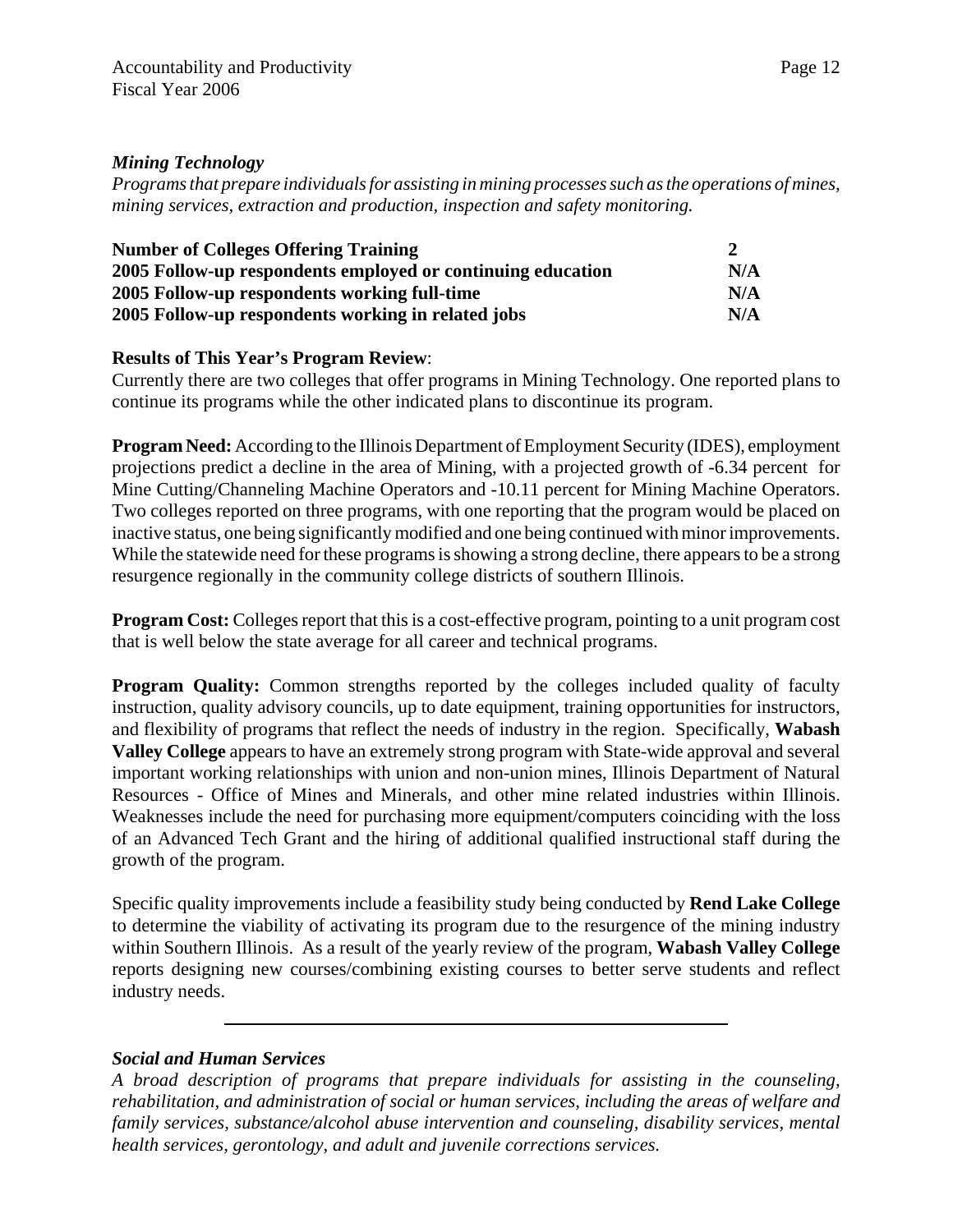### *Mining Technology*

*Programs that prepare individuals for assisting in mining processes such as the operations of mines, mining services, extraction and production, inspection and safety monitoring.*

| | |
|---|---|
| **Number of Colleges Offering Training** | **2** |
| **2005 Follow-up respondents employed or continuing education** | **N/A** |
| **2005 Follow-up respondents working full-time** | **N/A** |
| **2005 Follow-up respondents working in related jobs** | **N/A** |

**Results of This Year's Program Review**:
Currently there are two colleges that offer programs in Mining Technology. One reported plans to continue its programs while the other indicated plans to discontinue its program.

**Program Need:** According to the Illinois Department of Employment Security (IDES), employment projections predict a decline in the area of Mining, with a projected growth of -6.34 percent for Mine Cutting/Channeling Machine Operators and -10.11 percent for Mining Machine Operators. Two colleges reported on three programs, with one reporting that the program would be placed on inactive status, one being significantly modified and one being continued with minor improvements. While the statewide need for these programs is showing a strong decline, there appears to be a strong resurgence regionally in the community college districts of southern Illinois.

**Program Cost:** Colleges report that this is a cost-effective program, pointing to a unit program cost that is well below the state average for all career and technical programs.

**Program Quality:** Common strengths reported by the colleges included quality of faculty instruction, quality advisory councils, up to date equipment, training opportunities for instructors, and flexibility of programs that reflect the needs of industry in the region. Specifically, **Wabash Valley College** appears to have an extremely strong program with State-wide approval and several important working relationships with union and non-union mines, Illinois Department of Natural Resources - Office of Mines and Minerals, and other mine related industries within Illinois. Weaknesses include the need for purchasing more equipment/computers coinciding with the loss of an Advanced Tech Grant and the hiring of additional qualified instructional staff during the growth of the program.

Specific quality improvements include a feasibility study being conducted by **Rend Lake College** to determine the viability of activating its program due to the resurgence of the mining industry within Southern Illinois. As a result of the yearly review of the program, **Wabash Valley College** reports designing new courses/combining existing courses to better serve students and reflect industry needs.

---

### *Social and Human Services*

*A broad description of programs that prepare individuals for assisting in the counseling, rehabilitation, and administration of social or human services, including the areas of welfare and family services, substance/alcohol abuse intervention and counseling, disability services, mental health services, gerontology, and adult and juvenile corrections services.*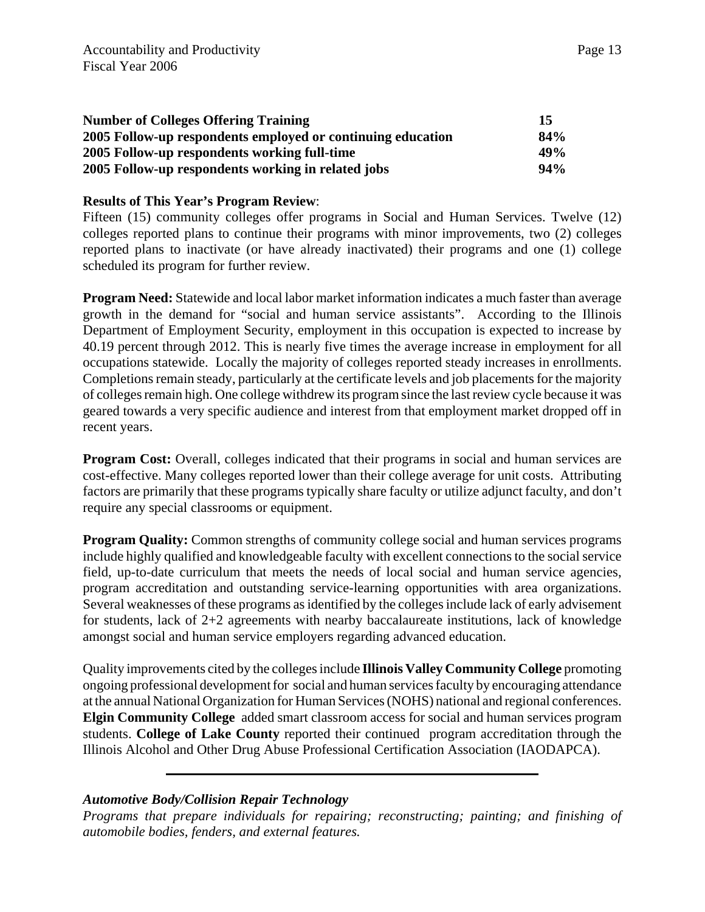| | |
|---|---|
| **Number of Colleges Offering Training** | **15** |
| **2005 Follow-up respondents employed or continuing education** | **84%** |
| **2005 Follow-up respondents working full-time** | **49%** |
| **2005 Follow-up respondents working in related jobs** | **94%** |

**Results of This Year's Program Review**:
Fifteen (15) community colleges offer programs in Social and Human Services. Twelve (12) colleges reported plans to continue their programs with minor improvements, two (2) colleges reported plans to inactivate (or have already inactivated) their programs and one (1) college scheduled its program for further review.

**Program Need:** Statewide and local labor market information indicates a much faster than average growth in the demand for "social and human service assistants". According to the Illinois Department of Employment Security, employment in this occupation is expected to increase by 40.19 percent through 2012. This is nearly five times the average increase in employment for all occupations statewide. Locally the majority of colleges reported steady increases in enrollments. Completions remain steady, particularly at the certificate levels and job placements for the majority of colleges remain high. One college withdrew its program since the last review cycle because it was geared towards a very specific audience and interest from that employment market dropped off in recent years.

**Program Cost:** Overall, colleges indicated that their programs in social and human services are cost-effective. Many colleges reported lower than their college average for unit costs. Attributing factors are primarily that these programs typically share faculty or utilize adjunct faculty, and don't require any special classrooms or equipment.

**Program Quality:** Common strengths of community college social and human services programs include highly qualified and knowledgeable faculty with excellent connections to the social service field, up-to-date curriculum that meets the needs of local social and human service agencies, program accreditation and outstanding service-learning opportunities with area organizations. Several weaknesses of these programs as identified by the colleges include lack of early advisement for students, lack of 2+2 agreements with nearby baccalaureate institutions, lack of knowledge amongst social and human service employers regarding advanced education.

Quality improvements cited by the colleges include **Illinois Valley Community College** promoting ongoing professional development for social and human services faculty by encouraging attendance at the annual National Organization for Human Services (NOHS) national and regional conferences. **Elgin Community College** added smart classroom access for social and human services program students. **College of Lake County** reported their continued program accreditation through the Illinois Alcohol and Other Drug Abuse Professional Certification Association (IAODAPCA).

---

***Automotive Body/Collision Repair Technology***

*Programs that prepare individuals for repairing; reconstructing; painting; and finishing of automobile bodies, fenders, and external features.*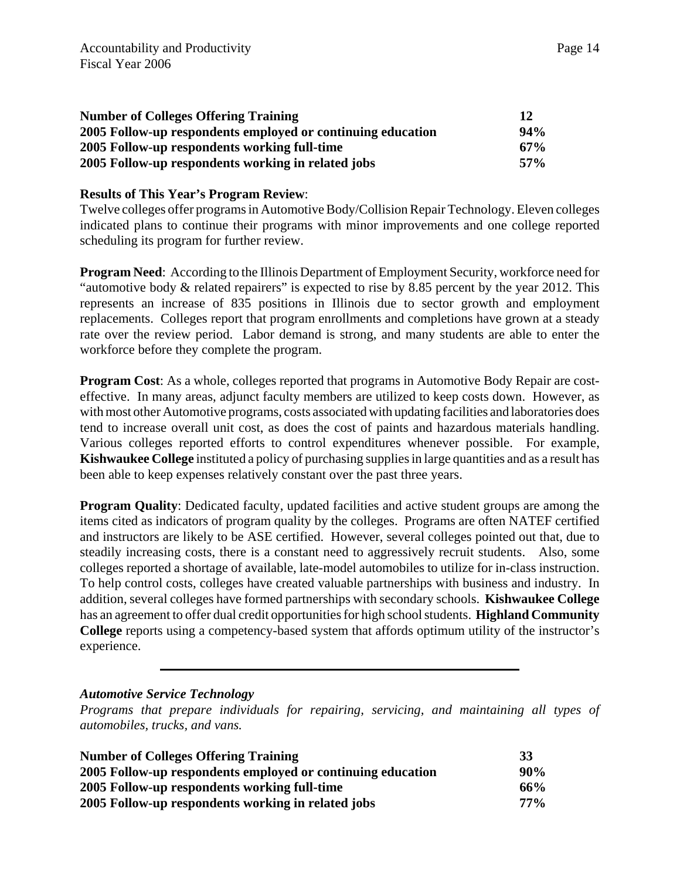| | |
|---|---|
| **Number of Colleges Offering Training** | **12** |
| **2005 Follow-up respondents employed or continuing education** | **94%** |
| **2005 Follow-up respondents working full-time** | **67%** |
| **2005 Follow-up respondents working in related jobs** | **57%** |

**Results of This Year's Program Review**:
Twelve colleges offer programs in Automotive Body/Collision Repair Technology. Eleven colleges indicated plans to continue their programs with minor improvements and one college reported scheduling its program for further review.

**Program Need**: According to the Illinois Department of Employment Security, workforce need for "automotive body & related repairers" is expected to rise by 8.85 percent by the year 2012. This represents an increase of 835 positions in Illinois due to sector growth and employment replacements. Colleges report that program enrollments and completions have grown at a steady rate over the review period. Labor demand is strong, and many students are able to enter the workforce before they complete the program.

**Program Cost**: As a whole, colleges reported that programs in Automotive Body Repair are cost-effective. In many areas, adjunct faculty members are utilized to keep costs down. However, as with most other Automotive programs, costs associated with updating facilities and laboratories does tend to increase overall unit cost, as does the cost of paints and hazardous materials handling. Various colleges reported efforts to control expenditures whenever possible. For example, **Kishwaukee College** instituted a policy of purchasing supplies in large quantities and as a result has been able to keep expenses relatively constant over the past three years.

**Program Quality**: Dedicated faculty, updated facilities and active student groups are among the items cited as indicators of program quality by the colleges. Programs are often NATEF certified and instructors are likely to be ASE certified. However, several colleges pointed out that, due to steadily increasing costs, there is a constant need to aggressively recruit students. Also, some colleges reported a shortage of available, late-model automobiles to utilize for in-class instruction. To help control costs, colleges have created valuable partnerships with business and industry. In addition, several colleges have formed partnerships with secondary schools. **Kishwaukee College** has an agreement to offer dual credit opportunities for high school students. **Highland Community College** reports using a competency-based system that affords optimum utility of the instructor's experience.

---

***Automotive Service Technology***

*Programs that prepare individuals for repairing, servicing, and maintaining all types of automobiles, trucks, and vans.*

| | |
|---|---|
| **Number of Colleges Offering Training** | **33** |
| **2005 Follow-up respondents employed or continuing education** | **90%** |
| **2005 Follow-up respondents working full-time** | **66%** |
| **2005 Follow-up respondents working in related jobs** | **77%** |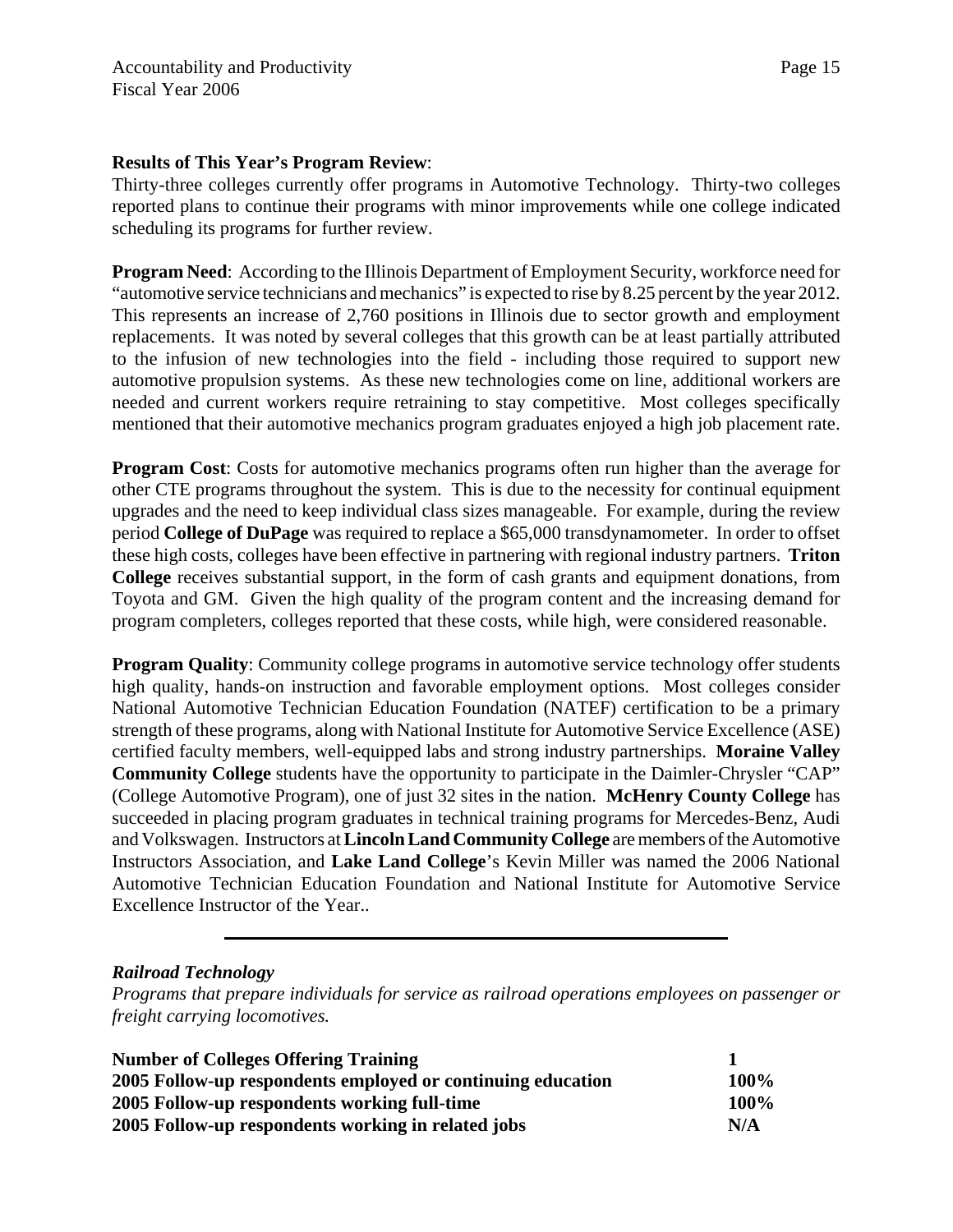**Results of This Year's Program Review**:
Thirty-three colleges currently offer programs in Automotive Technology. Thirty-two colleges reported plans to continue their programs with minor improvements while one college indicated scheduling its programs for further review.

**Program Need**: According to the Illinois Department of Employment Security, workforce need for "automotive service technicians and mechanics" is expected to rise by 8.25 percent by the year 2012. This represents an increase of 2,760 positions in Illinois due to sector growth and employment replacements. It was noted by several colleges that this growth can be at least partially attributed to the infusion of new technologies into the field - including those required to support new automotive propulsion systems. As these new technologies come on line, additional workers are needed and current workers require retraining to stay competitive. Most colleges specifically mentioned that their automotive mechanics program graduates enjoyed a high job placement rate.

**Program Cost**: Costs for automotive mechanics programs often run higher than the average for other CTE programs throughout the system. This is due to the necessity for continual equipment upgrades and the need to keep individual class sizes manageable. For example, during the review period **College of DuPage** was required to replace a $65,000 transdynamometer. In order to offset these high costs, colleges have been effective in partnering with regional industry partners. **Triton College** receives substantial support, in the form of cash grants and equipment donations, from Toyota and GM. Given the high quality of the program content and the increasing demand for program completers, colleges reported that these costs, while high, were considered reasonable.

**Program Quality**: Community college programs in automotive service technology offer students high quality, hands-on instruction and favorable employment options. Most colleges consider National Automotive Technician Education Foundation (NATEF) certification to be a primary strength of these programs, along with National Institute for Automotive Service Excellence (ASE) certified faculty members, well-equipped labs and strong industry partnerships. **Moraine Valley Community College** students have the opportunity to participate in the Daimler-Chrysler "CAP" (College Automotive Program), one of just 32 sites in the nation. **McHenry County College** has succeeded in placing program graduates in technical training programs for Mercedes-Benz, Audi and Volkswagen. Instructors at **Lincoln Land Community College** are members of the Automotive Instructors Association, and **Lake Land College**'s Kevin Miller was named the 2006 National Automotive Technician Education Foundation and National Institute for Automotive Service Excellence Instructor of the Year..

---

***Railroad Technology***

*Programs that prepare individuals for service as railroad operations employees on passenger or freight carrying locomotives.*

| | |
|---|---|
| **Number of Colleges Offering Training** | **1** |
| **2005 Follow-up respondents employed or continuing education** | **100%** |
| **2005 Follow-up respondents working full-time** | **100%** |
| **2005 Follow-up respondents working in related jobs** | **N/A** |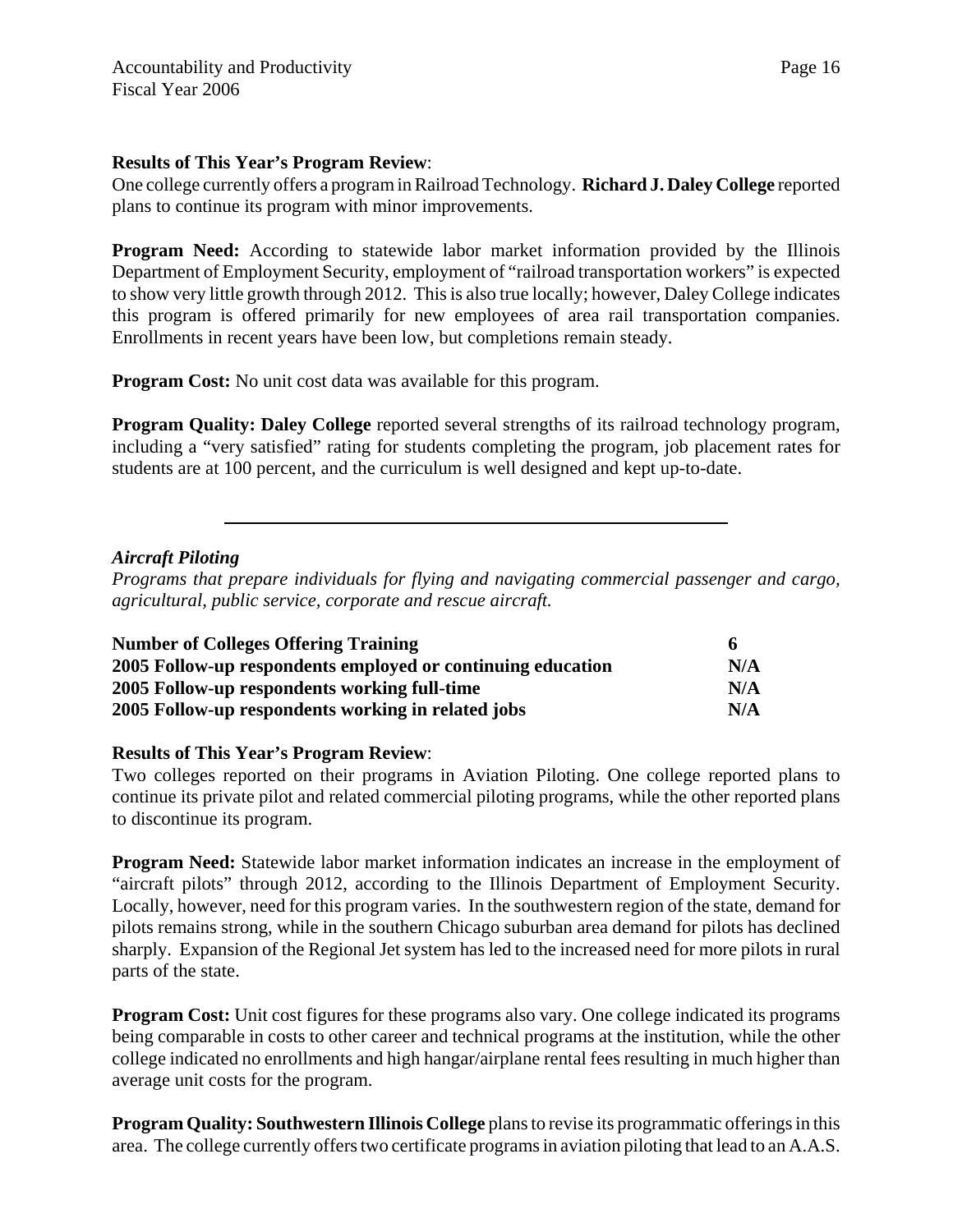**Results of This Year's Program Review**:
One college currently offers a program in Railroad Technology. **Richard J. Daley College** reported plans to continue its program with minor improvements.

**Program Need:** According to statewide labor market information provided by the Illinois Department of Employment Security, employment of "railroad transportation workers" is expected to show very little growth through 2012. This is also true locally; however, Daley College indicates this program is offered primarily for new employees of area rail transportation companies. Enrollments in recent years have been low, but completions remain steady.

**Program Cost:** No unit cost data was available for this program.

**Program Quality: Daley College** reported several strengths of its railroad technology program, including a "very satisfied" rating for students completing the program, job placement rates for students are at 100 percent, and the curriculum is well designed and kept up-to-date.

---

***Aircraft Piloting***

*Programs that prepare individuals for flying and navigating commercial passenger and cargo, agricultural, public service, corporate and rescue aircraft.*

| | |
|---|---|
| **Number of Colleges Offering Training** | **6** |
| **2005 Follow-up respondents employed or continuing education** | **N/A** |
| **2005 Follow-up respondents working full-time** | **N/A** |
| **2005 Follow-up respondents working in related jobs** | **N/A** |

**Results of This Year's Program Review**:
Two colleges reported on their programs in Aviation Piloting. One college reported plans to continue its private pilot and related commercial piloting programs, while the other reported plans to discontinue its program.

**Program Need:** Statewide labor market information indicates an increase in the employment of "aircraft pilots" through 2012, according to the Illinois Department of Employment Security. Locally, however, need for this program varies. In the southwestern region of the state, demand for pilots remains strong, while in the southern Chicago suburban area demand for pilots has declined sharply. Expansion of the Regional Jet system has led to the increased need for more pilots in rural parts of the state.

**Program Cost:** Unit cost figures for these programs also vary. One college indicated its programs being comparable in costs to other career and technical programs at the institution, while the other college indicated no enrollments and high hangar/airplane rental fees resulting in much higher than average unit costs for the program.

**Program Quality: Southwestern Illinois College** plans to revise its programmatic offerings in this area. The college currently offers two certificate programs in aviation piloting that lead to an A.A.S.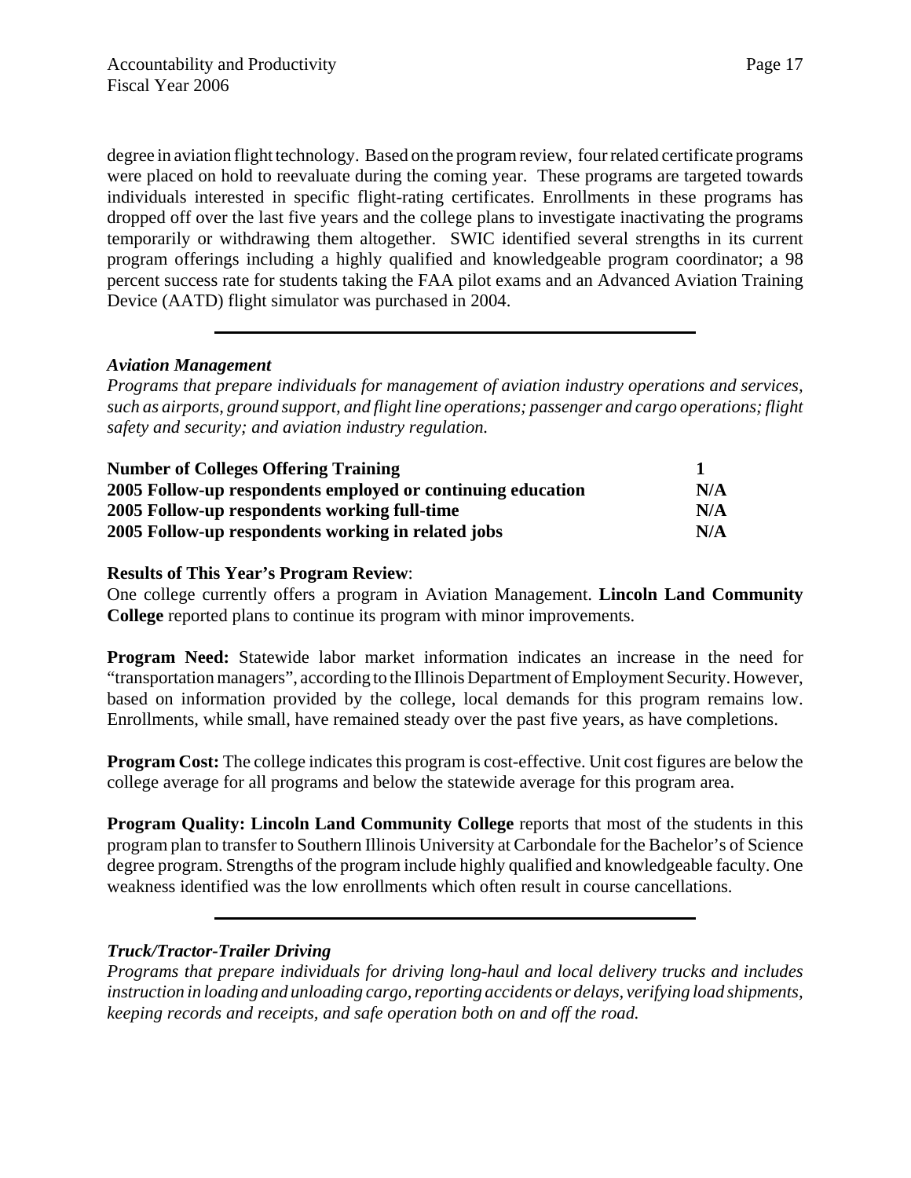degree in aviation flight technology. Based on the program review, four related certificate programs were placed on hold to reevaluate during the coming year. These programs are targeted towards individuals interested in specific flight-rating certificates. Enrollments in these programs has dropped off over the last five years and the college plans to investigate inactivating the programs temporarily or withdrawing them altogether. SWIC identified several strengths in its current program offerings including a highly qualified and knowledgeable program coordinator; a 98 percent success rate for students taking the FAA pilot exams and an Advanced Aviation Training Device (AATD) flight simulator was purchased in 2004.

---

### *Aviation Management*

*Programs that prepare individuals for management of aviation industry operations and services, such as airports, ground support, and flight line operations; passenger and cargo operations; flight safety and security; and aviation industry regulation.*

| | |
|---|---|
| **Number of Colleges Offering Training** | **1** |
| **2005 Follow-up respondents employed or continuing education** | **N/A** |
| **2005 Follow-up respondents working full-time** | **N/A** |
| **2005 Follow-up respondents working in related jobs** | **N/A** |

**Results of This Year's Program Review**:
One college currently offers a program in Aviation Management. **Lincoln Land Community College** reported plans to continue its program with minor improvements.

**Program Need:** Statewide labor market information indicates an increase in the need for "transportation managers", according to the Illinois Department of Employment Security. However, based on information provided by the college, local demands for this program remains low. Enrollments, while small, have remained steady over the past five years, as have completions.

**Program Cost:** The college indicates this program is cost-effective. Unit cost figures are below the college average for all programs and below the statewide average for this program area.

**Program Quality: Lincoln Land Community College** reports that most of the students in this program plan to transfer to Southern Illinois University at Carbondale for the Bachelor's of Science degree program. Strengths of the program include highly qualified and knowledgeable faculty. One weakness identified was the low enrollments which often result in course cancellations.

---

### *Truck/Tractor-Trailer Driving*

*Programs that prepare individuals for driving long-haul and local delivery trucks and includes instruction in loading and unloading cargo, reporting accidents or delays, verifying load shipments, keeping records and receipts, and safe operation both on and off the road.*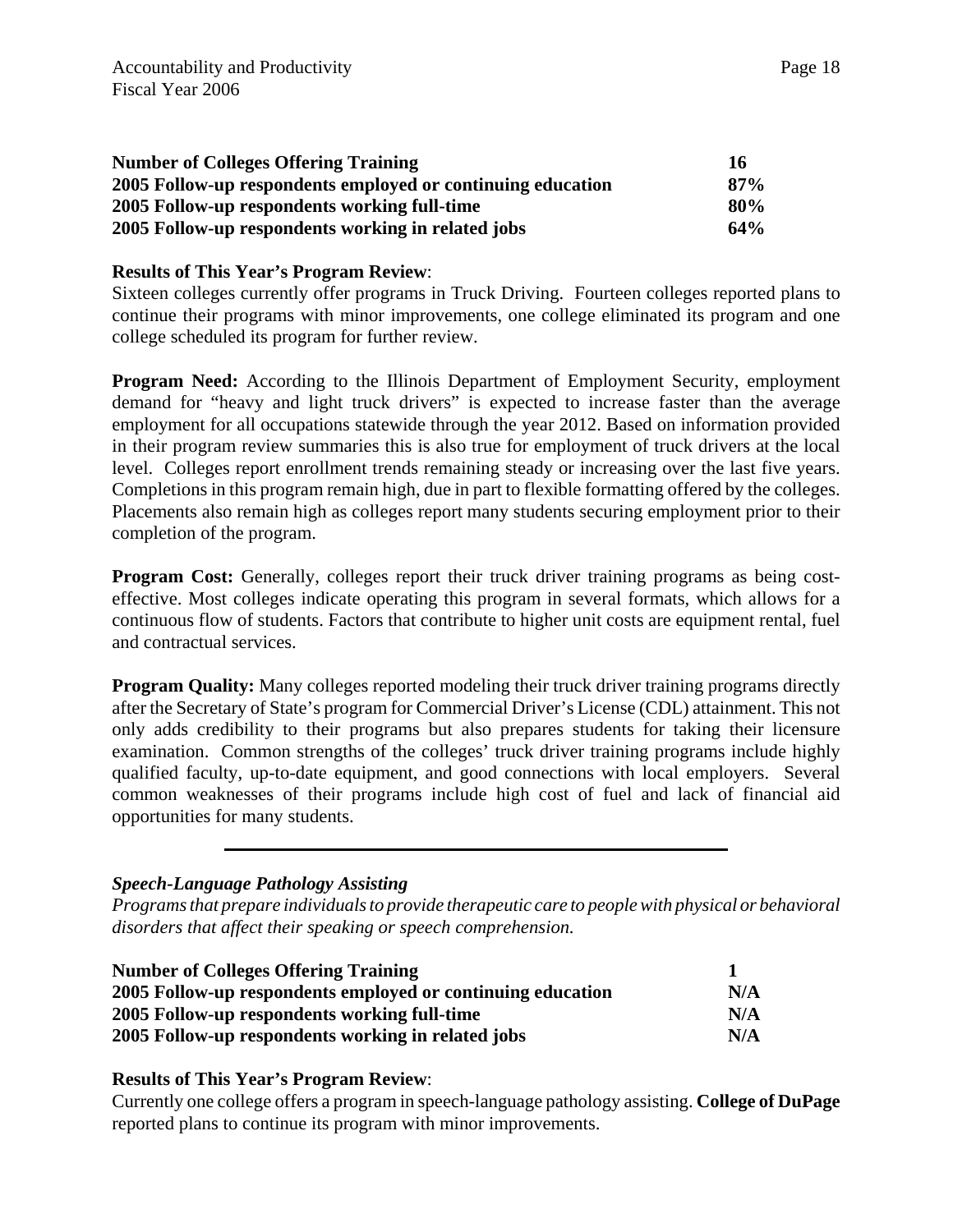| | |
|---|---|
| **Number of Colleges Offering Training** | **16** |
| **2005 Follow-up respondents employed or continuing education** | **87%** |
| **2005 Follow-up respondents working full-time** | **80%** |
| **2005 Follow-up respondents working in related jobs** | **64%** |

**Results of This Year's Program Review**:
Sixteen colleges currently offer programs in Truck Driving. Fourteen colleges reported plans to continue their programs with minor improvements, one college eliminated its program and one college scheduled its program for further review.

**Program Need:** According to the Illinois Department of Employment Security, employment demand for "heavy and light truck drivers" is expected to increase faster than the average employment for all occupations statewide through the year 2012. Based on information provided in their program review summaries this is also true for employment of truck drivers at the local level. Colleges report enrollment trends remaining steady or increasing over the last five years. Completions in this program remain high, due in part to flexible formatting offered by the colleges. Placements also remain high as colleges report many students securing employment prior to their completion of the program.

**Program Cost:** Generally, colleges report their truck driver training programs as being cost-effective. Most colleges indicate operating this program in several formats, which allows for a continuous flow of students. Factors that contribute to higher unit costs are equipment rental, fuel and contractual services.

**Program Quality:** Many colleges reported modeling their truck driver training programs directly after the Secretary of State's program for Commercial Driver's License (CDL) attainment. This not only adds credibility to their programs but also prepares students for taking their licensure examination. Common strengths of the colleges' truck driver training programs include highly qualified faculty, up-to-date equipment, and good connections with local employers. Several common weaknesses of their programs include high cost of fuel and lack of financial aid opportunities for many students.

---

***Speech-Language Pathology Assisting***
*Programs that prepare individuals to provide therapeutic care to people with physical or behavioral disorders that affect their speaking or speech comprehension.*

| | |
|---|---|
| **Number of Colleges Offering Training** | **1** |
| **2005 Follow-up respondents employed or continuing education** | **N/A** |
| **2005 Follow-up respondents working full-time** | **N/A** |
| **2005 Follow-up respondents working in related jobs** | **N/A** |

**Results of This Year's Program Review**:
Currently one college offers a program in speech-language pathology assisting. **College of DuPage** reported plans to continue its program with minor improvements.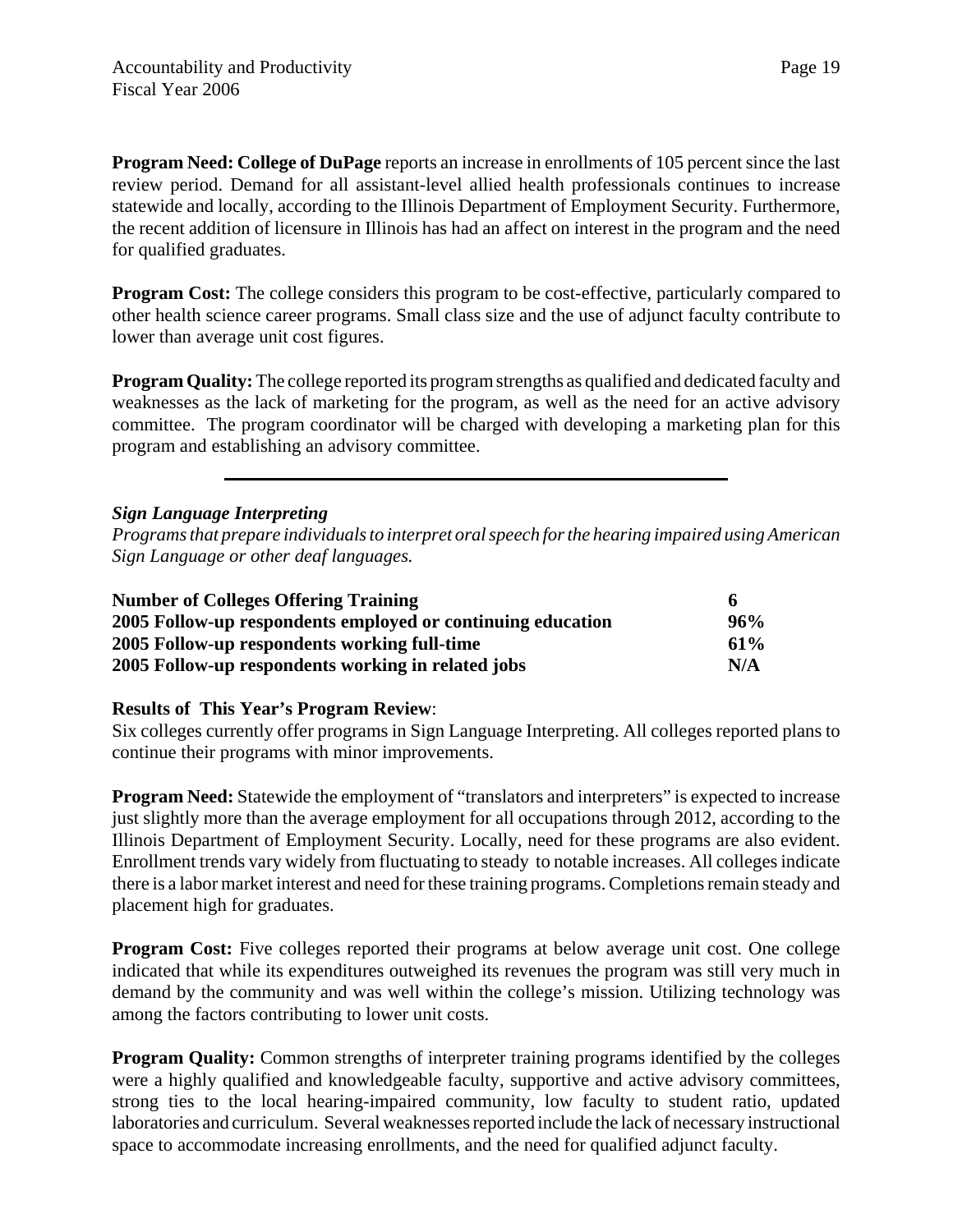**Program Need: College of DuPage** reports an increase in enrollments of 105 percent since the last review period. Demand for all assistant-level allied health professionals continues to increase statewide and locally, according to the Illinois Department of Employment Security. Furthermore, the recent addition of licensure in Illinois has had an affect on interest in the program and the need for qualified graduates.

**Program Cost:** The college considers this program to be cost-effective, particularly compared to other health science career programs. Small class size and the use of adjunct faculty contribute to lower than average unit cost figures.

**Program Quality:** The college reported its program strengths as qualified and dedicated faculty and weaknesses as the lack of marketing for the program, as well as the need for an active advisory committee. The program coordinator will be charged with developing a marketing plan for this program and establishing an advisory committee.

---

***Sign Language Interpreting***

*Programs that prepare individuals to interpret oral speech for the hearing impaired using American Sign Language or other deaf languages.*

| | |
|---|---|
| **Number of Colleges Offering Training** | **6** |
| **2005 Follow-up respondents employed or continuing education** | **96%** |
| **2005 Follow-up respondents working full-time** | **61%** |
| **2005 Follow-up respondents working in related jobs** | **N/A** |

**Results of This Year's Program Review**:

Six colleges currently offer programs in Sign Language Interpreting. All colleges reported plans to continue their programs with minor improvements.

**Program Need:** Statewide the employment of "translators and interpreters" is expected to increase just slightly more than the average employment for all occupations through 2012, according to the Illinois Department of Employment Security. Locally, need for these programs are also evident. Enrollment trends vary widely from fluctuating to steady to notable increases. All colleges indicate there is a labor market interest and need for these training programs. Completions remain steady and placement high for graduates.

**Program Cost:** Five colleges reported their programs at below average unit cost. One college indicated that while its expenditures outweighed its revenues the program was still very much in demand by the community and was well within the college's mission. Utilizing technology was among the factors contributing to lower unit costs.

**Program Quality:** Common strengths of interpreter training programs identified by the colleges were a highly qualified and knowledgeable faculty, supportive and active advisory committees, strong ties to the local hearing-impaired community, low faculty to student ratio, updated laboratories and curriculum. Several weaknesses reported include the lack of necessary instructional space to accommodate increasing enrollments, and the need for qualified adjunct faculty.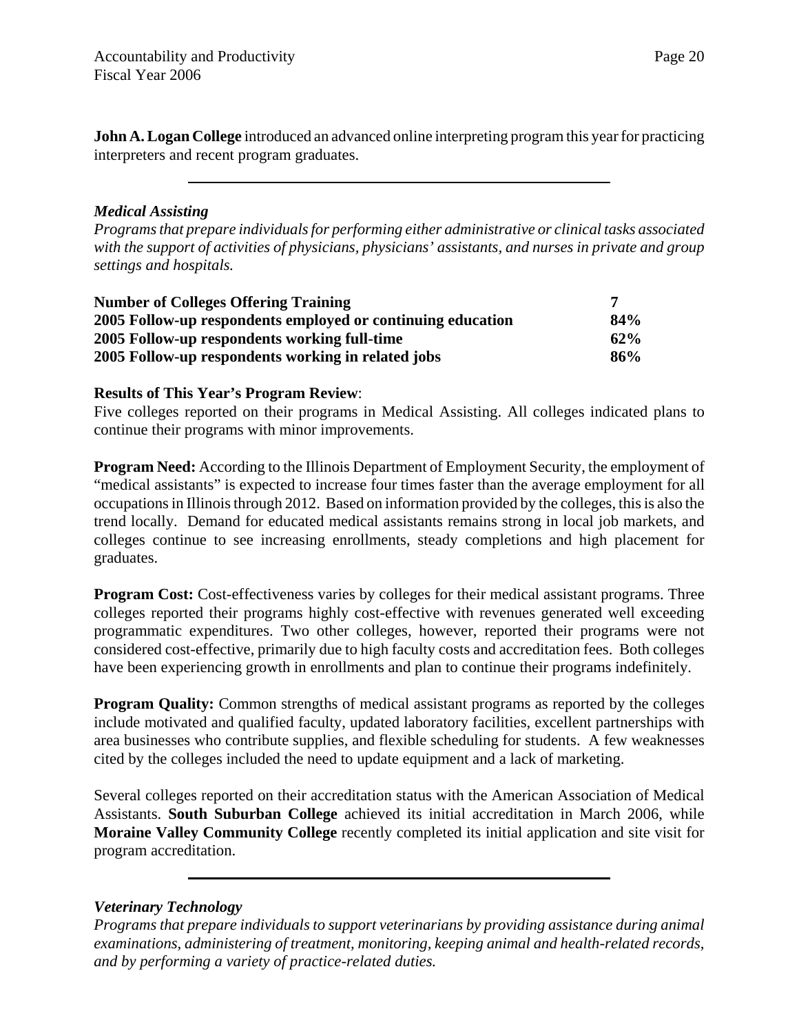**John A. Logan College** introduced an advanced online interpreting program this year for practicing interpreters and recent program graduates.

---

### *Medical Assisting*

*Programs that prepare individuals for performing either administrative or clinical tasks associated with the support of activities of physicians, physicians' assistants, and nurses in private and group settings and hospitals.*

| | |
|---|---|
| **Number of Colleges Offering Training** | **7** |
| **2005 Follow-up respondents employed or continuing education** | **84%** |
| **2005 Follow-up respondents working full-time** | **62%** |
| **2005 Follow-up respondents working in related jobs** | **86%** |

**Results of This Year's Program Review**:
Five colleges reported on their programs in Medical Assisting. All colleges indicated plans to continue their programs with minor improvements.

**Program Need:** According to the Illinois Department of Employment Security, the employment of "medical assistants" is expected to increase four times faster than the average employment for all occupations in Illinois through 2012. Based on information provided by the colleges, this is also the trend locally. Demand for educated medical assistants remains strong in local job markets, and colleges continue to see increasing enrollments, steady completions and high placement for graduates.

**Program Cost:** Cost-effectiveness varies by colleges for their medical assistant programs. Three colleges reported their programs highly cost-effective with revenues generated well exceeding programmatic expenditures. Two other colleges, however, reported their programs were not considered cost-effective, primarily due to high faculty costs and accreditation fees. Both colleges have been experiencing growth in enrollments and plan to continue their programs indefinitely.

**Program Quality:** Common strengths of medical assistant programs as reported by the colleges include motivated and qualified faculty, updated laboratory facilities, excellent partnerships with area businesses who contribute supplies, and flexible scheduling for students. A few weaknesses cited by the colleges included the need to update equipment and a lack of marketing.

Several colleges reported on their accreditation status with the American Association of Medical Assistants. **South Suburban College** achieved its initial accreditation in March 2006, while **Moraine Valley Community College** recently completed its initial application and site visit for program accreditation.

---

### *Veterinary Technology*

*Programs that prepare individuals to support veterinarians by providing assistance during animal examinations, administering of treatment, monitoring, keeping animal and health-related records, and by performing a variety of practice-related duties.*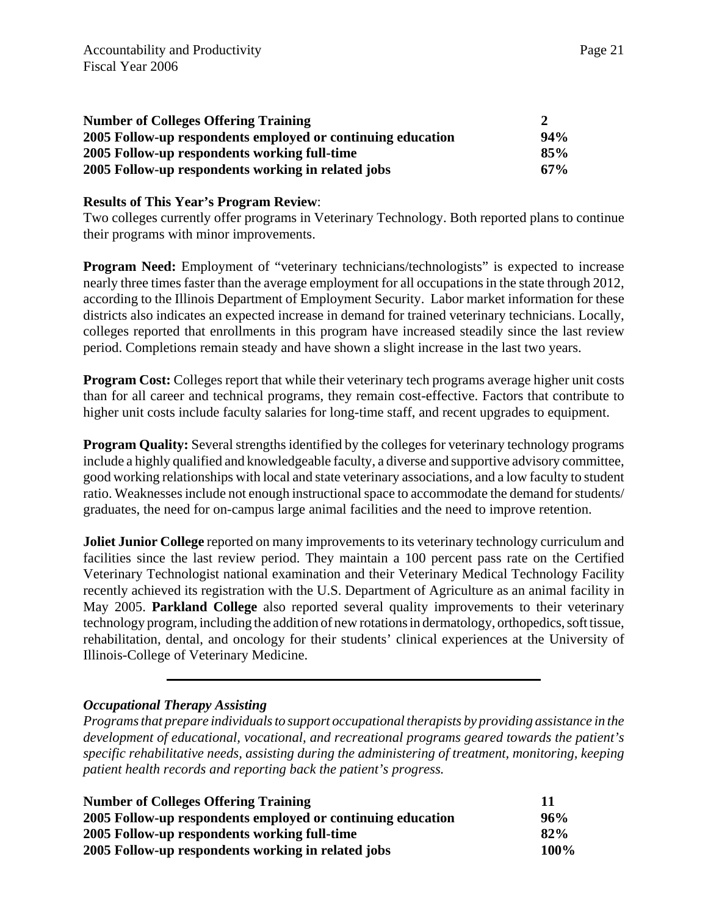| | |
|---|---|
| **Number of Colleges Offering Training** | **2** |
| **2005 Follow-up respondents employed or continuing education** | **94%** |
| **2005 Follow-up respondents working full-time** | **85%** |
| **2005 Follow-up respondents working in related jobs** | **67%** |

**Results of This Year's Program Review**:
Two colleges currently offer programs in Veterinary Technology. Both reported plans to continue their programs with minor improvements.

**Program Need:** Employment of "veterinary technicians/technologists" is expected to increase nearly three times faster than the average employment for all occupations in the state through 2012, according to the Illinois Department of Employment Security. Labor market information for these districts also indicates an expected increase in demand for trained veterinary technicians. Locally, colleges reported that enrollments in this program have increased steadily since the last review period. Completions remain steady and have shown a slight increase in the last two years.

**Program Cost:** Colleges report that while their veterinary tech programs average higher unit costs than for all career and technical programs, they remain cost-effective. Factors that contribute to higher unit costs include faculty salaries for long-time staff, and recent upgrades to equipment.

**Program Quality:** Several strengths identified by the colleges for veterinary technology programs include a highly qualified and knowledgeable faculty, a diverse and supportive advisory committee, good working relationships with local and state veterinary associations, and a low faculty to student ratio. Weaknesses include not enough instructional space to accommodate the demand for students/ graduates, the need for on-campus large animal facilities and the need to improve retention.

**Joliet Junior College** reported on many improvements to its veterinary technology curriculum and facilities since the last review period. They maintain a 100 percent pass rate on the Certified Veterinary Technologist national examination and their Veterinary Medical Technology Facility recently achieved its registration with the U.S. Department of Agriculture as an animal facility in May 2005. **Parkland College** also reported several quality improvements to their veterinary technology program, including the addition of new rotations in dermatology, orthopedics, soft tissue, rehabilitation, dental, and oncology for their students' clinical experiences at the University of Illinois-College of Veterinary Medicine.

---

***Occupational Therapy Assisting***
*Programs that prepare individuals to support occupational therapists by providing assistance in the development of educational, vocational, and recreational programs geared towards the patient's specific rehabilitative needs, assisting during the administering of treatment, monitoring, keeping patient health records and reporting back the patient's progress.*

| | |
|---|---|
| **Number of Colleges Offering Training** | **11** |
| **2005 Follow-up respondents employed or continuing education** | **96%** |
| **2005 Follow-up respondents working full-time** | **82%** |
| **2005 Follow-up respondents working in related jobs** | **100%** |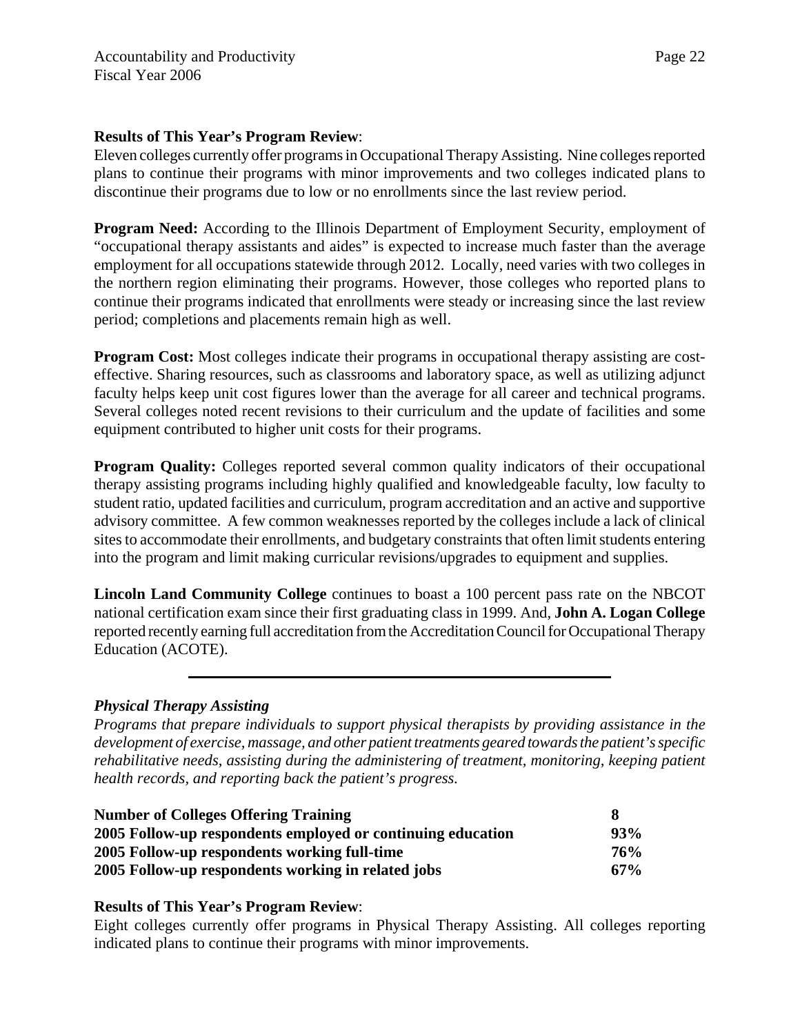**Results of This Year's Program Review**:
Eleven colleges currently offer programs in Occupational Therapy Assisting. Nine colleges reported plans to continue their programs with minor improvements and two colleges indicated plans to discontinue their programs due to low or no enrollments since the last review period.

**Program Need:** According to the Illinois Department of Employment Security, employment of "occupational therapy assistants and aides" is expected to increase much faster than the average employment for all occupations statewide through 2012. Locally, need varies with two colleges in the northern region eliminating their programs. However, those colleges who reported plans to continue their programs indicated that enrollments were steady or increasing since the last review period; completions and placements remain high as well.

**Program Cost:** Most colleges indicate their programs in occupational therapy assisting are cost-effective. Sharing resources, such as classrooms and laboratory space, as well as utilizing adjunct faculty helps keep unit cost figures lower than the average for all career and technical programs. Several colleges noted recent revisions to their curriculum and the update of facilities and some equipment contributed to higher unit costs for their programs.

**Program Quality:** Colleges reported several common quality indicators of their occupational therapy assisting programs including highly qualified and knowledgeable faculty, low faculty to student ratio, updated facilities and curriculum, program accreditation and an active and supportive advisory committee. A few common weaknesses reported by the colleges include a lack of clinical sites to accommodate their enrollments, and budgetary constraints that often limit students entering into the program and limit making curricular revisions/upgrades to equipment and supplies.

**Lincoln Land Community College** continues to boast a 100 percent pass rate on the NBCOT national certification exam since their first graduating class in 1999. And, **John A. Logan College** reported recently earning full accreditation from the Accreditation Council for Occupational Therapy Education (ACOTE).

---

### *Physical Therapy Assisting*

*Programs that prepare individuals to support physical therapists by providing assistance in the development of exercise, massage, and other patient treatments geared towards the patient's specific rehabilitative needs, assisting during the administering of treatment, monitoring, keeping patient health records, and reporting back the patient's progress.*

| | |
|---|---|
| **Number of Colleges Offering Training** | **8** |
| **2005 Follow-up respondents employed or continuing education** | **93%** |
| **2005 Follow-up respondents working full-time** | **76%** |
| **2005 Follow-up respondents working in related jobs** | **67%** |

**Results of This Year's Program Review**:
Eight colleges currently offer programs in Physical Therapy Assisting. All colleges reporting indicated plans to continue their programs with minor improvements.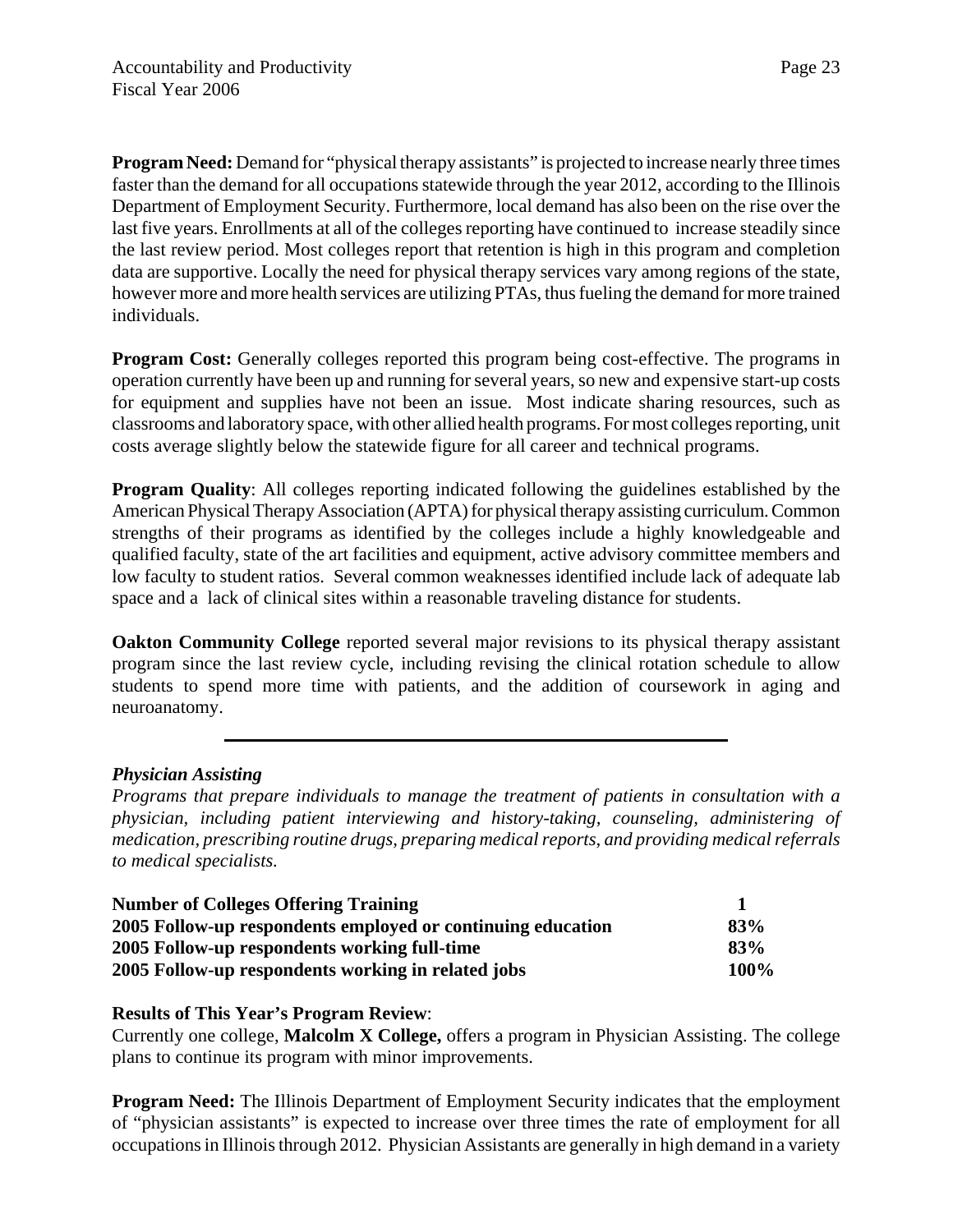**Program Need:** Demand for "physical therapy assistants" is projected to increase nearly three times faster than the demand for all occupations statewide through the year 2012, according to the Illinois Department of Employment Security. Furthermore, local demand has also been on the rise over the last five years. Enrollments at all of the colleges reporting have continued to increase steadily since the last review period. Most colleges report that retention is high in this program and completion data are supportive. Locally the need for physical therapy services vary among regions of the state, however more and more health services are utilizing PTAs, thus fueling the demand for more trained individuals.

**Program Cost:** Generally colleges reported this program being cost-effective. The programs in operation currently have been up and running for several years, so new and expensive start-up costs for equipment and supplies have not been an issue. Most indicate sharing resources, such as classrooms and laboratory space, with other allied health programs. For most colleges reporting, unit costs average slightly below the statewide figure for all career and technical programs.

**Program Quality**: All colleges reporting indicated following the guidelines established by the American Physical Therapy Association (APTA) for physical therapy assisting curriculum. Common strengths of their programs as identified by the colleges include a highly knowledgeable and qualified faculty, state of the art facilities and equipment, active advisory committee members and low faculty to student ratios. Several common weaknesses identified include lack of adequate lab space and a lack of clinical sites within a reasonable traveling distance for students.

**Oakton Community College** reported several major revisions to its physical therapy assistant program since the last review cycle, including revising the clinical rotation schedule to allow students to spend more time with patients, and the addition of coursework in aging and neuroanatomy.

---

***Physician Assisting***

*Programs that prepare individuals to manage the treatment of patients in consultation with a physician, including patient interviewing and history-taking, counseling, administering of medication, prescribing routine drugs, preparing medical reports, and providing medical referrals to medical specialists.*

| | |
|---|---|
| **Number of Colleges Offering Training** | **1** |
| **2005 Follow-up respondents employed or continuing education** | **83%** |
| **2005 Follow-up respondents working full-time** | **83%** |
| **2005 Follow-up respondents working in related jobs** | **100%** |

**Results of This Year's Program Review**:
Currently one college, **Malcolm X College,** offers a program in Physician Assisting. The college plans to continue its program with minor improvements.

**Program Need:** The Illinois Department of Employment Security indicates that the employment of "physician assistants" is expected to increase over three times the rate of employment for all occupations in Illinois through 2012. Physician Assistants are generally in high demand in a variety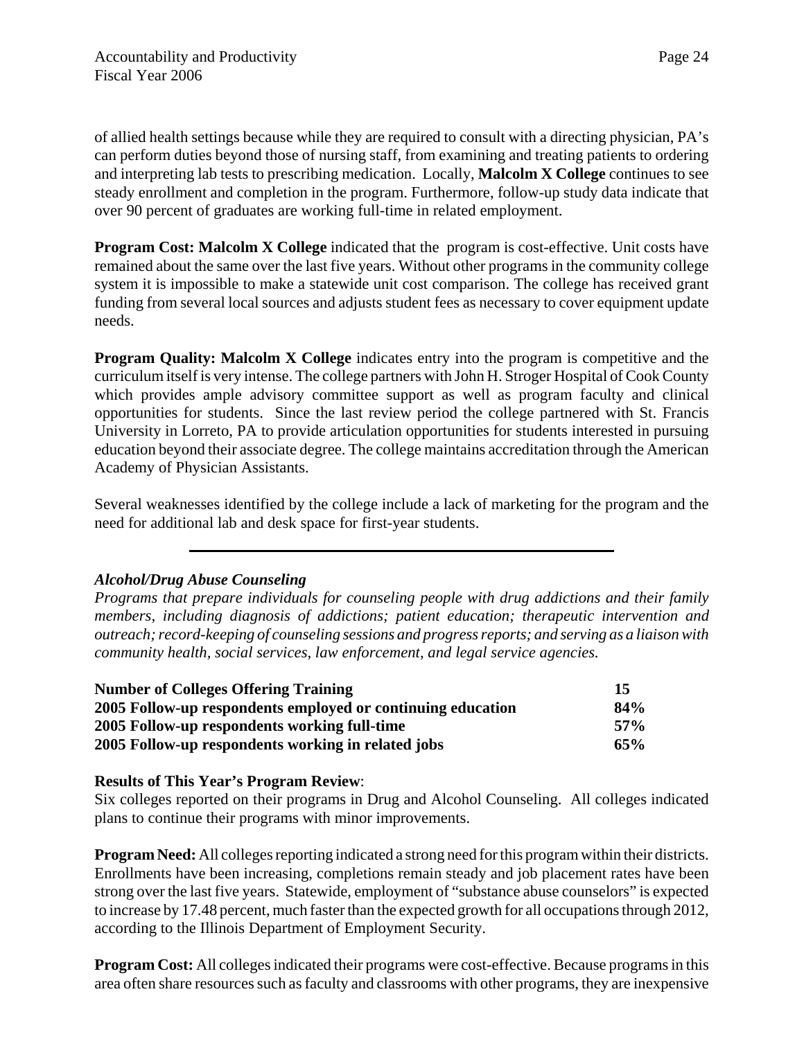of allied health settings because while they are required to consult with a directing physician, PA's can perform duties beyond those of nursing staff, from examining and treating patients to ordering and interpreting lab tests to prescribing medication. Locally, **Malcolm X College** continues to see steady enrollment and completion in the program. Furthermore, follow-up study data indicate that over 90 percent of graduates are working full-time in related employment.

**Program Cost: Malcolm X College** indicated that the program is cost-effective. Unit costs have remained about the same over the last five years. Without other programs in the community college system it is impossible to make a statewide unit cost comparison. The college has received grant funding from several local sources and adjusts student fees as necessary to cover equipment update needs.

**Program Quality: Malcolm X College** indicates entry into the program is competitive and the curriculum itself is very intense. The college partners with John H. Stroger Hospital of Cook County which provides ample advisory committee support as well as program faculty and clinical opportunities for students. Since the last review period the college partnered with St. Francis University in Lorreto, PA to provide articulation opportunities for students interested in pursuing education beyond their associate degree. The college maintains accreditation through the American Academy of Physician Assistants.

Several weaknesses identified by the college include a lack of marketing for the program and the need for additional lab and desk space for first-year students.

---

### *Alcohol/Drug Abuse Counseling*

*Programs that prepare individuals for counseling people with drug addictions and their family members, including diagnosis of addictions; patient education; therapeutic intervention and outreach; record-keeping of counseling sessions and progress reports; and serving as a liaison with community health, social services, law enforcement, and legal service agencies.*

| | |
|---|---|
| **Number of Colleges Offering Training** | **15** |
| **2005 Follow-up respondents employed or continuing education** | **84%** |
| **2005 Follow-up respondents working full-time** | **57%** |
| **2005 Follow-up respondents working in related jobs** | **65%** |

**Results of This Year's Program Review**:
Six colleges reported on their programs in Drug and Alcohol Counseling. All colleges indicated plans to continue their programs with minor improvements.

**Program Need:** All colleges reporting indicated a strong need for this program within their districts. Enrollments have been increasing, completions remain steady and job placement rates have been strong over the last five years. Statewide, employment of "substance abuse counselors" is expected to increase by 17.48 percent, much faster than the expected growth for all occupations through 2012, according to the Illinois Department of Employment Security.

**Program Cost:** All colleges indicated their programs were cost-effective. Because programs in this area often share resources such as faculty and classrooms with other programs, they are inexpensive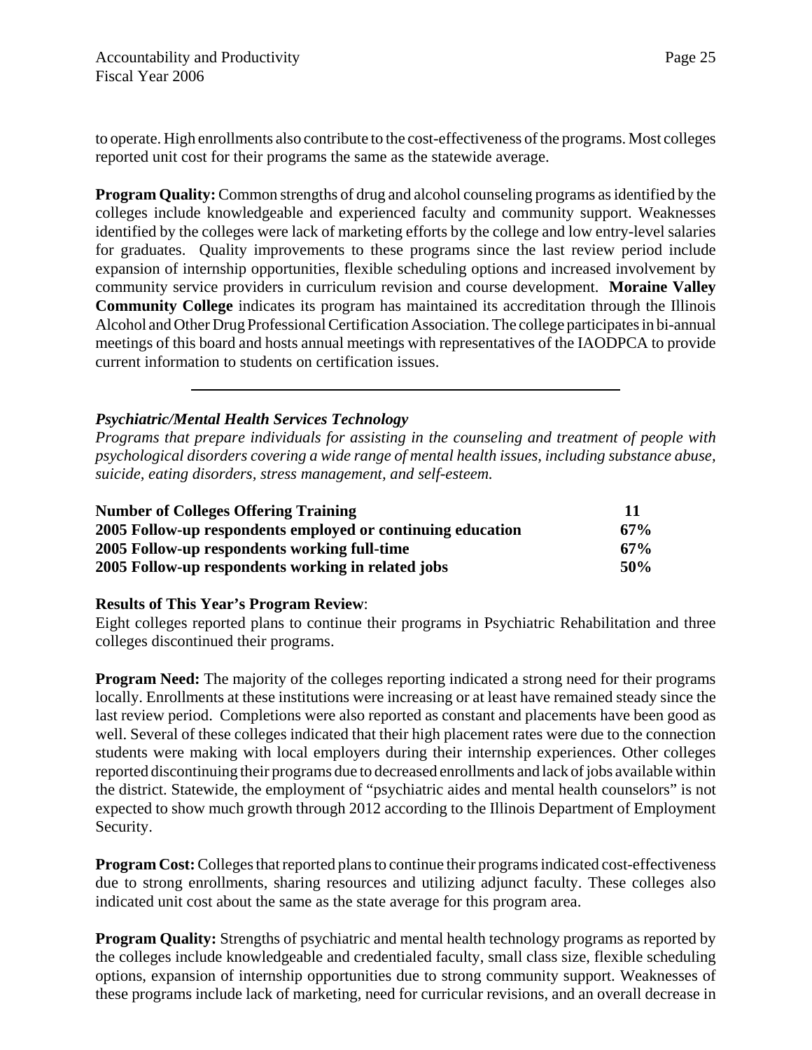to operate. High enrollments also contribute to the cost-effectiveness of the programs. Most colleges reported unit cost for their programs the same as the statewide average.

**Program Quality:** Common strengths of drug and alcohol counseling programs as identified by the colleges include knowledgeable and experienced faculty and community support. Weaknesses identified by the colleges were lack of marketing efforts by the college and low entry-level salaries for graduates. Quality improvements to these programs since the last review period include expansion of internship opportunities, flexible scheduling options and increased involvement by community service providers in curriculum revision and course development. **Moraine Valley Community College** indicates its program has maintained its accreditation through the Illinois Alcohol and Other Drug Professional Certification Association. The college participates in bi-annual meetings of this board and hosts annual meetings with representatives of the IAODPCA to provide current information to students on certification issues.

---

### *Psychiatric/Mental Health Services Technology*

*Programs that prepare individuals for assisting in the counseling and treatment of people with psychological disorders covering a wide range of mental health issues, including substance abuse, suicide, eating disorders, stress management, and self-esteem.*

| | |
|---|---|
| **Number of Colleges Offering Training** | **11** |
| **2005 Follow-up respondents employed or continuing education** | **67%** |
| **2005 Follow-up respondents working full-time** | **67%** |
| **2005 Follow-up respondents working in related jobs** | **50%** |

**Results of This Year's Program Review**:

Eight colleges reported plans to continue their programs in Psychiatric Rehabilitation and three colleges discontinued their programs.

**Program Need:** The majority of the colleges reporting indicated a strong need for their programs locally. Enrollments at these institutions were increasing or at least have remained steady since the last review period. Completions were also reported as constant and placements have been good as well. Several of these colleges indicated that their high placement rates were due to the connection students were making with local employers during their internship experiences. Other colleges reported discontinuing their programs due to decreased enrollments and lack of jobs available within the district. Statewide, the employment of "psychiatric aides and mental health counselors" is not expected to show much growth through 2012 according to the Illinois Department of Employment Security.

**Program Cost:** Colleges that reported plans to continue their programs indicated cost-effectiveness due to strong enrollments, sharing resources and utilizing adjunct faculty. These colleges also indicated unit cost about the same as the state average for this program area.

**Program Quality:** Strengths of psychiatric and mental health technology programs as reported by the colleges include knowledgeable and credentialed faculty, small class size, flexible scheduling options, expansion of internship opportunities due to strong community support. Weaknesses of these programs include lack of marketing, need for curricular revisions, and an overall decrease in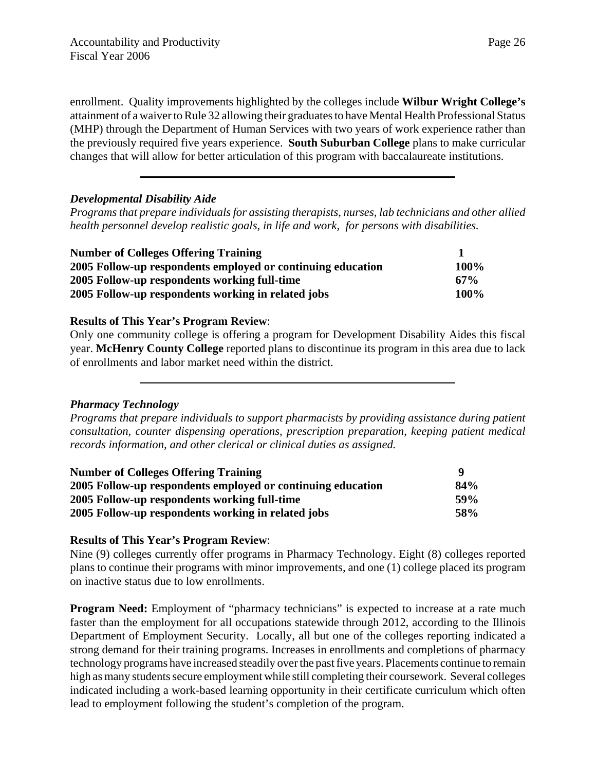enrollment. Quality improvements highlighted by the colleges include **Wilbur Wright College's** attainment of a waiver to Rule 32 allowing their graduates to have Mental Health Professional Status (MHP) through the Department of Human Services with two years of work experience rather than the previously required five years experience. **South Suburban College** plans to make curricular changes that will allow for better articulation of this program with baccalaureate institutions.

---

***Developmental Disability Aide***

*Programs that prepare individuals for assisting therapists, nurses, lab technicians and other allied health personnel develop realistic goals, in life and work, for persons with disabilities.*

| | |
|---|---|
| **Number of Colleges Offering Training** | **1** |
| **2005 Follow-up respondents employed or continuing education** | **100%** |
| **2005 Follow-up respondents working full-time** | **67%** |
| **2005 Follow-up respondents working in related jobs** | **100%** |

**Results of This Year's Program Review**:

Only one community college is offering a program for Development Disability Aides this fiscal year. **McHenry County College** reported plans to discontinue its program in this area due to lack of enrollments and labor market need within the district.

---

***Pharmacy Technology***

*Programs that prepare individuals to support pharmacists by providing assistance during patient consultation, counter dispensing operations, prescription preparation, keeping patient medical records information, and other clerical or clinical duties as assigned.*

| | |
|---|---|
| **Number of Colleges Offering Training** | **9** |
| **2005 Follow-up respondents employed or continuing education** | **84%** |
| **2005 Follow-up respondents working full-time** | **59%** |
| **2005 Follow-up respondents working in related jobs** | **58%** |

**Results of This Year's Program Review**:

Nine (9) colleges currently offer programs in Pharmacy Technology. Eight (8) colleges reported plans to continue their programs with minor improvements, and one (1) college placed its program on inactive status due to low enrollments.

**Program Need:** Employment of "pharmacy technicians" is expected to increase at a rate much faster than the employment for all occupations statewide through 2012, according to the Illinois Department of Employment Security. Locally, all but one of the colleges reporting indicated a strong demand for their training programs. Increases in enrollments and completions of pharmacy technology programs have increased steadily over the past five years. Placements continue to remain high as many students secure employment while still completing their coursework. Several colleges indicated including a work-based learning opportunity in their certificate curriculum which often lead to employment following the student's completion of the program.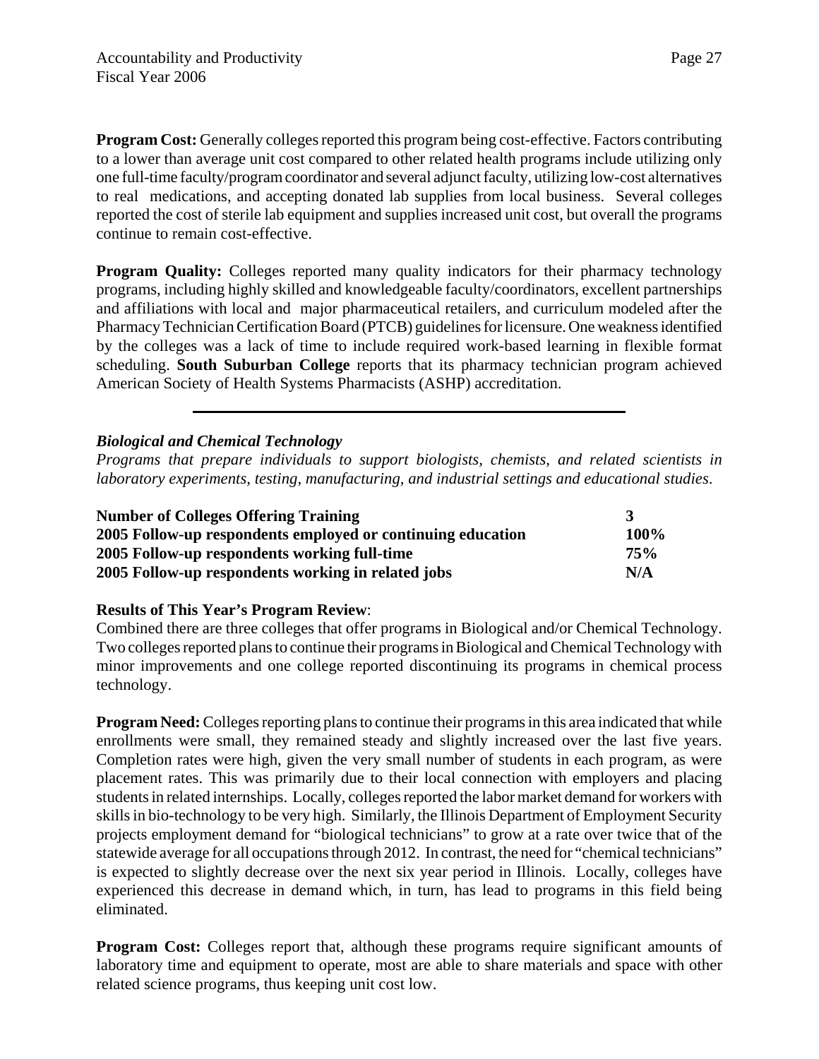**Program Cost:** Generally colleges reported this program being cost-effective. Factors contributing to a lower than average unit cost compared to other related health programs include utilizing only one full-time faculty/program coordinator and several adjunct faculty, utilizing low-cost alternatives to real medications, and accepting donated lab supplies from local business. Several colleges reported the cost of sterile lab equipment and supplies increased unit cost, but overall the programs continue to remain cost-effective.

**Program Quality:** Colleges reported many quality indicators for their pharmacy technology programs, including highly skilled and knowledgeable faculty/coordinators, excellent partnerships and affiliations with local and major pharmaceutical retailers, and curriculum modeled after the Pharmacy Technician Certification Board (PTCB) guidelines for licensure. One weakness identified by the colleges was a lack of time to include required work-based learning in flexible format scheduling. **South Suburban College** reports that its pharmacy technician program achieved American Society of Health Systems Pharmacists (ASHP) accreditation.

---

### *Biological and Chemical Technology*

*Programs that prepare individuals to support biologists, chemists, and related scientists in laboratory experiments, testing, manufacturing, and industrial settings and educational studies.*

| | |
|---|---|
| **Number of Colleges Offering Training** | **3** |
| **2005 Follow-up respondents employed or continuing education** | **100%** |
| **2005 Follow-up respondents working full-time** | **75%** |
| **2005 Follow-up respondents working in related jobs** | **N/A** |

**Results of This Year's Program Review**:
Combined there are three colleges that offer programs in Biological and/or Chemical Technology. Two colleges reported plans to continue their programs in Biological and Chemical Technology with minor improvements and one college reported discontinuing its programs in chemical process technology.

**Program Need:** Colleges reporting plans to continue their programs in this area indicated that while enrollments were small, they remained steady and slightly increased over the last five years. Completion rates were high, given the very small number of students in each program, as were placement rates. This was primarily due to their local connection with employers and placing students in related internships. Locally, colleges reported the labor market demand for workers with skills in bio-technology to be very high. Similarly, the Illinois Department of Employment Security projects employment demand for "biological technicians" to grow at a rate over twice that of the statewide average for all occupations through 2012. In contrast, the need for "chemical technicians" is expected to slightly decrease over the next six year period in Illinois. Locally, colleges have experienced this decrease in demand which, in turn, has lead to programs in this field being eliminated.

**Program Cost:** Colleges report that, although these programs require significant amounts of laboratory time and equipment to operate, most are able to share materials and space with other related science programs, thus keeping unit cost low.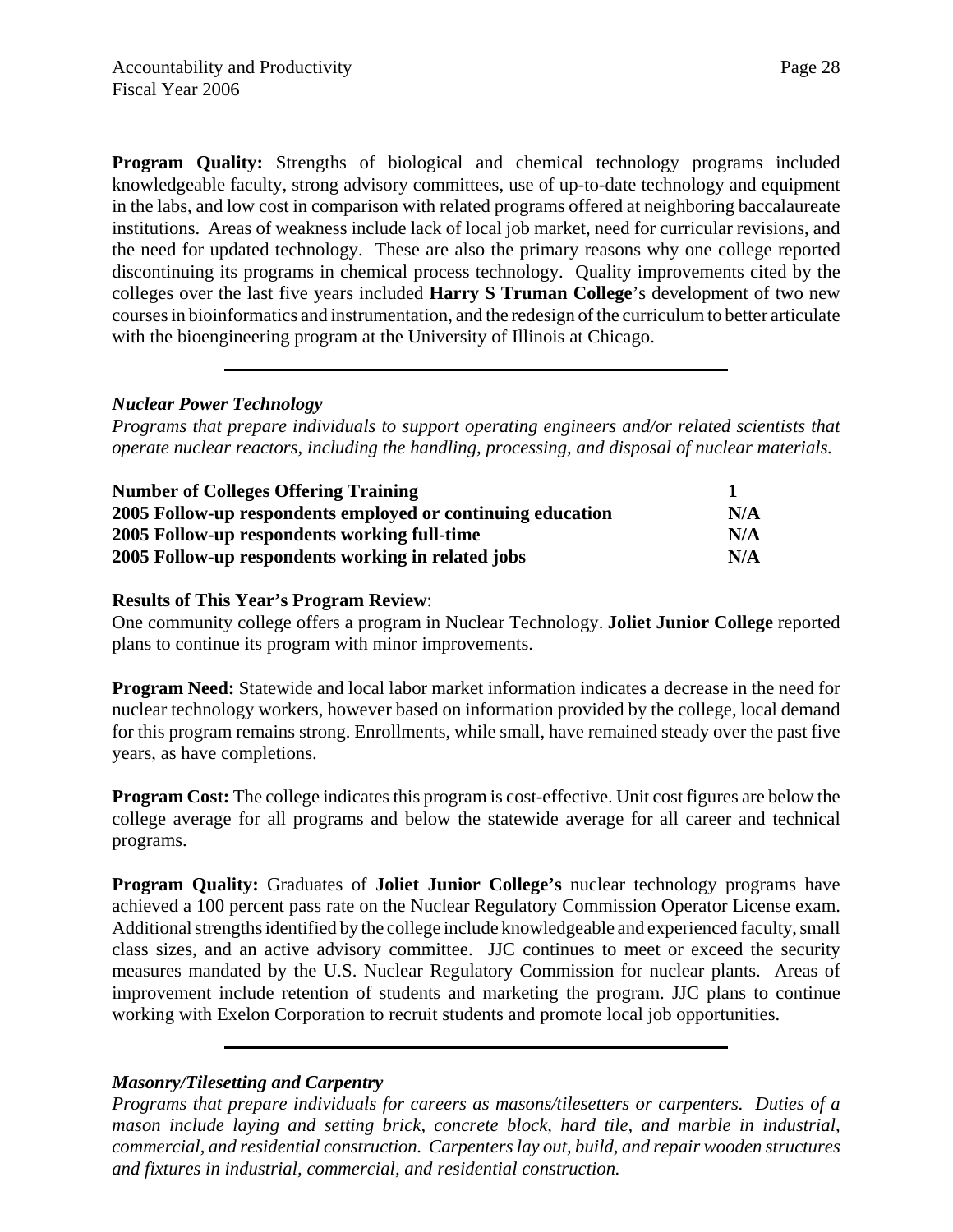**Program Quality:** Strengths of biological and chemical technology programs included knowledgeable faculty, strong advisory committees, use of up-to-date technology and equipment in the labs, and low cost in comparison with related programs offered at neighboring baccalaureate institutions. Areas of weakness include lack of local job market, need for curricular revisions, and the need for updated technology. These are also the primary reasons why one college reported discontinuing its programs in chemical process technology. Quality improvements cited by the colleges over the last five years included **Harry S Truman College**'s development of two new courses in bioinformatics and instrumentation, and the redesign of the curriculum to better articulate with the bioengineering program at the University of Illinois at Chicago.

---

***Nuclear Power Technology***

*Programs that prepare individuals to support operating engineers and/or related scientists that operate nuclear reactors, including the handling, processing, and disposal of nuclear materials.*

| | |
|---|---|
| **Number of Colleges Offering Training** | **1** |
| **2005 Follow-up respondents employed or continuing education** | **N/A** |
| **2005 Follow-up respondents working full-time** | **N/A** |
| **2005 Follow-up respondents working in related jobs** | **N/A** |

**Results of This Year's Program Review**:

One community college offers a program in Nuclear Technology. **Joliet Junior College** reported plans to continue its program with minor improvements.

**Program Need:** Statewide and local labor market information indicates a decrease in the need for nuclear technology workers, however based on information provided by the college, local demand for this program remains strong. Enrollments, while small, have remained steady over the past five years, as have completions.

**Program Cost:** The college indicates this program is cost-effective. Unit cost figures are below the college average for all programs and below the statewide average for all career and technical programs.

**Program Quality:** Graduates of **Joliet Junior College's** nuclear technology programs have achieved a 100 percent pass rate on the Nuclear Regulatory Commission Operator License exam. Additional strengths identified by the college include knowledgeable and experienced faculty, small class sizes, and an active advisory committee. JJC continues to meet or exceed the security measures mandated by the U.S. Nuclear Regulatory Commission for nuclear plants. Areas of improvement include retention of students and marketing the program. JJC plans to continue working with Exelon Corporation to recruit students and promote local job opportunities.

---

***Masonry/Tilesetting and Carpentry***

*Programs that prepare individuals for careers as masons/tilesetters or carpenters. Duties of a mason include laying and setting brick, concrete block, hard tile, and marble in industrial, commercial, and residential construction. Carpenters lay out, build, and repair wooden structures and fixtures in industrial, commercial, and residential construction.*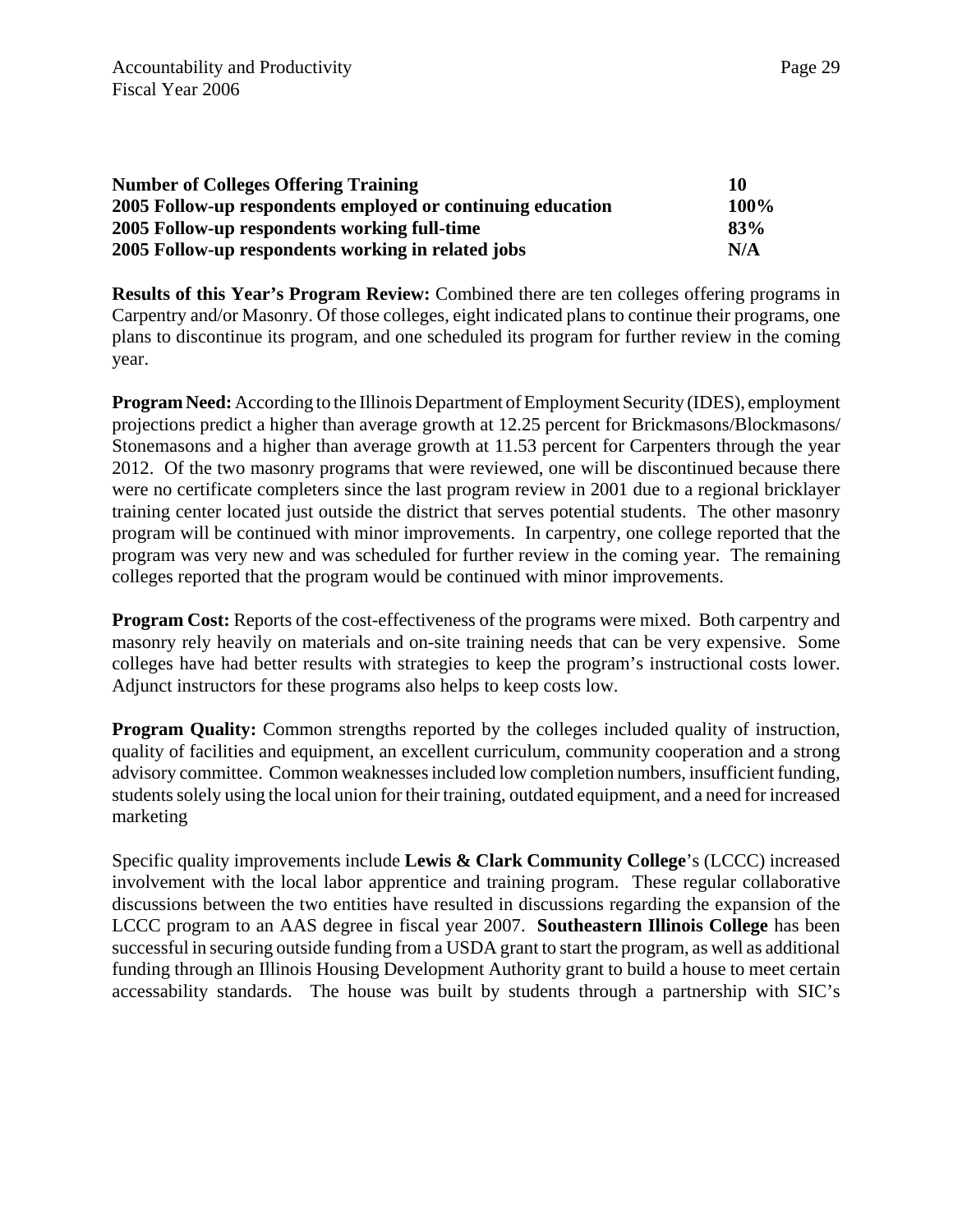| Number of Colleges Offering Training | 10 |
| --- | --- |
| 2005 Follow-up respondents employed or continuing education | 100% |
| 2005 Follow-up respondents working full-time | 83% |
| 2005 Follow-up respondents working in related jobs | N/A |

**Results of this Year's Program Review:** Combined there are ten colleges offering programs in Carpentry and/or Masonry. Of those colleges, eight indicated plans to continue their programs, one plans to discontinue its program, and one scheduled its program for further review in the coming year.

**Program Need:** According to the Illinois Department of Employment Security (IDES), employment projections predict a higher than average growth at 12.25 percent for Brickmasons/Blockmasons/ Stonemasons and a higher than average growth at 11.53 percent for Carpenters through the year 2012. Of the two masonry programs that were reviewed, one will be discontinued because there were no certificate completers since the last program review in 2001 due to a regional bricklayer training center located just outside the district that serves potential students. The other masonry program will be continued with minor improvements. In carpentry, one college reported that the program was very new and was scheduled for further review in the coming year. The remaining colleges reported that the program would be continued with minor improvements.

**Program Cost:** Reports of the cost-effectiveness of the programs were mixed. Both carpentry and masonry rely heavily on materials and on-site training needs that can be very expensive. Some colleges have had better results with strategies to keep the program's instructional costs lower. Adjunct instructors for these programs also helps to keep costs low.

**Program Quality:** Common strengths reported by the colleges included quality of instruction, quality of facilities and equipment, an excellent curriculum, community cooperation and a strong advisory committee. Common weaknesses included low completion numbers, insufficient funding, students solely using the local union for their training, outdated equipment, and a need for increased marketing

Specific quality improvements include **Lewis & Clark Community College**'s (LCCC) increased involvement with the local labor apprentice and training program. These regular collaborative discussions between the two entities have resulted in discussions regarding the expansion of the LCCC program to an AAS degree in fiscal year 2007. **Southeastern Illinois College** has been successful in securing outside funding from a USDA grant to start the program, as well as additional funding through an Illinois Housing Development Authority grant to build a house to meet certain accessability standards. The house was built by students through a partnership with SIC's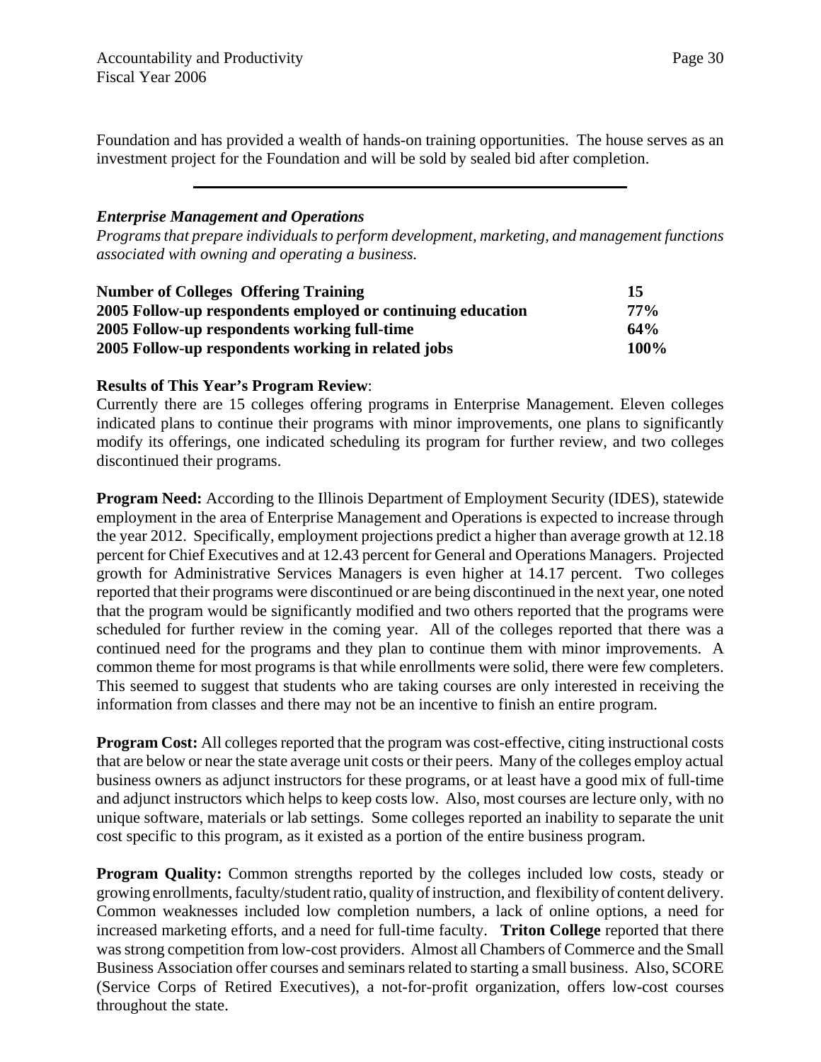Foundation and has provided a wealth of hands-on training opportunities. The house serves as an investment project for the Foundation and will be sold by sealed bid after completion.

---

***Enterprise Management and Operations***

*Programs that prepare individuals to perform development, marketing, and management functions associated with owning and operating a business.*

| | |
|---|---|
| **Number of Colleges Offering Training** | **15** |
| **2005 Follow-up respondents employed or continuing education** | **77%** |
| **2005 Follow-up respondents working full-time** | **64%** |
| **2005 Follow-up respondents working in related jobs** | **100%** |

**Results of This Year's Program Review**:
Currently there are 15 colleges offering programs in Enterprise Management. Eleven colleges indicated plans to continue their programs with minor improvements, one plans to significantly modify its offerings, one indicated scheduling its program for further review, and two colleges discontinued their programs.

**Program Need:** According to the Illinois Department of Employment Security (IDES), statewide employment in the area of Enterprise Management and Operations is expected to increase through the year 2012. Specifically, employment projections predict a higher than average growth at 12.18 percent for Chief Executives and at 12.43 percent for General and Operations Managers. Projected growth for Administrative Services Managers is even higher at 14.17 percent. Two colleges reported that their programs were discontinued or are being discontinued in the next year, one noted that the program would be significantly modified and two others reported that the programs were scheduled for further review in the coming year. All of the colleges reported that there was a continued need for the programs and they plan to continue them with minor improvements. A common theme for most programs is that while enrollments were solid, there were few completers. This seemed to suggest that students who are taking courses are only interested in receiving the information from classes and there may not be an incentive to finish an entire program.

**Program Cost:** All colleges reported that the program was cost-effective, citing instructional costs that are below or near the state average unit costs or their peers. Many of the colleges employ actual business owners as adjunct instructors for these programs, or at least have a good mix of full-time and adjunct instructors which helps to keep costs low. Also, most courses are lecture only, with no unique software, materials or lab settings. Some colleges reported an inability to separate the unit cost specific to this program, as it existed as a portion of the entire business program.

**Program Quality:** Common strengths reported by the colleges included low costs, steady or growing enrollments, faculty/student ratio, quality of instruction, and flexibility of content delivery. Common weaknesses included low completion numbers, a lack of online options, a need for increased marketing efforts, and a need for full-time faculty. **Triton College** reported that there was strong competition from low-cost providers. Almost all Chambers of Commerce and the Small Business Association offer courses and seminars related to starting a small business. Also, SCORE (Service Corps of Retired Executives), a not-for-profit organization, offers low-cost courses throughout the state.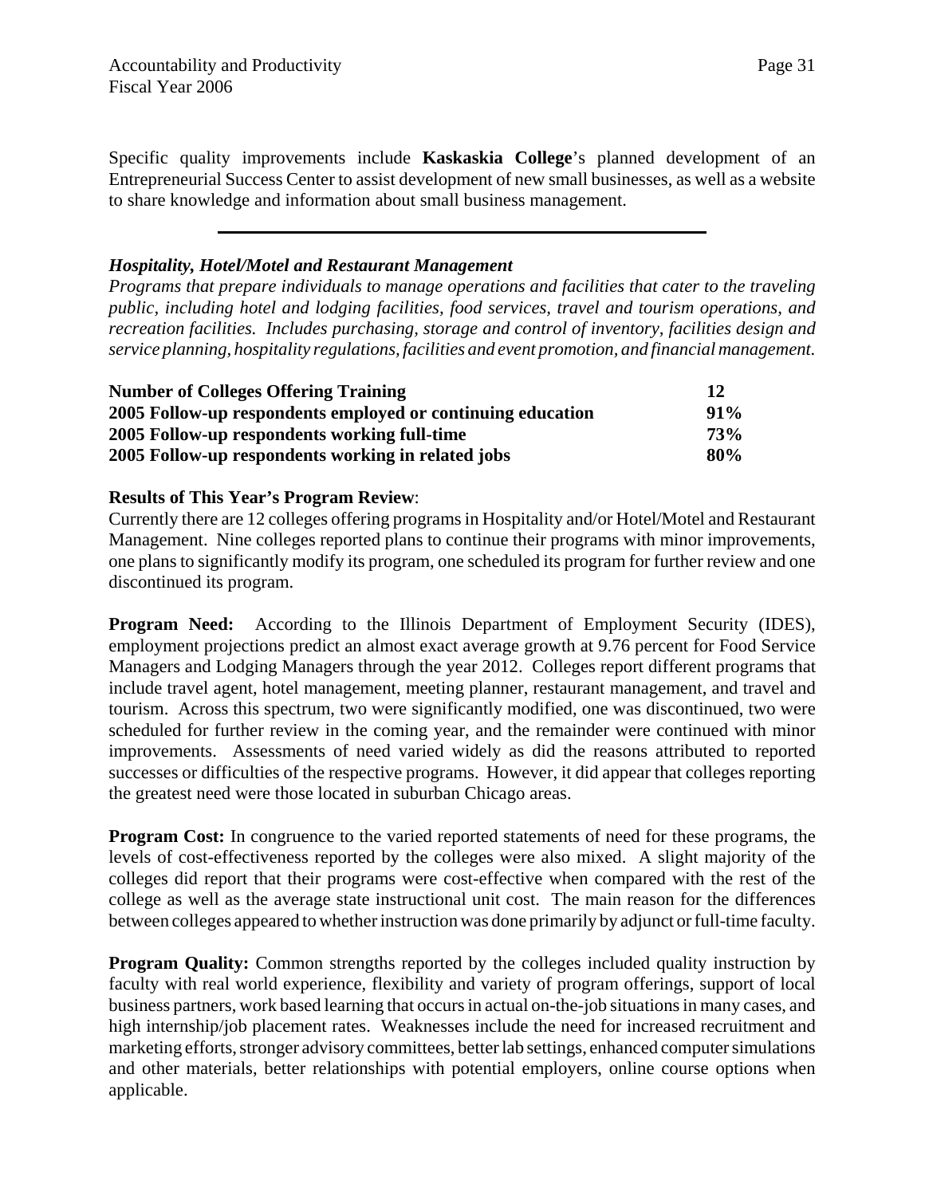Specific quality improvements include **Kaskaskia College**'s planned development of an Entrepreneurial Success Center to assist development of new small businesses, as well as a website to share knowledge and information about small business management.

---

### *Hospitality, Hotel/Motel and Restaurant Management*

*Programs that prepare individuals to manage operations and facilities that cater to the traveling public, including hotel and lodging facilities, food services, travel and tourism operations, and recreation facilities. Includes purchasing, storage and control of inventory, facilities design and service planning, hospitality regulations, facilities and event promotion, and financial management.*

| | |
|---|---|
| **Number of Colleges Offering Training** | **12** |
| **2005 Follow-up respondents employed or continuing education** | **91%** |
| **2005 Follow-up respondents working full-time** | **73%** |
| **2005 Follow-up respondents working in related jobs** | **80%** |

**Results of This Year's Program Review**:
Currently there are 12 colleges offering programs in Hospitality and/or Hotel/Motel and Restaurant Management. Nine colleges reported plans to continue their programs with minor improvements, one plans to significantly modify its program, one scheduled its program for further review and one discontinued its program.

**Program Need:** According to the Illinois Department of Employment Security (IDES), employment projections predict an almost exact average growth at 9.76 percent for Food Service Managers and Lodging Managers through the year 2012. Colleges report different programs that include travel agent, hotel management, meeting planner, restaurant management, and travel and tourism. Across this spectrum, two were significantly modified, one was discontinued, two were scheduled for further review in the coming year, and the remainder were continued with minor improvements. Assessments of need varied widely as did the reasons attributed to reported successes or difficulties of the respective programs. However, it did appear that colleges reporting the greatest need were those located in suburban Chicago areas.

**Program Cost:** In congruence to the varied reported statements of need for these programs, the levels of cost-effectiveness reported by the colleges were also mixed. A slight majority of the colleges did report that their programs were cost-effective when compared with the rest of the college as well as the average state instructional unit cost. The main reason for the differences between colleges appeared to whether instruction was done primarily by adjunct or full-time faculty.

**Program Quality:** Common strengths reported by the colleges included quality instruction by faculty with real world experience, flexibility and variety of program offerings, support of local business partners, work based learning that occurs in actual on-the-job situations in many cases, and high internship/job placement rates. Weaknesses include the need for increased recruitment and marketing efforts, stronger advisory committees, better lab settings, enhanced computer simulations and other materials, better relationships with potential employers, online course options when applicable.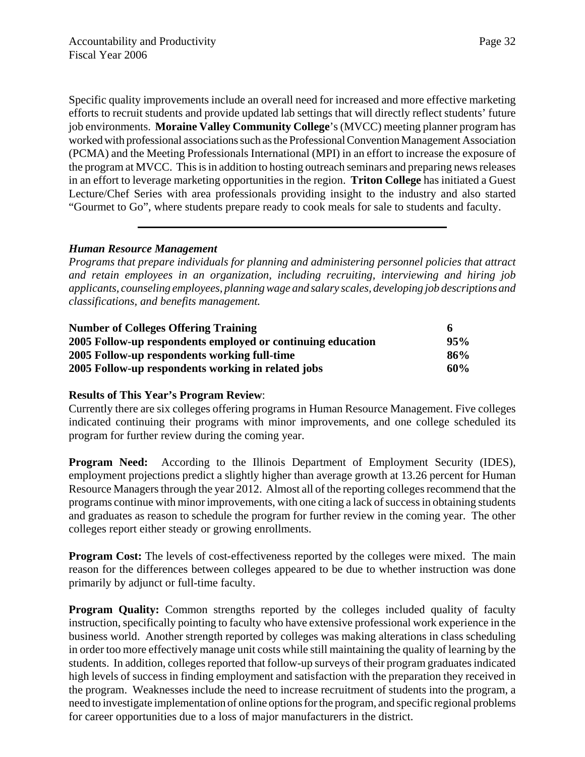Specific quality improvements include an overall need for increased and more effective marketing efforts to recruit students and provide updated lab settings that will directly reflect students' future job environments. **Moraine Valley Community College**'s (MVCC) meeting planner program has worked with professional associations such as the Professional Convention Management Association (PCMA) and the Meeting Professionals International (MPI) in an effort to increase the exposure of the program at MVCC. This is in addition to hosting outreach seminars and preparing news releases in an effort to leverage marketing opportunities in the region. **Triton College** has initiated a Guest Lecture/Chef Series with area professionals providing insight to the industry and also started "Gourmet to Go", where students prepare ready to cook meals for sale to students and faculty.

---

### *Human Resource Management*

*Programs that prepare individuals for planning and administering personnel policies that attract and retain employees in an organization, including recruiting, interviewing and hiring job applicants, counseling employees, planning wage and salary scales, developing job descriptions and classifications, and benefits management.*

| | |
|---|---|
| **Number of Colleges Offering Training** | **6** |
| **2005 Follow-up respondents employed or continuing education** | **95%** |
| **2005 Follow-up respondents working full-time** | **86%** |
| **2005 Follow-up respondents working in related jobs** | **60%** |

**Results of This Year's Program Review**:
Currently there are six colleges offering programs in Human Resource Management. Five colleges indicated continuing their programs with minor improvements, and one college scheduled its program for further review during the coming year.

**Program Need:** According to the Illinois Department of Employment Security (IDES), employment projections predict a slightly higher than average growth at 13.26 percent for Human Resource Managers through the year 2012. Almost all of the reporting colleges recommend that the programs continue with minor improvements, with one citing a lack of success in obtaining students and graduates as reason to schedule the program for further review in the coming year. The other colleges report either steady or growing enrollments.

**Program Cost:** The levels of cost-effectiveness reported by the colleges were mixed. The main reason for the differences between colleges appeared to be due to whether instruction was done primarily by adjunct or full-time faculty.

**Program Quality:** Common strengths reported by the colleges included quality of faculty instruction, specifically pointing to faculty who have extensive professional work experience in the business world. Another strength reported by colleges was making alterations in class scheduling in order too more effectively manage unit costs while still maintaining the quality of learning by the students. In addition, colleges reported that follow-up surveys of their program graduates indicated high levels of success in finding employment and satisfaction with the preparation they received in the program. Weaknesses include the need to increase recruitment of students into the program, a need to investigate implementation of online options for the program, and specific regional problems for career opportunities due to a loss of major manufacturers in the district.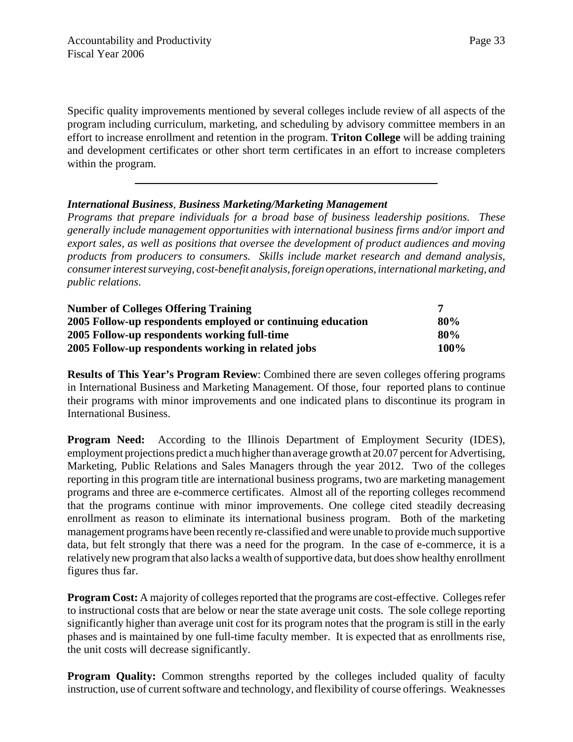Specific quality improvements mentioned by several colleges include review of all aspects of the program including curriculum, marketing, and scheduling by advisory committee members in an effort to increase enrollment and retention in the program. **Triton College** will be adding training and development certificates or other short term certificates in an effort to increase completers within the program.

---

***International Business**, **Business Marketing/Marketing Management***

*Programs that prepare individuals for a broad base of business leadership positions. These generally include management opportunities with international business firms and/or import and export sales, as well as positions that oversee the development of product audiences and moving products from producers to consumers. Skills include market research and demand analysis, consumer interest surveying, cost-benefit analysis, foreign operations, international marketing, and public relations.*

| | |
|---|---|
| **Number of Colleges Offering Training** | **7** |
| **2005 Follow-up respondents employed or continuing education** | **80%** |
| **2005 Follow-up respondents working full-time** | **80%** |
| **2005 Follow-up respondents working in related jobs** | **100%** |

**Results of This Year's Program Review**: Combined there are seven colleges offering programs in International Business and Marketing Management. Of those, four reported plans to continue their programs with minor improvements and one indicated plans to discontinue its program in International Business.

**Program Need:** According to the Illinois Department of Employment Security (IDES), employment projections predict a much higher than average growth at 20.07 percent for Advertising, Marketing, Public Relations and Sales Managers through the year 2012. Two of the colleges reporting in this program title are international business programs, two are marketing management programs and three are e-commerce certificates. Almost all of the reporting colleges recommend that the programs continue with minor improvements. One college cited steadily decreasing enrollment as reason to eliminate its international business program. Both of the marketing management programs have been recently re-classified and were unable to provide much supportive data, but felt strongly that there was a need for the program. In the case of e-commerce, it is a relatively new program that also lacks a wealth of supportive data, but does show healthy enrollment figures thus far.

**Program Cost:** A majority of colleges reported that the programs are cost-effective. Colleges refer to instructional costs that are below or near the state average unit costs. The sole college reporting significantly higher than average unit cost for its program notes that the program is still in the early phases and is maintained by one full-time faculty member. It is expected that as enrollments rise, the unit costs will decrease significantly.

**Program Quality:** Common strengths reported by the colleges included quality of faculty instruction, use of current software and technology, and flexibility of course offerings. Weaknesses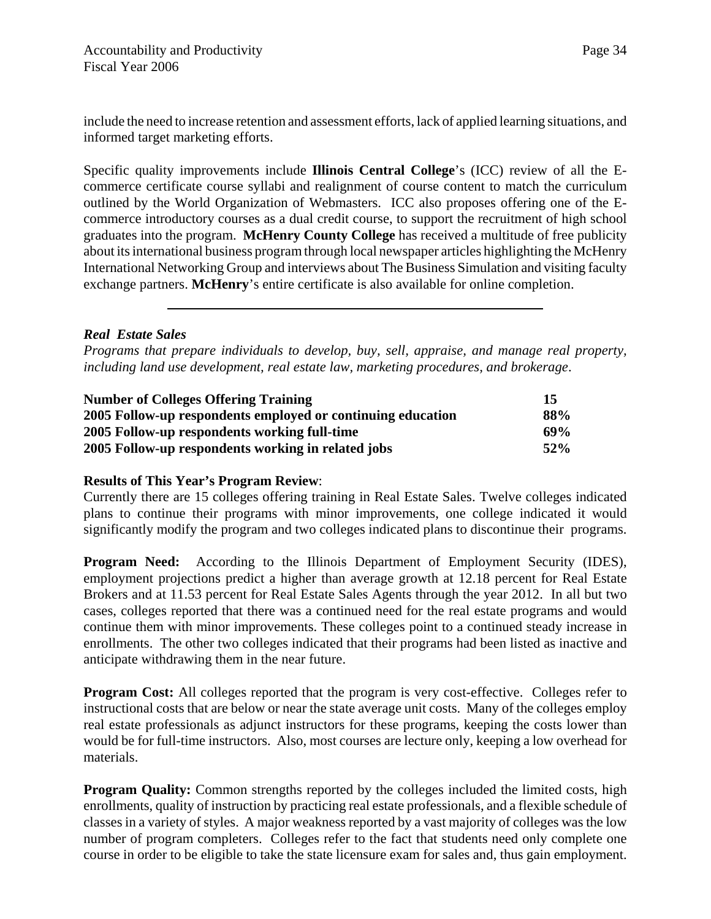include the need to increase retention and assessment efforts, lack of applied learning situations, and informed target marketing efforts.

Specific quality improvements include **Illinois Central College**'s (ICC) review of all the E-commerce certificate course syllabi and realignment of course content to match the curriculum outlined by the World Organization of Webmasters. ICC also proposes offering one of the E-commerce introductory courses as a dual credit course, to support the recruitment of high school graduates into the program. **McHenry County College** has received a multitude of free publicity about its international business program through local newspaper articles highlighting the McHenry International Networking Group and interviews about The Business Simulation and visiting faculty exchange partners. **McHenry**'s entire certificate is also available for online completion.

---

***Real Estate Sales***

*Programs that prepare individuals to develop, buy, sell, appraise, and manage real property, including land use development, real estate law, marketing procedures, and brokerage.*

| | |
|---|---|
| **Number of Colleges Offering Training** | **15** |
| **2005 Follow-up respondents employed or continuing education** | **88%** |
| **2005 Follow-up respondents working full-time** | **69%** |
| **2005 Follow-up respondents working in related jobs** | **52%** |

**Results of This Year's Program Review**:
Currently there are 15 colleges offering training in Real Estate Sales. Twelve colleges indicated plans to continue their programs with minor improvements, one college indicated it would significantly modify the program and two colleges indicated plans to discontinue their programs.

**Program Need:** According to the Illinois Department of Employment Security (IDES), employment projections predict a higher than average growth at 12.18 percent for Real Estate Brokers and at 11.53 percent for Real Estate Sales Agents through the year 2012. In all but two cases, colleges reported that there was a continued need for the real estate programs and would continue them with minor improvements. These colleges point to a continued steady increase in enrollments. The other two colleges indicated that their programs had been listed as inactive and anticipate withdrawing them in the near future.

**Program Cost:** All colleges reported that the program is very cost-effective. Colleges refer to instructional costs that are below or near the state average unit costs. Many of the colleges employ real estate professionals as adjunct instructors for these programs, keeping the costs lower than would be for full-time instructors. Also, most courses are lecture only, keeping a low overhead for materials.

**Program Quality:** Common strengths reported by the colleges included the limited costs, high enrollments, quality of instruction by practicing real estate professionals, and a flexible schedule of classes in a variety of styles. A major weakness reported by a vast majority of colleges was the low number of program completers. Colleges refer to the fact that students need only complete one course in order to be eligible to take the state licensure exam for sales and, thus gain employment.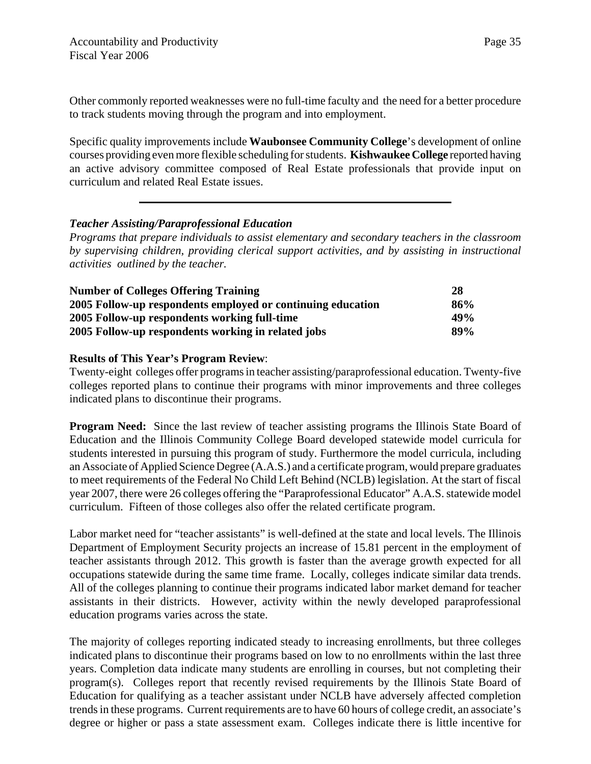Other commonly reported weaknesses were no full-time faculty and the need for a better procedure to track students moving through the program and into employment.

Specific quality improvements include **Waubonsee Community College**'s development of online courses providing even more flexible scheduling for students. **Kishwaukee College** reported having an active advisory committee composed of Real Estate professionals that provide input on curriculum and related Real Estate issues.

---

***Teacher Assisting/Paraprofessional Education***

*Programs that prepare individuals to assist elementary and secondary teachers in the classroom by supervising children, providing clerical support activities, and by assisting in instructional activities outlined by the teacher.*

| | |
|---|---|
| **Number of Colleges Offering Training** | **28** |
| **2005 Follow-up respondents employed or continuing education** | **86%** |
| **2005 Follow-up respondents working full-time** | **49%** |
| **2005 Follow-up respondents working in related jobs** | **89%** |

**Results of This Year's Program Review**:
Twenty-eight colleges offer programs in teacher assisting/paraprofessional education. Twenty-five colleges reported plans to continue their programs with minor improvements and three colleges indicated plans to discontinue their programs.

**Program Need:** Since the last review of teacher assisting programs the Illinois State Board of Education and the Illinois Community College Board developed statewide model curricula for students interested in pursuing this program of study. Furthermore the model curricula, including an Associate of Applied Science Degree (A.A.S.) and a certificate program, would prepare graduates to meet requirements of the Federal No Child Left Behind (NCLB) legislation. At the start of fiscal year 2007, there were 26 colleges offering the "Paraprofessional Educator" A.A.S. statewide model curriculum. Fifteen of those colleges also offer the related certificate program.

Labor market need for "teacher assistants" is well-defined at the state and local levels. The Illinois Department of Employment Security projects an increase of 15.81 percent in the employment of teacher assistants through 2012. This growth is faster than the average growth expected for all occupations statewide during the same time frame. Locally, colleges indicate similar data trends. All of the colleges planning to continue their programs indicated labor market demand for teacher assistants in their districts. However, activity within the newly developed paraprofessional education programs varies across the state.

The majority of colleges reporting indicated steady to increasing enrollments, but three colleges indicated plans to discontinue their programs based on low to no enrollments within the last three years. Completion data indicate many students are enrolling in courses, but not completing their program(s). Colleges report that recently revised requirements by the Illinois State Board of Education for qualifying as a teacher assistant under NCLB have adversely affected completion trends in these programs. Current requirements are to have 60 hours of college credit, an associate's degree or higher or pass a state assessment exam. Colleges indicate there is little incentive for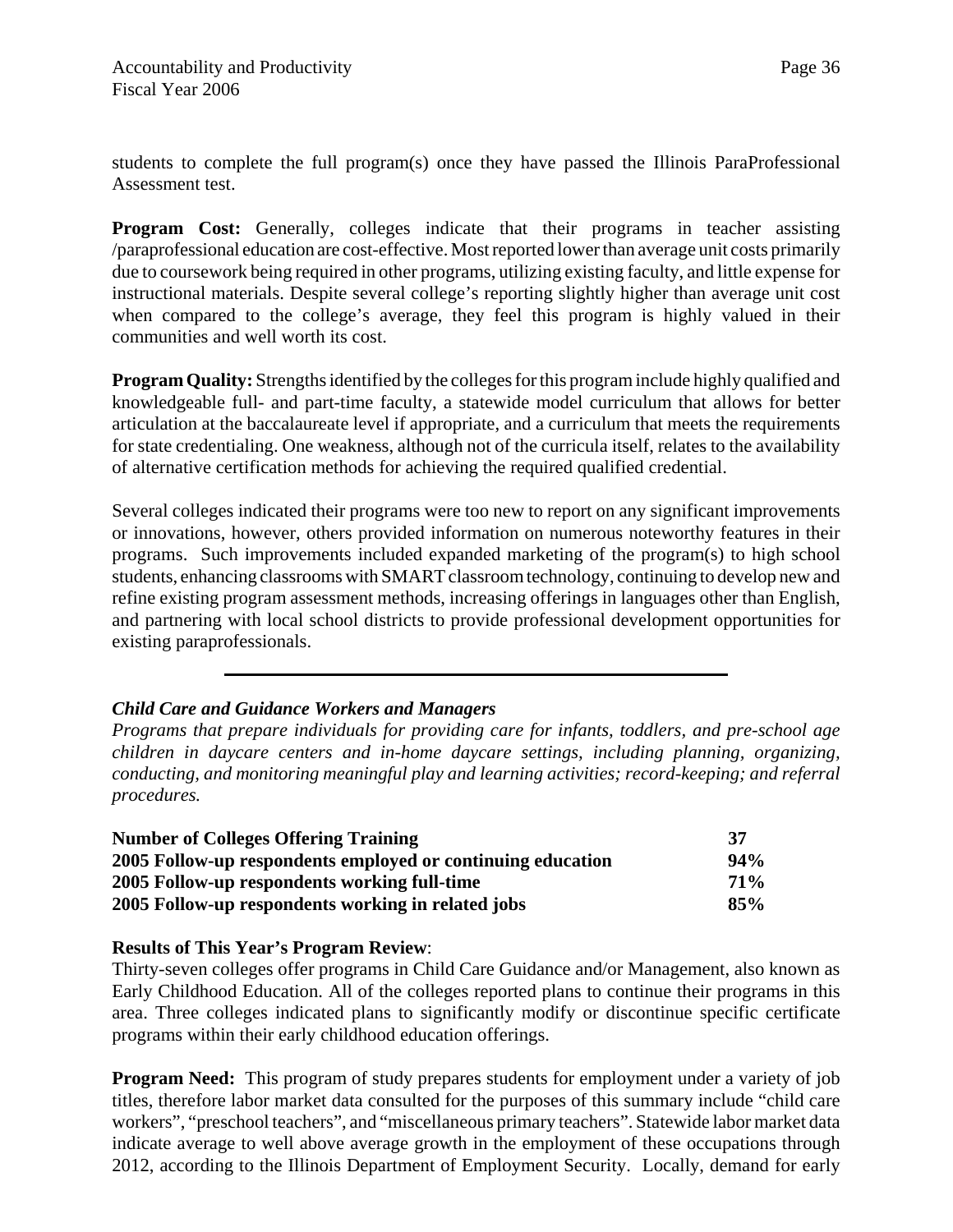students to complete the full program(s) once they have passed the Illinois ParaProfessional Assessment test.

**Program Cost:** Generally, colleges indicate that their programs in teacher assisting /paraprofessional education are cost-effective. Most reported lower than average unit costs primarily due to coursework being required in other programs, utilizing existing faculty, and little expense for instructional materials. Despite several college's reporting slightly higher than average unit cost when compared to the college's average, they feel this program is highly valued in their communities and well worth its cost.

**Program Quality:** Strengths identified by the colleges for this program include highly qualified and knowledgeable full- and part-time faculty, a statewide model curriculum that allows for better articulation at the baccalaureate level if appropriate, and a curriculum that meets the requirements for state credentialing. One weakness, although not of the curricula itself, relates to the availability of alternative certification methods for achieving the required qualified credential.

Several colleges indicated their programs were too new to report on any significant improvements or innovations, however, others provided information on numerous noteworthy features in their programs. Such improvements included expanded marketing of the program(s) to high school students, enhancing classrooms with SMART classroom technology, continuing to develop new and refine existing program assessment methods, increasing offerings in languages other than English, and partnering with local school districts to provide professional development opportunities for existing paraprofessionals.

---

***Child Care and Guidance Workers and Managers***

*Programs that prepare individuals for providing care for infants, toddlers, and pre-school age children in daycare centers and in-home daycare settings, including planning, organizing, conducting, and monitoring meaningful play and learning activities; record-keeping; and referral procedures.*

| | |
|---|---|
| **Number of Colleges Offering Training** | **37** |
| **2005 Follow-up respondents employed or continuing education** | **94%** |
| **2005 Follow-up respondents working full-time** | **71%** |
| **2005 Follow-up respondents working in related jobs** | **85%** |

**Results of This Year's Program Review**:

Thirty-seven colleges offer programs in Child Care Guidance and/or Management, also known as Early Childhood Education. All of the colleges reported plans to continue their programs in this area. Three colleges indicated plans to significantly modify or discontinue specific certificate programs within their early childhood education offerings.

**Program Need:** This program of study prepares students for employment under a variety of job titles, therefore labor market data consulted for the purposes of this summary include "child care workers", "preschool teachers", and "miscellaneous primary teachers". Statewide labor market data indicate average to well above average growth in the employment of these occupations through 2012, according to the Illinois Department of Employment Security. Locally, demand for early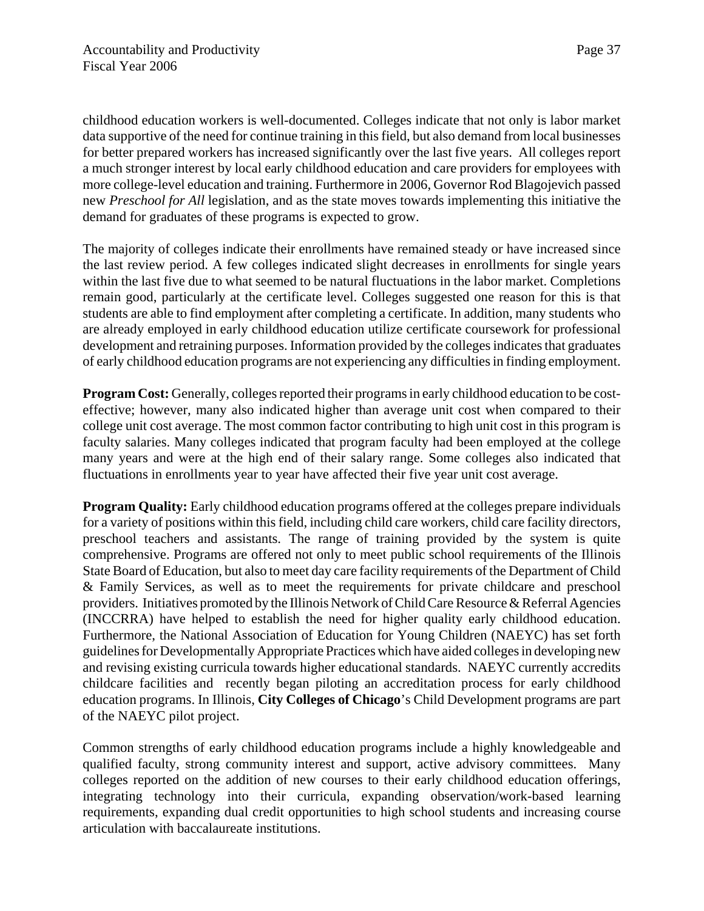childhood education workers is well-documented. Colleges indicate that not only is labor market data supportive of the need for continue training in this field, but also demand from local businesses for better prepared workers has increased significantly over the last five years. All colleges report a much stronger interest by local early childhood education and care providers for employees with more college-level education and training. Furthermore in 2006, Governor Rod Blagojevich passed new *Preschool for All* legislation, and as the state moves towards implementing this initiative the demand for graduates of these programs is expected to grow.

The majority of colleges indicate their enrollments have remained steady or have increased since the last review period. A few colleges indicated slight decreases in enrollments for single years within the last five due to what seemed to be natural fluctuations in the labor market. Completions remain good, particularly at the certificate level. Colleges suggested one reason for this is that students are able to find employment after completing a certificate. In addition, many students who are already employed in early childhood education utilize certificate coursework for professional development and retraining purposes. Information provided by the colleges indicates that graduates of early childhood education programs are not experiencing any difficulties in finding employment.

**Program Cost:** Generally, colleges reported their programs in early childhood education to be cost-effective; however, many also indicated higher than average unit cost when compared to their college unit cost average. The most common factor contributing to high unit cost in this program is faculty salaries. Many colleges indicated that program faculty had been employed at the college many years and were at the high end of their salary range. Some colleges also indicated that fluctuations in enrollments year to year have affected their five year unit cost average.

**Program Quality:** Early childhood education programs offered at the colleges prepare individuals for a variety of positions within this field, including child care workers, child care facility directors, preschool teachers and assistants. The range of training provided by the system is quite comprehensive. Programs are offered not only to meet public school requirements of the Illinois State Board of Education, but also to meet day care facility requirements of the Department of Child & Family Services, as well as to meet the requirements for private childcare and preschool providers. Initiatives promoted by the Illinois Network of Child Care Resource & Referral Agencies (INCCRRA) have helped to establish the need for higher quality early childhood education. Furthermore, the National Association of Education for Young Children (NAEYC) has set forth guidelines for Developmentally Appropriate Practices which have aided colleges in developing new and revising existing curricula towards higher educational standards. NAEYC currently accredits childcare facilities and recently began piloting an accreditation process for early childhood education programs. In Illinois, **City Colleges of Chicago**'s Child Development programs are part of the NAEYC pilot project.

Common strengths of early childhood education programs include a highly knowledgeable and qualified faculty, strong community interest and support, active advisory committees. Many colleges reported on the addition of new courses to their early childhood education offerings, integrating technology into their curricula, expanding observation/work-based learning requirements, expanding dual credit opportunities to high school students and increasing course articulation with baccalaureate institutions.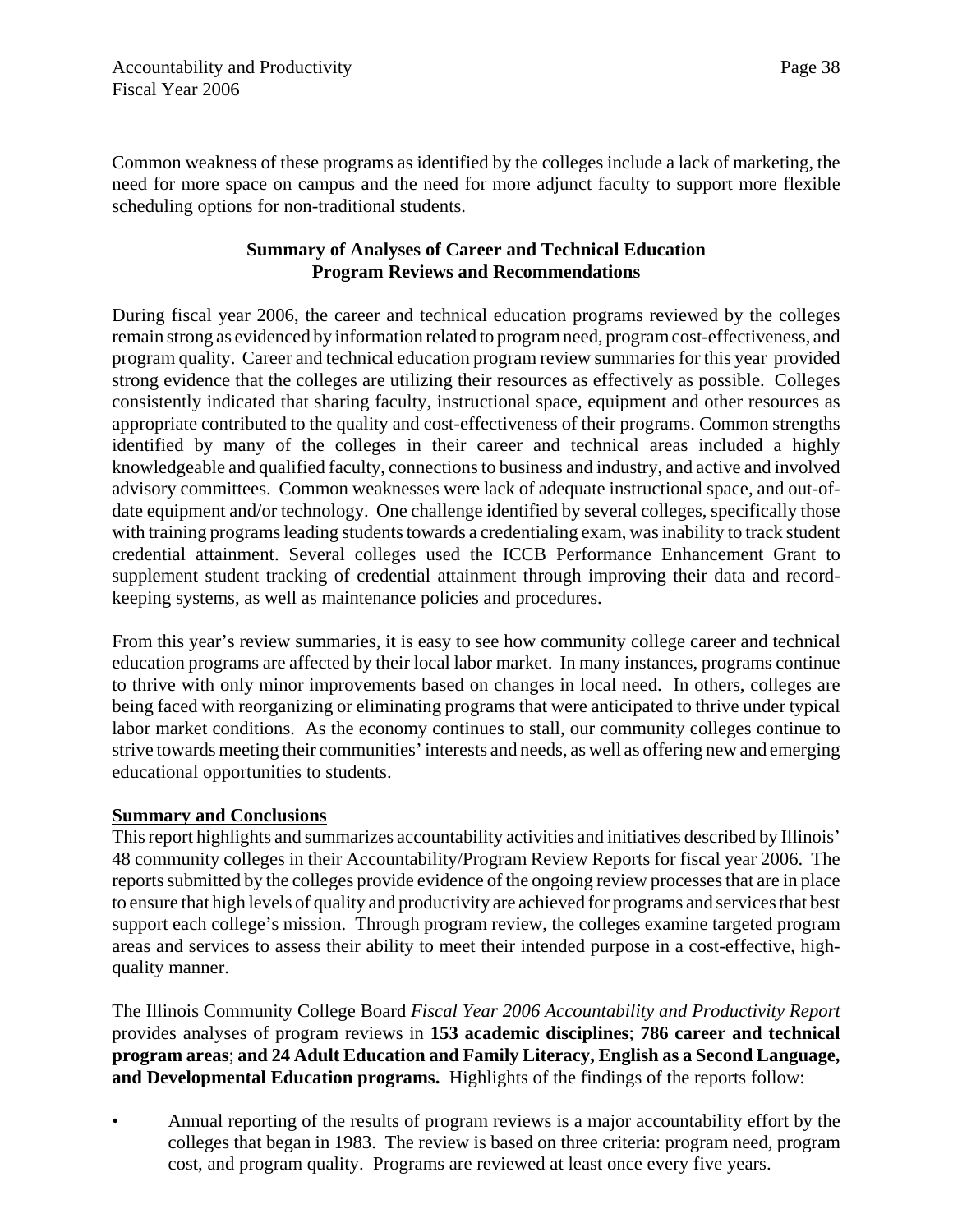Common weakness of these programs as identified by the colleges include a lack of marketing, the need for more space on campus and the need for more adjunct faculty to support more flexible scheduling options for non-traditional students.

### Summary of Analyses of Career and Technical Education Program Reviews and Recommendations

During fiscal year 2006, the career and technical education programs reviewed by the colleges remain strong as evidenced by information related to program need, program cost-effectiveness, and program quality. Career and technical education program review summaries for this year provided strong evidence that the colleges are utilizing their resources as effectively as possible. Colleges consistently indicated that sharing faculty, instructional space, equipment and other resources as appropriate contributed to the quality and cost-effectiveness of their programs. Common strengths identified by many of the colleges in their career and technical areas included a highly knowledgeable and qualified faculty, connections to business and industry, and active and involved advisory committees. Common weaknesses were lack of adequate instructional space, and out-of-date equipment and/or technology. One challenge identified by several colleges, specifically those with training programs leading students towards a credentialing exam, was inability to track student credential attainment. Several colleges used the ICCB Performance Enhancement Grant to supplement student tracking of credential attainment through improving their data and record-keeping systems, as well as maintenance policies and procedures.

From this year's review summaries, it is easy to see how community college career and technical education programs are affected by their local labor market. In many instances, programs continue to thrive with only minor improvements based on changes in local need. In others, colleges are being faced with reorganizing or eliminating programs that were anticipated to thrive under typical labor market conditions. As the economy continues to stall, our community colleges continue to strive towards meeting their communities' interests and needs, as well as offering new and emerging educational opportunities to students.

## Summary and Conclusions

This report highlights and summarizes accountability activities and initiatives described by Illinois' 48 community colleges in their Accountability/Program Review Reports for fiscal year 2006. The reports submitted by the colleges provide evidence of the ongoing review processes that are in place to ensure that high levels of quality and productivity are achieved for programs and services that best support each college's mission. Through program review, the colleges examine targeted program areas and services to assess their ability to meet their intended purpose in a cost-effective, high-quality manner.

The Illinois Community College Board *Fiscal Year 2006 Accountability and Productivity Report* provides analyses of program reviews in **153 academic disciplines**; **786 career and technical program areas**; **and 24 Adult Education and Family Literacy, English as a Second Language, and Developmental Education programs.** Highlights of the findings of the reports follow:

- Annual reporting of the results of program reviews is a major accountability effort by the colleges that began in 1983. The review is based on three criteria: program need, program cost, and program quality. Programs are reviewed at least once every five years.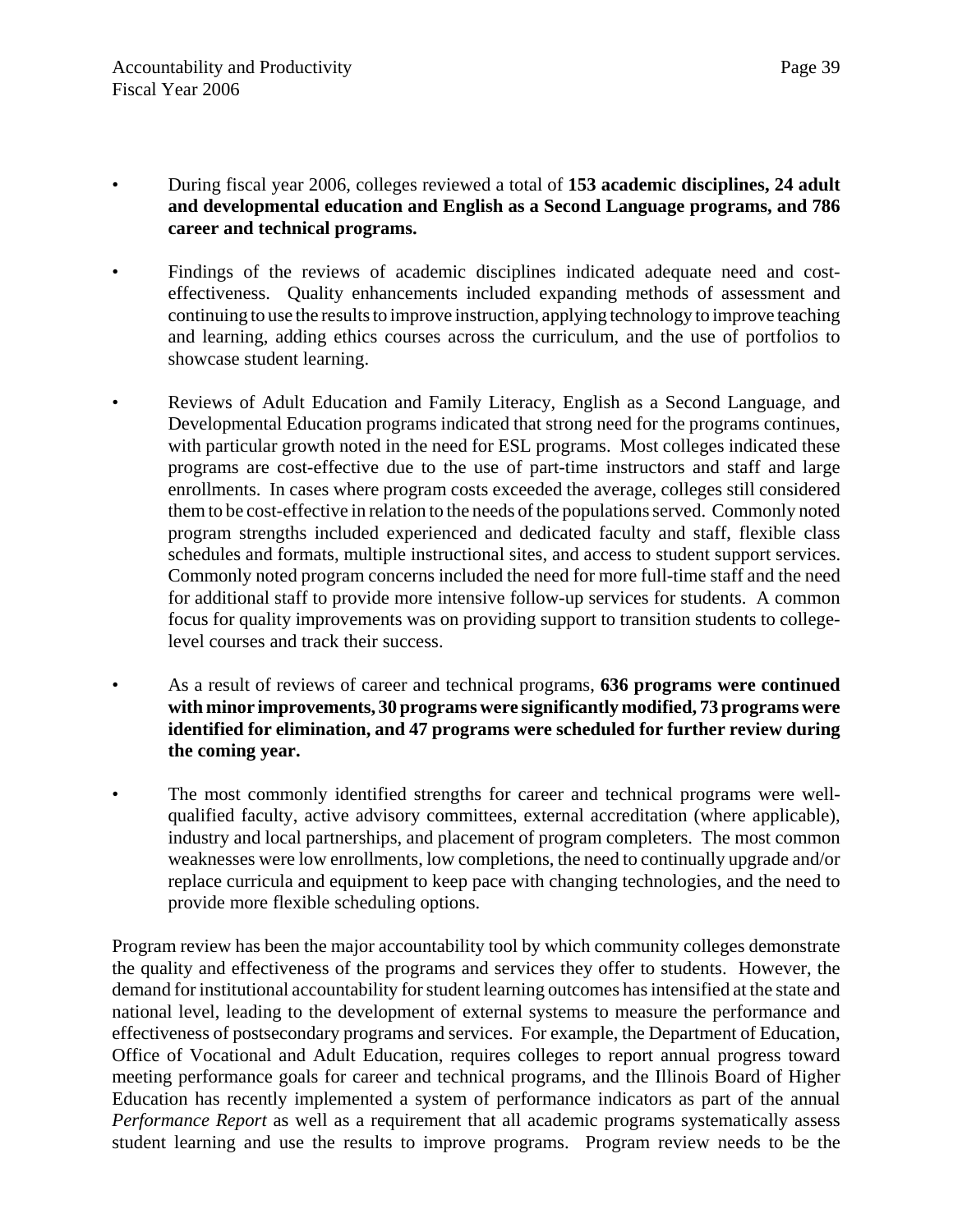- During fiscal year 2006, colleges reviewed a total of **153 academic disciplines, 24 adult and developmental education and English as a Second Language programs, and 786 career and technical programs.**

- Findings of the reviews of academic disciplines indicated adequate need and cost-effectiveness. Quality enhancements included expanding methods of assessment and continuing to use the results to improve instruction, applying technology to improve teaching and learning, adding ethics courses across the curriculum, and the use of portfolios to showcase student learning.

- Reviews of Adult Education and Family Literacy, English as a Second Language, and Developmental Education programs indicated that strong need for the programs continues, with particular growth noted in the need for ESL programs. Most colleges indicated these programs are cost-effective due to the use of part-time instructors and staff and large enrollments. In cases where program costs exceeded the average, colleges still considered them to be cost-effective in relation to the needs of the populations served. Commonly noted program strengths included experienced and dedicated faculty and staff, flexible class schedules and formats, multiple instructional sites, and access to student support services. Commonly noted program concerns included the need for more full-time staff and the need for additional staff to provide more intensive follow-up services for students. A common focus for quality improvements was on providing support to transition students to college-level courses and track their success.

- As a result of reviews of career and technical programs, **636 programs were continued with minor improvements, 30 programs were significantly modified, 73 programs were identified for elimination, and 47 programs were scheduled for further review during the coming year.**

- The most commonly identified strengths for career and technical programs were well-qualified faculty, active advisory committees, external accreditation (where applicable), industry and local partnerships, and placement of program completers. The most common weaknesses were low enrollments, low completions, the need to continually upgrade and/or replace curricula and equipment to keep pace with changing technologies, and the need to provide more flexible scheduling options.

Program review has been the major accountability tool by which community colleges demonstrate the quality and effectiveness of the programs and services they offer to students. However, the demand for institutional accountability for student learning outcomes has intensified at the state and national level, leading to the development of external systems to measure the performance and effectiveness of postsecondary programs and services. For example, the Department of Education, Office of Vocational and Adult Education, requires colleges to report annual progress toward meeting performance goals for career and technical programs, and the Illinois Board of Higher Education has recently implemented a system of performance indicators as part of the annual *Performance Report* as well as a requirement that all academic programs systematically assess student learning and use the results to improve programs. Program review needs to be the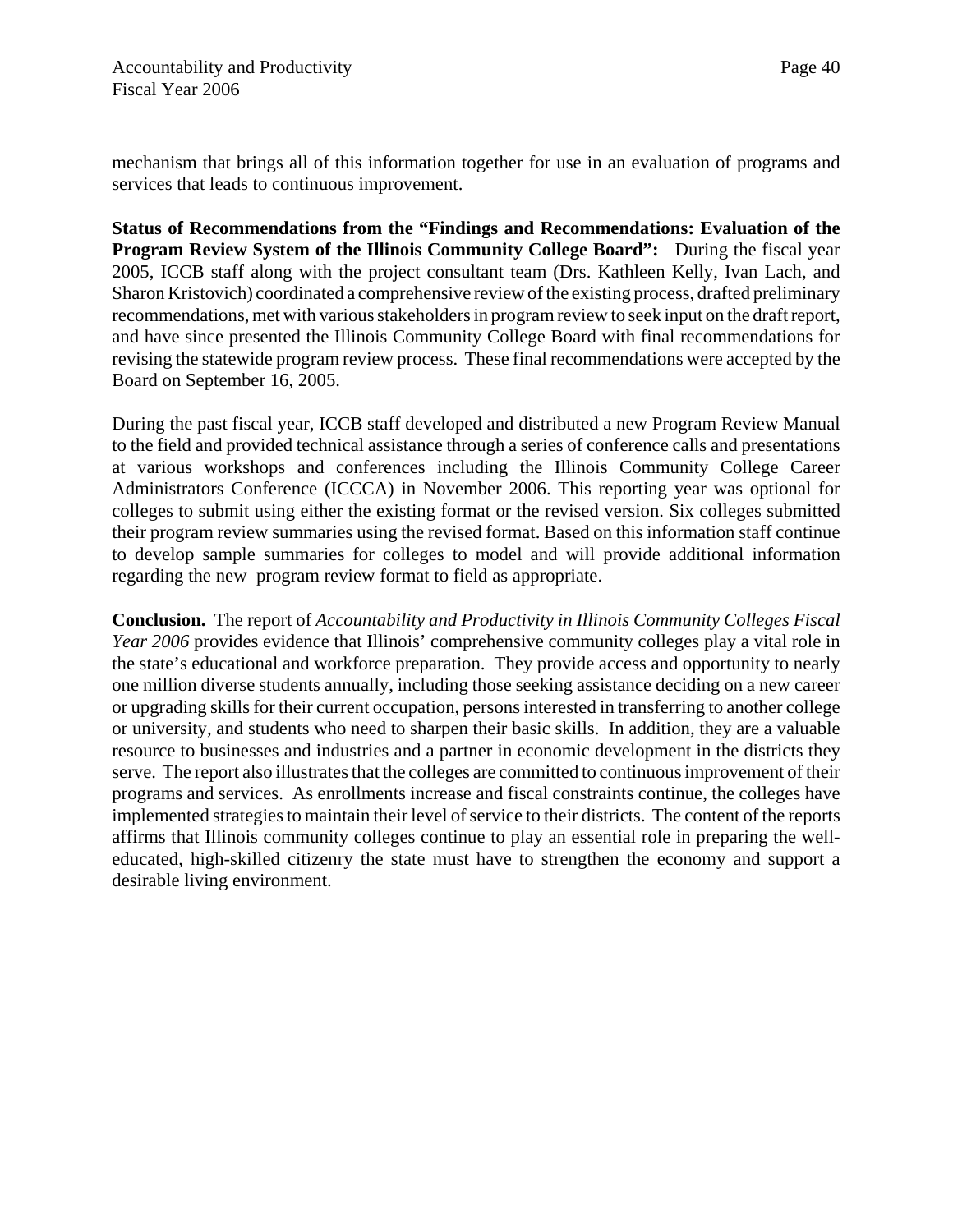mechanism that brings all of this information together for use in an evaluation of programs and services that leads to continuous improvement.

**Status of Recommendations from the "Findings and Recommendations: Evaluation of the Program Review System of the Illinois Community College Board":** During the fiscal year 2005, ICCB staff along with the project consultant team (Drs. Kathleen Kelly, Ivan Lach, and Sharon Kristovich) coordinated a comprehensive review of the existing process, drafted preliminary recommendations, met with various stakeholders in program review to seek input on the draft report, and have since presented the Illinois Community College Board with final recommendations for revising the statewide program review process. These final recommendations were accepted by the Board on September 16, 2005.

During the past fiscal year, ICCB staff developed and distributed a new Program Review Manual to the field and provided technical assistance through a series of conference calls and presentations at various workshops and conferences including the Illinois Community College Career Administrators Conference (ICCCA) in November 2006. This reporting year was optional for colleges to submit using either the existing format or the revised version. Six colleges submitted their program review summaries using the revised format. Based on this information staff continue to develop sample summaries for colleges to model and will provide additional information regarding the new program review format to field as appropriate.

**Conclusion.** The report of *Accountability and Productivity in Illinois Community Colleges Fiscal Year 2006* provides evidence that Illinois' comprehensive community colleges play a vital role in the state's educational and workforce preparation. They provide access and opportunity to nearly one million diverse students annually, including those seeking assistance deciding on a new career or upgrading skills for their current occupation, persons interested in transferring to another college or university, and students who need to sharpen their basic skills. In addition, they are a valuable resource to businesses and industries and a partner in economic development in the districts they serve. The report also illustrates that the colleges are committed to continuous improvement of their programs and services. As enrollments increase and fiscal constraints continue, the colleges have implemented strategies to maintain their level of service to their districts. The content of the reports affirms that Illinois community colleges continue to play an essential role in preparing the well-educated, high-skilled citizenry the state must have to strengthen the economy and support a desirable living environment.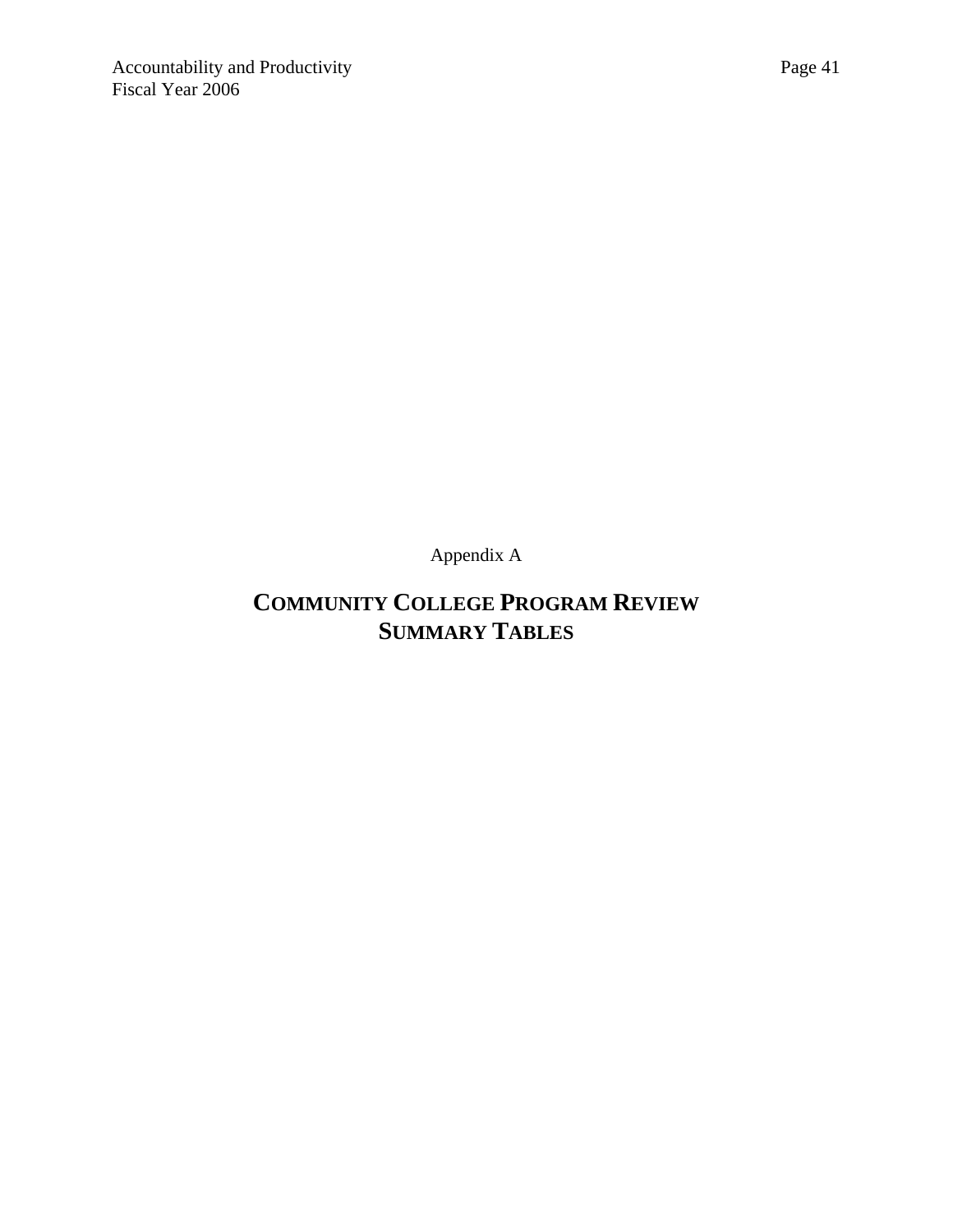Appendix A

# COMMUNITY COLLEGE PROGRAM REVIEW SUMMARY TABLES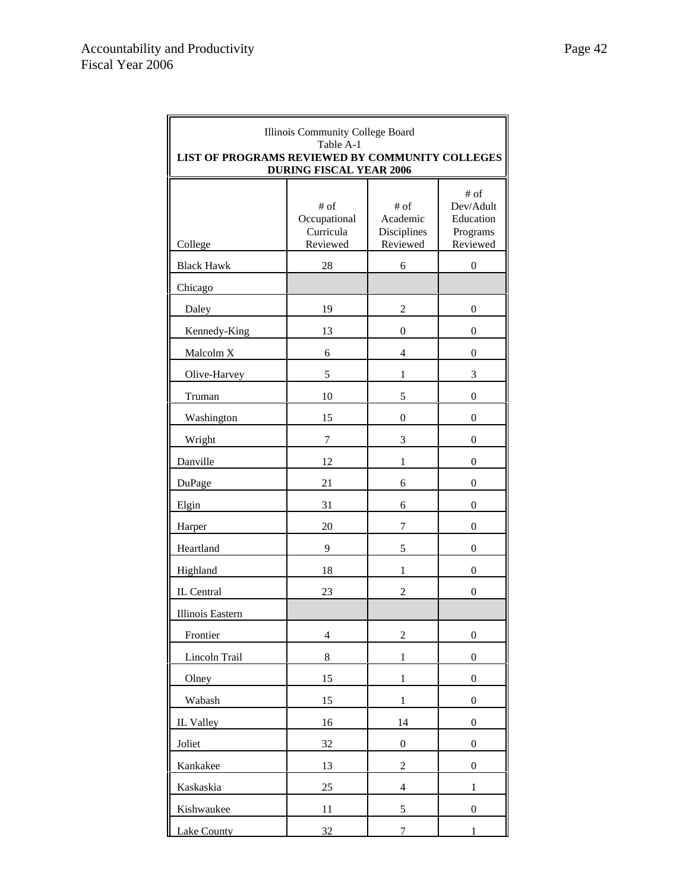Illinois Community College Board
Table A-1
**LIST OF PROGRAMS REVIEWED BY COMMUNITY COLLEGES DURING FISCAL YEAR 2006**

| College | # of Occupational Curricula Reviewed | # of Academic Disciplines Reviewed | # of Dev/Adult Education Programs Reviewed |
|---|---|---|---|
| Black Hawk | 28 | 6 | 0 |
| Chicago | | | |
| Daley | 19 | 2 | 0 |
| Kennedy-King | 13 | 0 | 0 |
| Malcolm X | 6 | 4 | 0 |
| Olive-Harvey | 5 | 1 | 3 |
| Truman | 10 | 5 | 0 |
| Washington | 15 | 0 | 0 |
| Wright | 7 | 3 | 0 |
| Danville | 12 | 1 | 0 |
| DuPage | 21 | 6 | 0 |
| Elgin | 31 | 6 | 0 |
| Harper | 20 | 7 | 0 |
| Heartland | 9 | 5 | 0 |
| Highland | 18 | 1 | 0 |
| IL Central | 23 | 2 | 0 |
| Illinois Eastern | | | |
| Frontier | 4 | 2 | 0 |
| Lincoln Trail | 8 | 1 | 0 |
| Olney | 15 | 1 | 0 |
| Wabash | 15 | 1 | 0 |
| IL Valley | 16 | 14 | 0 |
| Joliet | 32 | 0 | 0 |
| Kankakee | 13 | 2 | 0 |
| Kaskaskia | 25 | 4 | 1 |
| Kishwaukee | 11 | 5 | 0 |
| Lake County | 32 | 7 | 1 |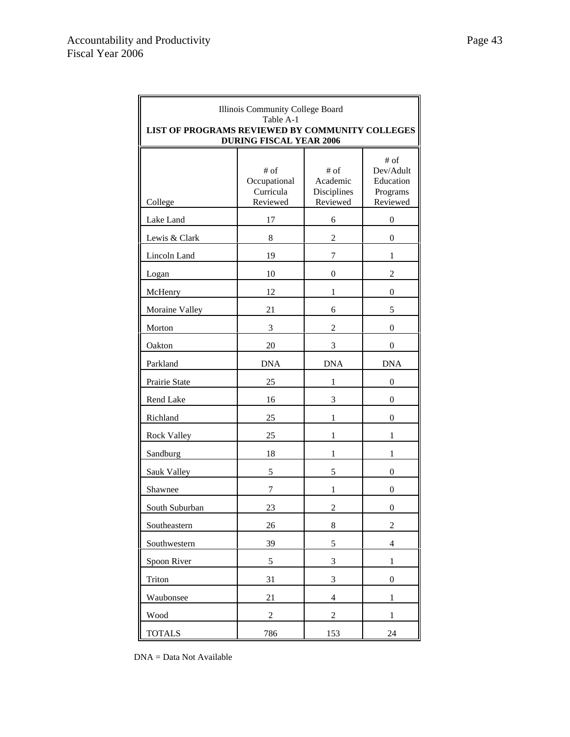Illinois Community College Board
Table A-1
**LIST OF PROGRAMS REVIEWED BY COMMUNITY COLLEGES DURING FISCAL YEAR 2006**

| College | # of Occupational Curricula Reviewed | # of Academic Disciplines Reviewed | # of Dev/Adult Education Programs Reviewed |
|---|---|---|---|
| Lake Land | 17 | 6 | 0 |
| Lewis & Clark | 8 | 2 | 0 |
| Lincoln Land | 19 | 7 | 1 |
| Logan | 10 | 0 | 2 |
| McHenry | 12 | 1 | 0 |
| Moraine Valley | 21 | 6 | 5 |
| Morton | 3 | 2 | 0 |
| Oakton | 20 | 3 | 0 |
| Parkland | DNA | DNA | DNA |
| Prairie State | 25 | 1 | 0 |
| Rend Lake | 16 | 3 | 0 |
| Richland | 25 | 1 | 0 |
| Rock Valley | 25 | 1 | 1 |
| Sandburg | 18 | 1 | 1 |
| Sauk Valley | 5 | 5 | 0 |
| Shawnee | 7 | 1 | 0 |
| South Suburban | 23 | 2 | 0 |
| Southeastern | 26 | 8 | 2 |
| Southwestern | 39 | 5 | 4 |
| Spoon River | 5 | 3 | 1 |
| Triton | 31 | 3 | 0 |
| Waubonsee | 21 | 4 | 1 |
| Wood | 2 | 2 | 1 |
| TOTALS | 786 | 153 | 24 |

DNA = Data Not Available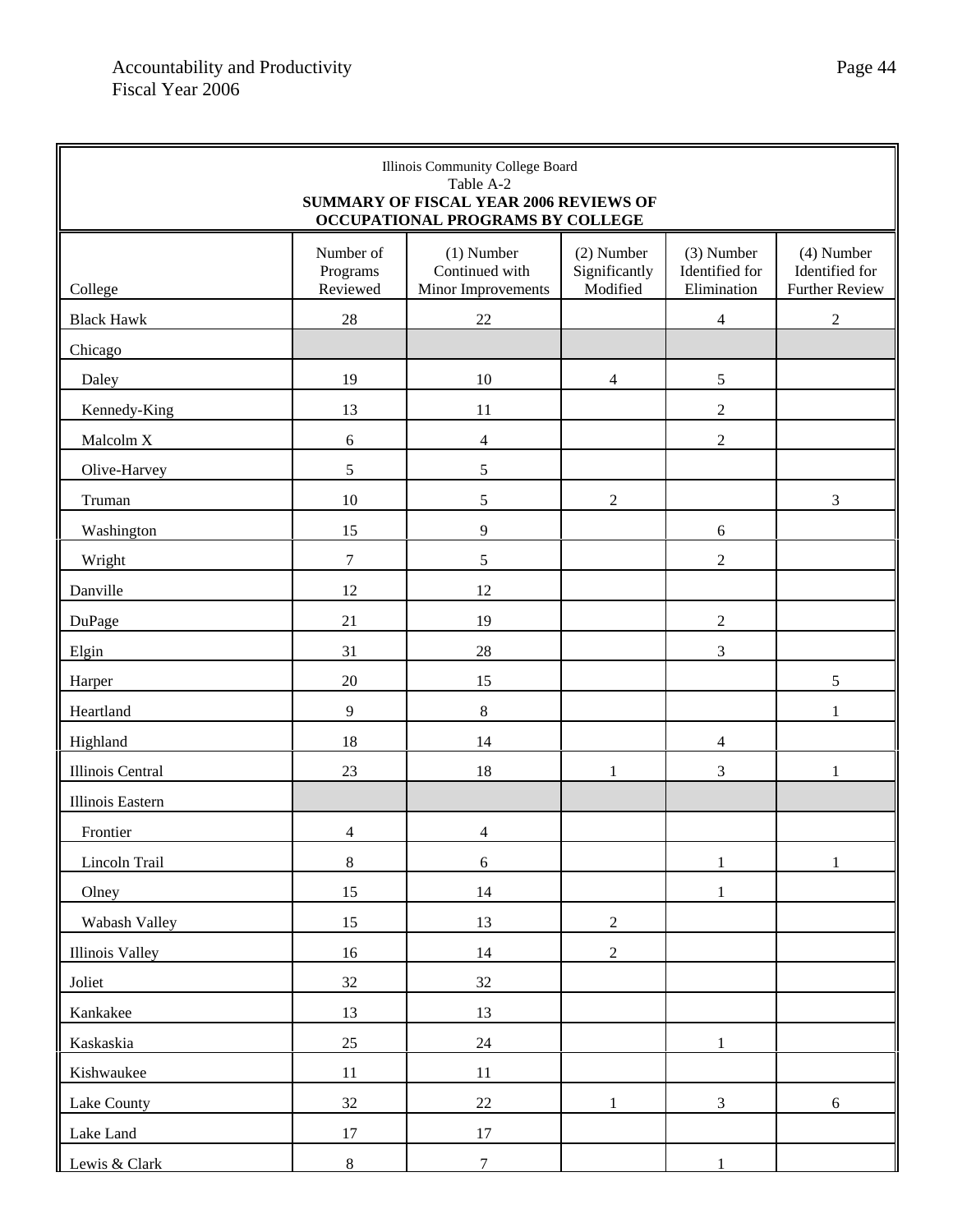Illinois Community College Board
Table A-2
**SUMMARY OF FISCAL YEAR 2006 REVIEWS OF OCCUPATIONAL PROGRAMS BY COLLEGE**

| College | Number of Programs Reviewed | (1) Number Continued with Minor Improvements | (2) Number Significantly Modified | (3) Number Identified for Elimination | (4) Number Identified for Further Review |
|---|---|---|---|---|---|
| Black Hawk | 28 | 22 | | 4 | 2 |
| Chicago | | | | | |
| Daley | 19 | 10 | 4 | 5 | |
| Kennedy-King | 13 | 11 | | 2 | |
| Malcolm X | 6 | 4 | | 2 | |
| Olive-Harvey | 5 | 5 | | | |
| Truman | 10 | 5 | 2 | | 3 |
| Washington | 15 | 9 | | 6 | |
| Wright | 7 | 5 | | 2 | |
| Danville | 12 | 12 | | | |
| DuPage | 21 | 19 | | 2 | |
| Elgin | 31 | 28 | | 3 | |
| Harper | 20 | 15 | | | 5 |
| Heartland | 9 | 8 | | | 1 |
| Highland | 18 | 14 | | 4 | |
| Illinois Central | 23 | 18 | 1 | 3 | 1 |
| Illinois Eastern | | | | | |
| Frontier | 4 | 4 | | | |
| Lincoln Trail | 8 | 6 | | 1 | 1 |
| Olney | 15 | 14 | | 1 | |
| Wabash Valley | 15 | 13 | 2 | | |
| Illinois Valley | 16 | 14 | 2 | | |
| Joliet | 32 | 32 | | | |
| Kankakee | 13 | 13 | | | |
| Kaskaskia | 25 | 24 | | 1 | |
| Kishwaukee | 11 | 11 | | | |
| Lake County | 32 | 22 | 1 | 3 | 6 |
| Lake Land | 17 | 17 | | | |
| Lewis & Clark | 8 | 7 | | 1 | |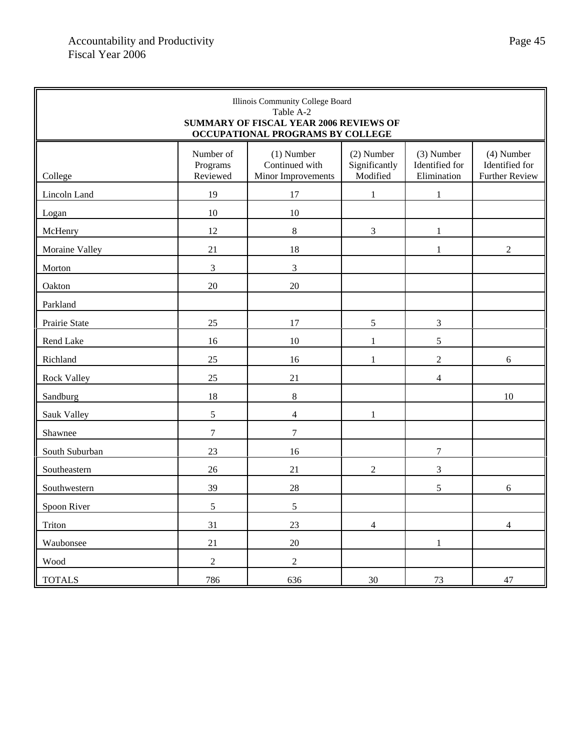Illinois Community College Board
Table A-2
**SUMMARY OF FISCAL YEAR 2006 REVIEWS OF OCCUPATIONAL PROGRAMS BY COLLEGE**

| College | Number of Programs Reviewed | (1) Number Continued with Minor Improvements | (2) Number Significantly Modified | (3) Number Identified for Elimination | (4) Number Identified for Further Review |
|---|---|---|---|---|---|
| Lincoln Land | 19 | 17 | 1 | 1 | |
| Logan | 10 | 10 | | | |
| McHenry | 12 | 8 | 3 | 1 | |
| Moraine Valley | 21 | 18 | | 1 | 2 |
| Morton | 3 | 3 | | | |
| Oakton | 20 | 20 | | | |
| Parkland | | | | | |
| Prairie State | 25 | 17 | 5 | 3 | |
| Rend Lake | 16 | 10 | 1 | 5 | |
| Richland | 25 | 16 | 1 | 2 | 6 |
| Rock Valley | 25 | 21 | | 4 | |
| Sandburg | 18 | 8 | | | 10 |
| Sauk Valley | 5 | 4 | 1 | | |
| Shawnee | 7 | 7 | | | |
| South Suburban | 23 | 16 | | 7 | |
| Southeastern | 26 | 21 | 2 | 3 | |
| Southwestern | 39 | 28 | | 5 | 6 |
| Spoon River | 5 | 5 | | | |
| Triton | 31 | 23 | 4 | | 4 |
| Waubonsee | 21 | 20 | | 1 | |
| Wood | 2 | 2 | | | |
| TOTALS | 786 | 636 | 30 | 73 | 47 |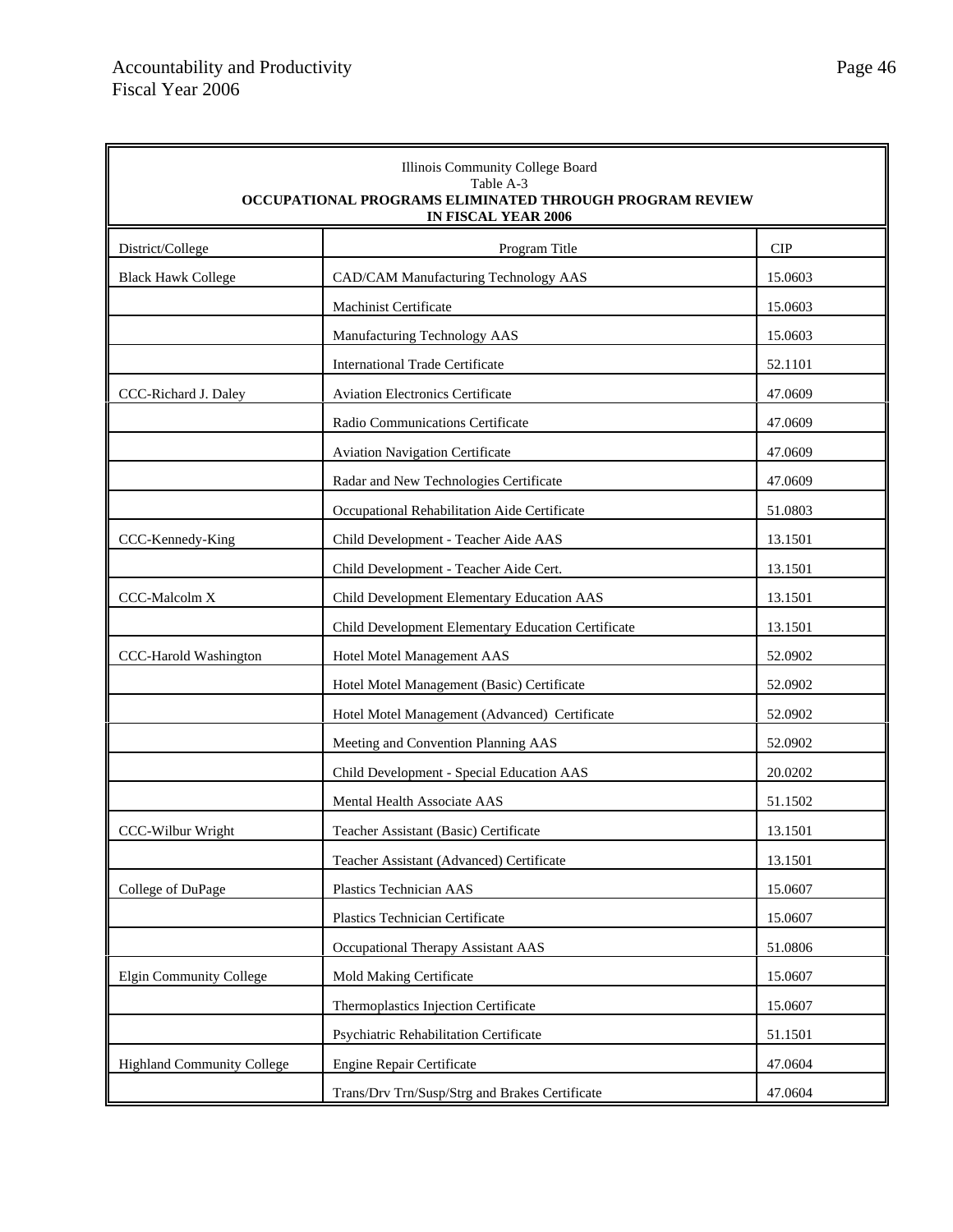Illinois Community College Board
Table A-3
**OCCUPATIONAL PROGRAMS ELIMINATED THROUGH PROGRAM REVIEW IN FISCAL YEAR 2006**

| District/College | Program Title | CIP |
|---|---|---|
| Black Hawk College | CAD/CAM Manufacturing Technology AAS | 15.0603 |
| | Machinist Certificate | 15.0603 |
| | Manufacturing Technology AAS | 15.0603 |
| | International Trade Certificate | 52.1101 |
| CCC-Richard J. Daley | Aviation Electronics Certificate | 47.0609 |
| | Radio Communications Certificate | 47.0609 |
| | Aviation Navigation Certificate | 47.0609 |
| | Radar and New Technologies Certificate | 47.0609 |
| | Occupational Rehabilitation Aide Certificate | 51.0803 |
| CCC-Kennedy-King | Child Development - Teacher Aide AAS | 13.1501 |
| | Child Development - Teacher Aide Cert. | 13.1501 |
| CCC-Malcolm X | Child Development Elementary Education AAS | 13.1501 |
| | Child Development Elementary Education Certificate | 13.1501 |
| CCC-Harold Washington | Hotel Motel Management AAS | 52.0902 |
| | Hotel Motel Management (Basic) Certificate | 52.0902 |
| | Hotel Motel Management (Advanced) Certificate | 52.0902 |
| | Meeting and Convention Planning AAS | 52.0902 |
| | Child Development - Special Education AAS | 20.0202 |
| | Mental Health Associate AAS | 51.1502 |
| CCC-Wilbur Wright | Teacher Assistant (Basic) Certificate | 13.1501 |
| | Teacher Assistant (Advanced) Certificate | 13.1501 |
| College of DuPage | Plastics Technician AAS | 15.0607 |
| | Plastics Technician Certificate | 15.0607 |
| | Occupational Therapy Assistant AAS | 51.0806 |
| Elgin Community College | Mold Making Certificate | 15.0607 |
| | Thermoplastics Injection Certificate | 15.0607 |
| | Psychiatric Rehabilitation Certificate | 51.1501 |
| Highland Community College | Engine Repair Certificate | 47.0604 |
| | Trans/Drv Trn/Susp/Strg and Brakes Certificate | 47.0604 |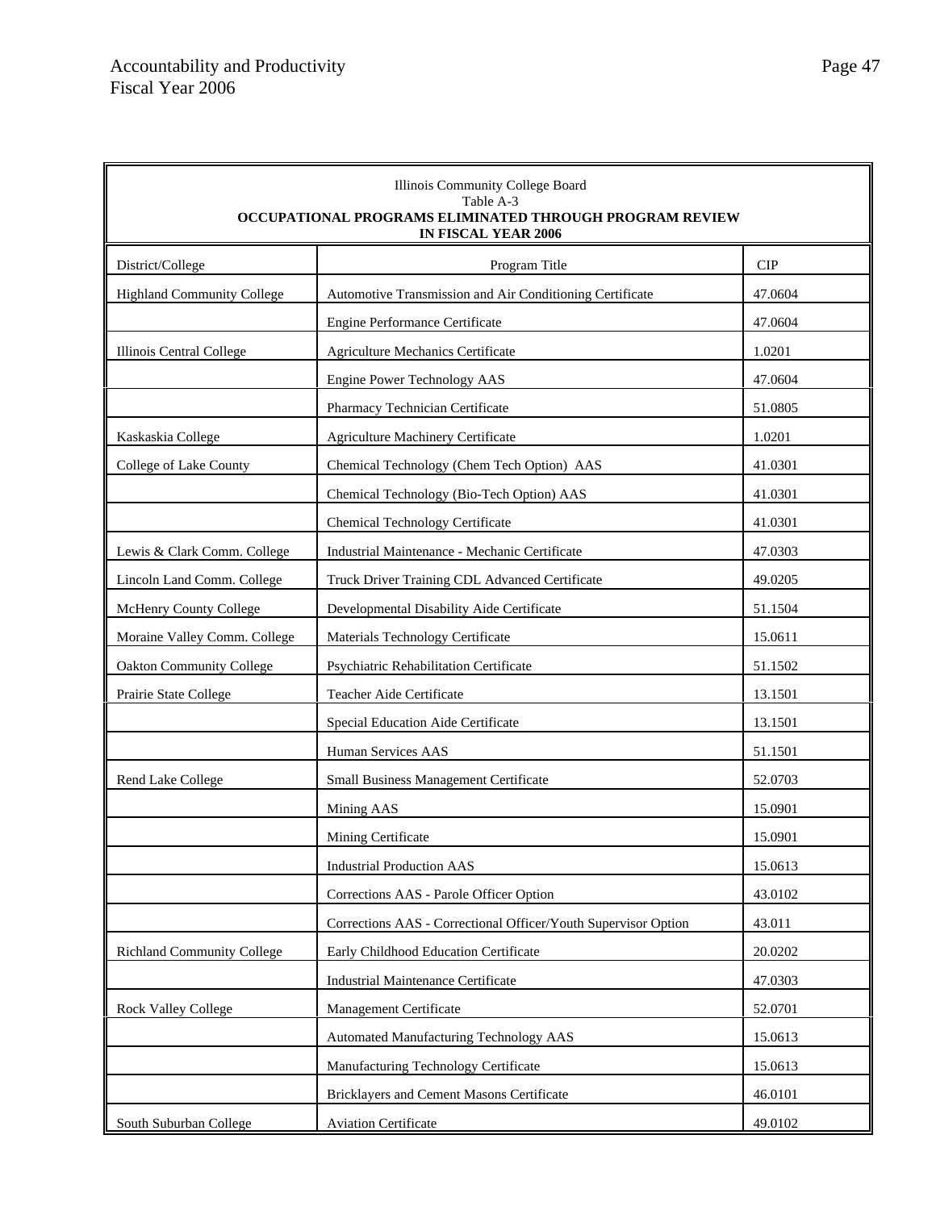Illinois Community College Board
Table A-3
**OCCUPATIONAL PROGRAMS ELIMINATED THROUGH PROGRAM REVIEW IN FISCAL YEAR 2006**

| District/College | Program Title | CIP |
|---|---|---|
| Highland Community College | Automotive Transmission and Air Conditioning Certificate | 47.0604 |
| | Engine Performance Certificate | 47.0604 |
| Illinois Central College | Agriculture Mechanics Certificate | 1.0201 |
| | Engine Power Technology AAS | 47.0604 |
| | Pharmacy Technician Certificate | 51.0805 |
| Kaskaskia College | Agriculture Machinery Certificate | 1.0201 |
| College of Lake County | Chemical Technology (Chem Tech Option) AAS | 41.0301 |
| | Chemical Technology (Bio-Tech Option) AAS | 41.0301 |
| | Chemical Technology Certificate | 41.0301 |
| Lewis & Clark Comm. College | Industrial Maintenance - Mechanic Certificate | 47.0303 |
| Lincoln Land Comm. College | Truck Driver Training CDL Advanced Certificate | 49.0205 |
| McHenry County College | Developmental Disability Aide Certificate | 51.1504 |
| Moraine Valley Comm. College | Materials Technology Certificate | 15.0611 |
| Oakton Community College | Psychiatric Rehabilitation Certificate | 51.1502 |
| Prairie State College | Teacher Aide Certificate | 13.1501 |
| | Special Education Aide Certificate | 13.1501 |
| | Human Services AAS | 51.1501 |
| Rend Lake College | Small Business Management Certificate | 52.0703 |
| | Mining AAS | 15.0901 |
| | Mining Certificate | 15.0901 |
| | Industrial Production AAS | 15.0613 |
| | Corrections AAS - Parole Officer Option | 43.0102 |
| | Corrections AAS - Correctional Officer/Youth Supervisor Option | 43.011 |
| Richland Community College | Early Childhood Education Certificate | 20.0202 |
| | Industrial Maintenance Certificate | 47.0303 |
| Rock Valley College | Management Certificate | 52.0701 |
| | Automated Manufacturing Technology AAS | 15.0613 |
| | Manufacturing Technology Certificate | 15.0613 |
| | Bricklayers and Cement Masons Certificate | 46.0101 |
| South Suburban College | Aviation Certificate | 49.0102 |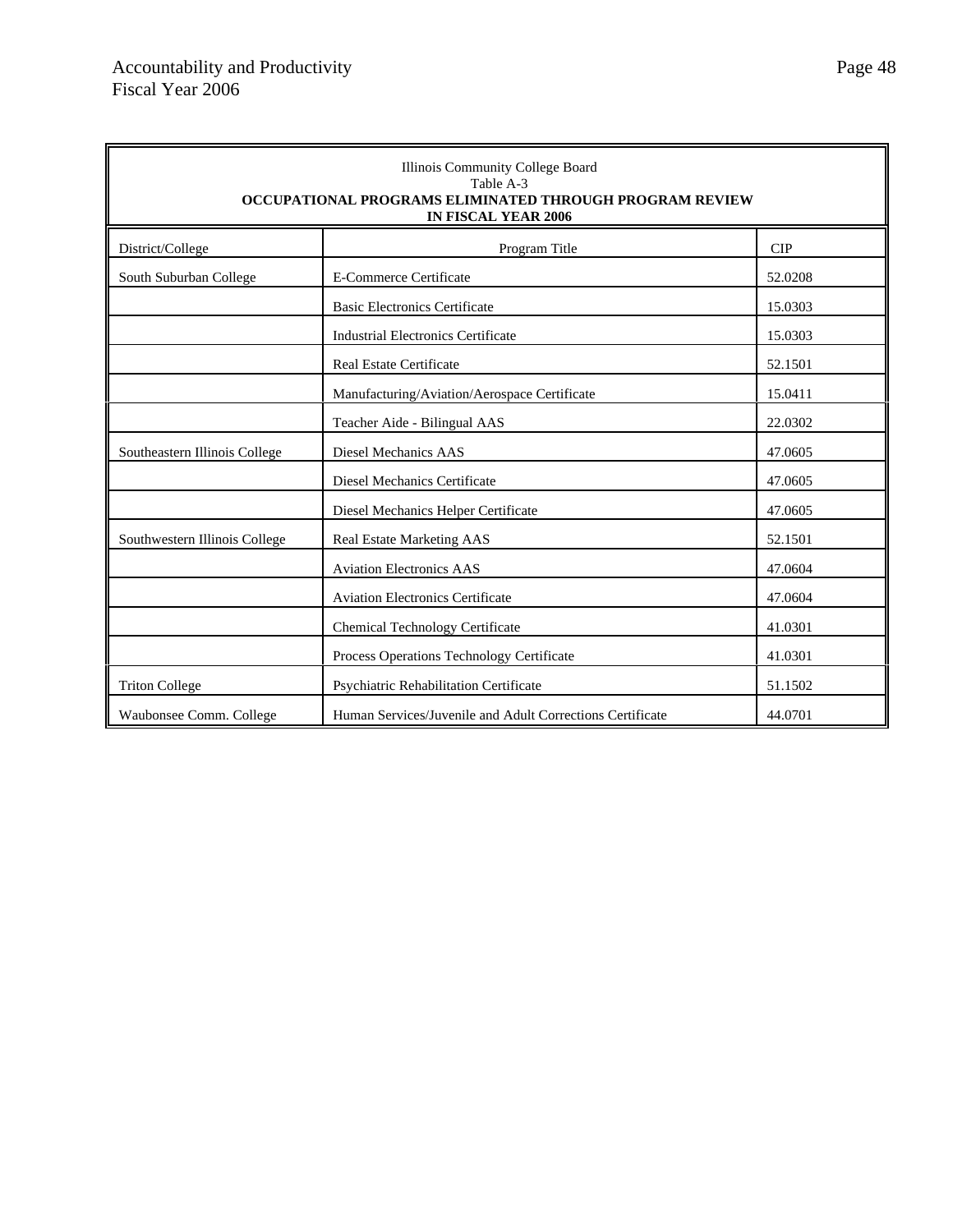Illinois Community College Board
Table A-3
**OCCUPATIONAL PROGRAMS ELIMINATED THROUGH PROGRAM REVIEW IN FISCAL YEAR 2006**

| District/College | Program Title | CIP |
|---|---|---|
| South Suburban College | E-Commerce Certificate | 52.0208 |
| | Basic Electronics Certificate | 15.0303 |
| | Industrial Electronics Certificate | 15.0303 |
| | Real Estate Certificate | 52.1501 |
| | Manufacturing/Aviation/Aerospace Certificate | 15.0411 |
| | Teacher Aide - Bilingual AAS | 22.0302 |
| Southeastern Illinois College | Diesel Mechanics AAS | 47.0605 |
| | Diesel Mechanics Certificate | 47.0605 |
| | Diesel Mechanics Helper Certificate | 47.0605 |
| Southwestern Illinois College | Real Estate Marketing AAS | 52.1501 |
| | Aviation Electronics AAS | 47.0604 |
| | Aviation Electronics Certificate | 47.0604 |
| | Chemical Technology Certificate | 41.0301 |
| | Process Operations Technology Certificate | 41.0301 |
| Triton College | Psychiatric Rehabilitation Certificate | 51.1502 |
| Waubonsee Comm. College | Human Services/Juvenile and Adult Corrections Certificate | 44.0701 |